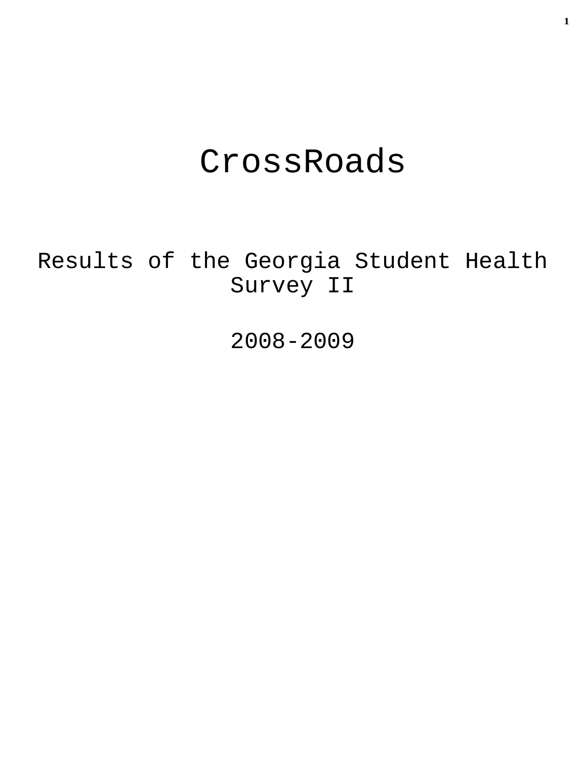# CrossRoads

## Results of the Georgia Student Health Survey II

## 2008-2009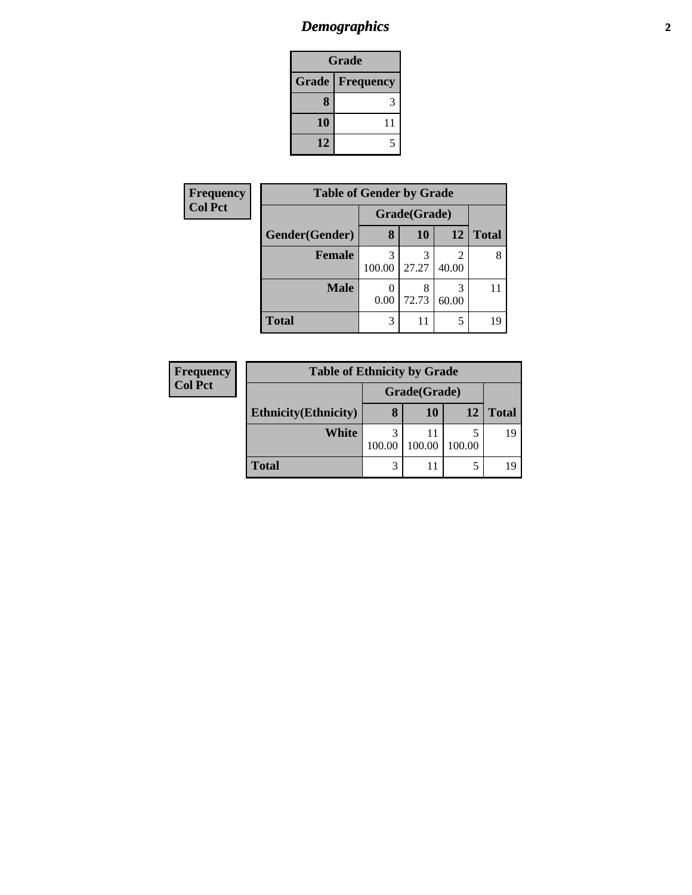## *Demographics*

| Grade | |
|---|---|
| **Grade** | **Frequency** |
| **8** | 3 |
| **10** | 11 |
| **12** | 5 |

| Frequency<br>Col Pct |
|---|

| Table of Gender by Grade | | | | |
|---|---|---|---|---|
| | Grade(Grade) | | | |
| **Gender(Gender)** | **8** | **10** | **12** | **Total** |
| **Female** | 3<br>100.00 | 3<br>27.27 | 2<br>40.00 | 8 |
| **Male** | 0<br>0.00 | 8<br>72.73 | 3<br>60.00 | 11 |
| **Total** | 3 | 11 | 5 | 19 |

| Frequency<br>Col Pct |
|---|

| Table of Ethnicity by Grade | | | | |
|---|---|---|---|---|
| | Grade(Grade) | | | |
| **Ethnicity(Ethnicity)** | **8** | **10** | **12** | **Total** |
| **White** | 3<br>100.00 | 11<br>100.00 | 5<br>100.00 | 19 |
| **Total** | 3 | 11 | 5 | 19 |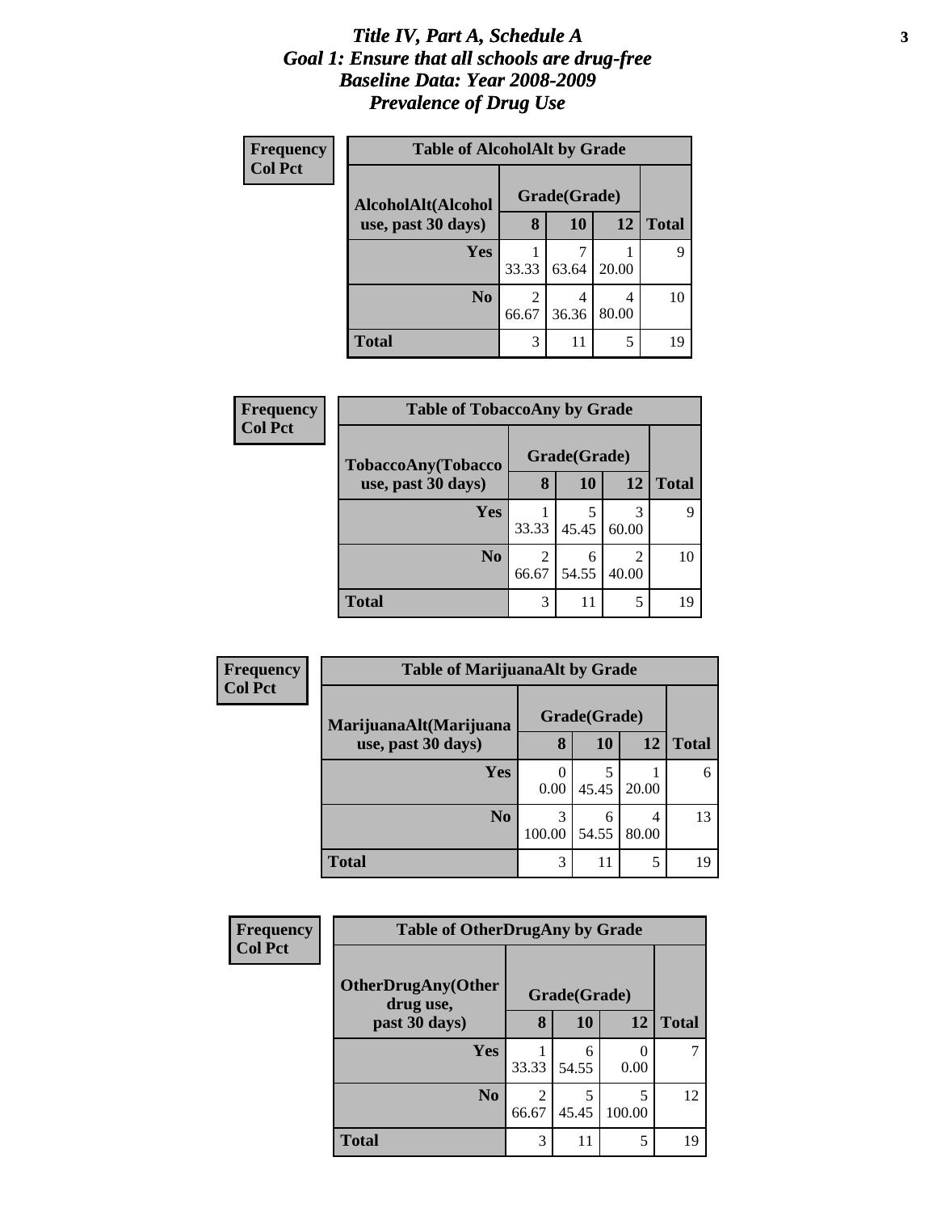# *Title IV, Part A, Schedule A*
# *Goal 1: Ensure that all schools are drug-free*
# *Baseline Data: Year 2008-2009*
# *Prevalence of Drug Use*

**Frequency**
**Col Pct**

**Table of AlcoholAlt by Grade**

| AlcoholAlt(Alcohol use, past 30 days) | Grade(Grade) | | | Total |
|---|---|---|---|---|
| | 8 | 10 | 12 | |
| Yes | 1<br>33.33 | 7<br>63.64 | 1<br>20.00 | 9 |
| No | 2<br>66.67 | 4<br>36.36 | 4<br>80.00 | 10 |
| Total | 3 | 11 | 5 | 19 |

**Frequency**
**Col Pct**

**Table of TobaccoAny by Grade**

| TobaccoAny(Tobacco use, past 30 days) | Grade(Grade) | | | Total |
|---|---|---|---|---|
| | 8 | 10 | 12 | |
| Yes | 1<br>33.33 | 5<br>45.45 | 3<br>60.00 | 9 |
| No | 2<br>66.67 | 6<br>54.55 | 2<br>40.00 | 10 |
| Total | 3 | 11 | 5 | 19 |

**Frequency**
**Col Pct**

**Table of MarijuanaAlt by Grade**

| MarijuanaAlt(Marijuana use, past 30 days) | Grade(Grade) | | | Total |
|---|---|---|---|---|
| | 8 | 10 | 12 | |
| Yes | 0<br>0.00 | 5<br>45.45 | 1<br>20.00 | 6 |
| No | 3<br>100.00 | 6<br>54.55 | 4<br>80.00 | 13 |
| Total | 3 | 11 | 5 | 19 |

**Frequency**
**Col Pct**

**Table of OtherDrugAny by Grade**

| OtherDrugAny(Other drug use, past 30 days) | Grade(Grade) | | | Total |
|---|---|---|---|---|
| | 8 | 10 | 12 | |
| Yes | 1<br>33.33 | 6<br>54.55 | 0<br>0.00 | 7 |
| No | 2<br>66.67 | 5<br>45.45 | 5<br>100.00 | 12 |
| Total | 3 | 11 | 5 | 19 |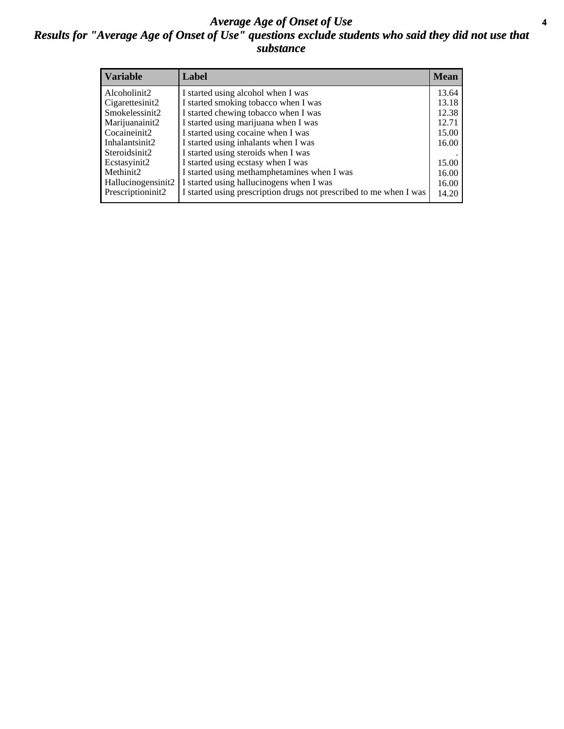# *Average Age of Onset of Use*

## *Results for "Average Age of Onset of Use" questions exclude students who said they did not use that substance*

| Variable | Label | Mean |
|---|---|---|
| Alcoholinit2 | I started using alcohol when I was | 13.64 |
| Cigarettesinit2 | I started smoking tobacco when I was | 13.18 |
| Smokelessinit2 | I started chewing tobacco when I was | 12.38 |
| Marijuanainit2 | I started using marijuana when I was | 12.71 |
| Cocaineinit2 | I started using cocaine when I was | 15.00 |
| Inhalantsinit2 | I started using inhalants when I was | 16.00 |
| Steroidsinit2 | I started using steroids when I was | . |
| Ecstasyinit2 | I started using ecstasy when I was | 15.00 |
| Methinit2 | I started using methamphetamines when I was | 16.00 |
| Hallucinogensinit2 | I started using hallucinogens when I was | 16.00 |
| Prescriptioninit2 | I started using prescription drugs not prescribed to me when I was | 14.20 |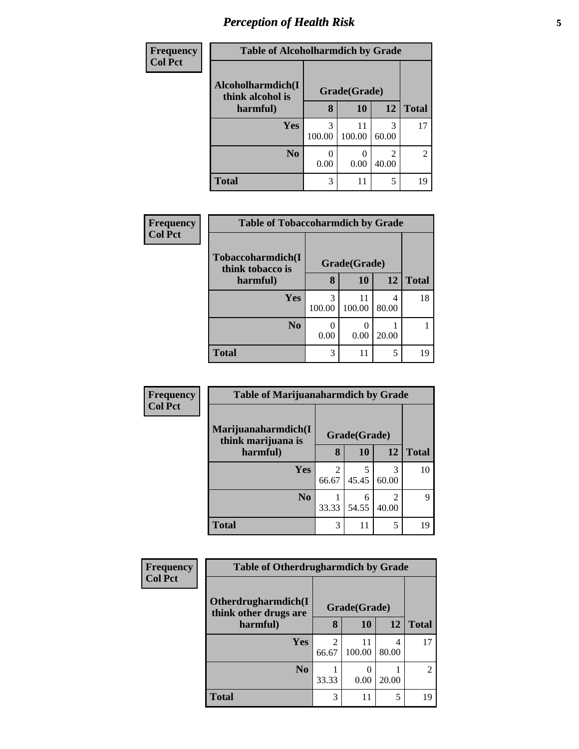## *Perception of Health Risk*

| Frequency Col Pct | | | | |
|---|---|---|---|---|
| **Table of Alcoholharmdich by Grade** | | | | |
| **Alcoholharmdich(I think alcohol is harmful)** | **Grade(Grade)** | | | **Total** |
| | **8** | **10** | **12** | |
| **Yes** | 3<br>100.00 | 11<br>100.00 | 3<br>60.00 | 17 |
| **No** | 0<br>0.00 | 0<br>0.00 | 2<br>40.00 | 2 |
| **Total** | 3 | 11 | 5 | 19 |

| Frequency Col Pct | | | | |
|---|---|---|---|---|
| **Table of Tobaccoharmdich by Grade** | | | | |
| **Tobaccoharmdich(I think tobacco is harmful)** | **Grade(Grade)** | | | **Total** |
| | **8** | **10** | **12** | |
| **Yes** | 3<br>100.00 | 11<br>100.00 | 4<br>80.00 | 18 |
| **No** | 0<br>0.00 | 0<br>0.00 | 1<br>20.00 | 1 |
| **Total** | 3 | 11 | 5 | 19 |

| Frequency Col Pct | | | | |
|---|---|---|---|---|
| **Table of Marijuanaharmdich by Grade** | | | | |
| **Marijuanaharmdich(I think marijuana is harmful)** | **Grade(Grade)** | | | **Total** |
| | **8** | **10** | **12** | |
| **Yes** | 2<br>66.67 | 5<br>45.45 | 3<br>60.00 | 10 |
| **No** | 1<br>33.33 | 6<br>54.55 | 2<br>40.00 | 9 |
| **Total** | 3 | 11 | 5 | 19 |

| Frequency Col Pct | | | | |
|---|---|---|---|---|
| **Table of Otherdrugharmdich by Grade** | | | | |
| **Otherdrugharmdich(I think other drugs are harmful)** | **Grade(Grade)** | | | **Total** |
| | **8** | **10** | **12** | |
| **Yes** | 2<br>66.67 | 11<br>100.00 | 4<br>80.00 | 17 |
| **No** | 1<br>33.33 | 0<br>0.00 | 1<br>20.00 | 2 |
| **Total** | 3 | 11 | 5 | 19 |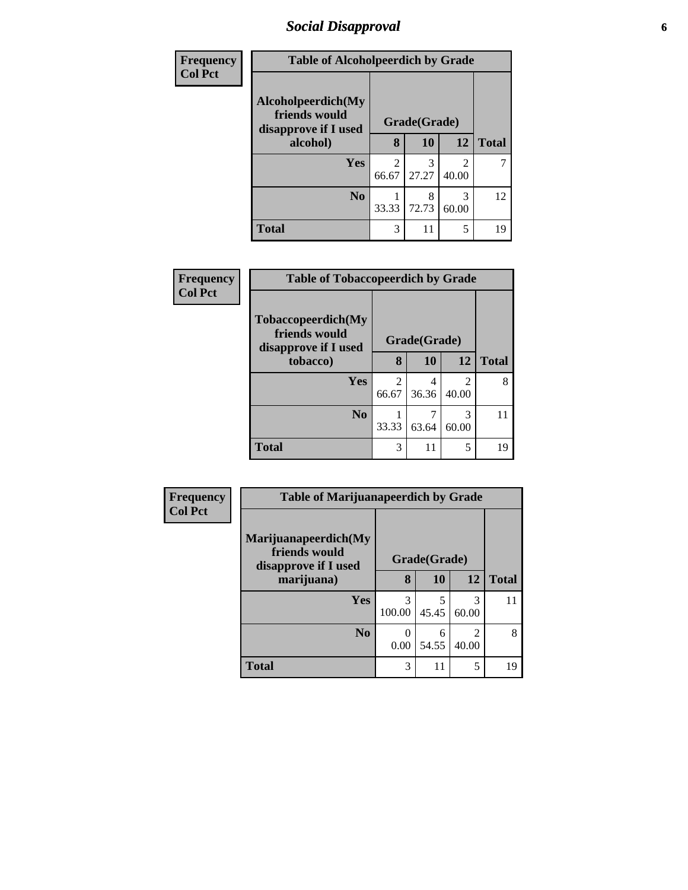# Social Disapproval

| Frequency<br>Col Pct |
|---|

**Table of Alcoholpeerdich by Grade**

| Alcoholpeerdich(My friends would disapprove if I used alcohol) | Grade(Grade) | | | Total |
|---|---|---|---|---|
| | 8 | 10 | 12 | |
| Yes | 2<br>66.67 | 3<br>27.27 | 2<br>40.00 | 7 |
| No | 1<br>33.33 | 8<br>72.73 | 3<br>60.00 | 12 |
| Total | 3 | 11 | 5 | 19 |

| Frequency<br>Col Pct |
|---|

**Table of Tobaccopeerdich by Grade**

| Tobaccopeerdich(My friends would disapprove if I used tobacco) | Grade(Grade) | | | Total |
|---|---|---|---|---|
| | 8 | 10 | 12 | |
| Yes | 2<br>66.67 | 4<br>36.36 | 2<br>40.00 | 8 |
| No | 1<br>33.33 | 7<br>63.64 | 3<br>60.00 | 11 |
| Total | 3 | 11 | 5 | 19 |

| Frequency<br>Col Pct |
|---|

**Table of Marijuanapeerdich by Grade**

| Marijuanapeerdich(My friends would disapprove if I used marijuana) | Grade(Grade) | | | Total |
|---|---|---|---|---|
| | 8 | 10 | 12 | |
| Yes | 3<br>100.00 | 5<br>45.45 | 3<br>60.00 | 11 |
| No | 0<br>0.00 | 6<br>54.55 | 2<br>40.00 | 8 |
| Total | 3 | 11 | 5 | 19 |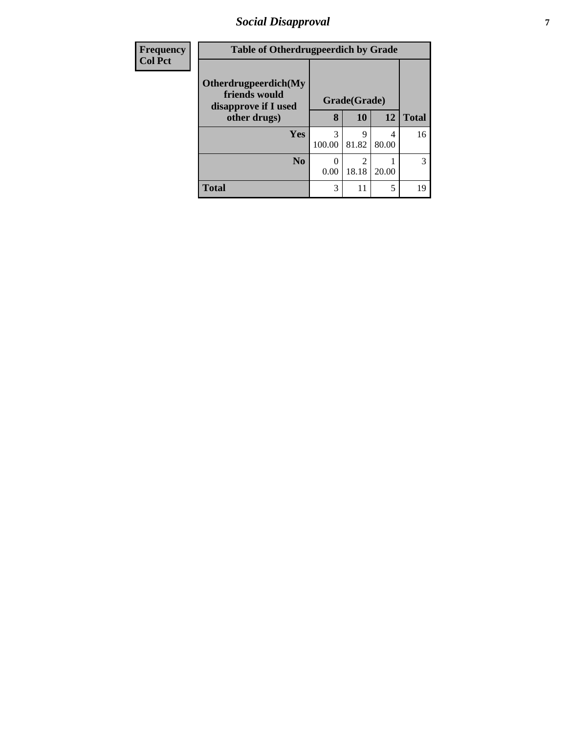| Frequency<br>Col Pct | Table of Otherdrugpeerdich by Grade | | | |
|---|---|---|---|---|
| Otherdrugpeerdich(My friends would disapprove if I used other drugs) | Grade(Grade) | | | |
| | 8 | 10 | 12 | Total |
| Yes | 3<br>100.00 | 9<br>81.82 | 4<br>80.00 | 16 |
| No | 0<br>0.00 | 2<br>18.18 | 1<br>20.00 | 3 |
| Total | 3 | 11 | 5 | 19 |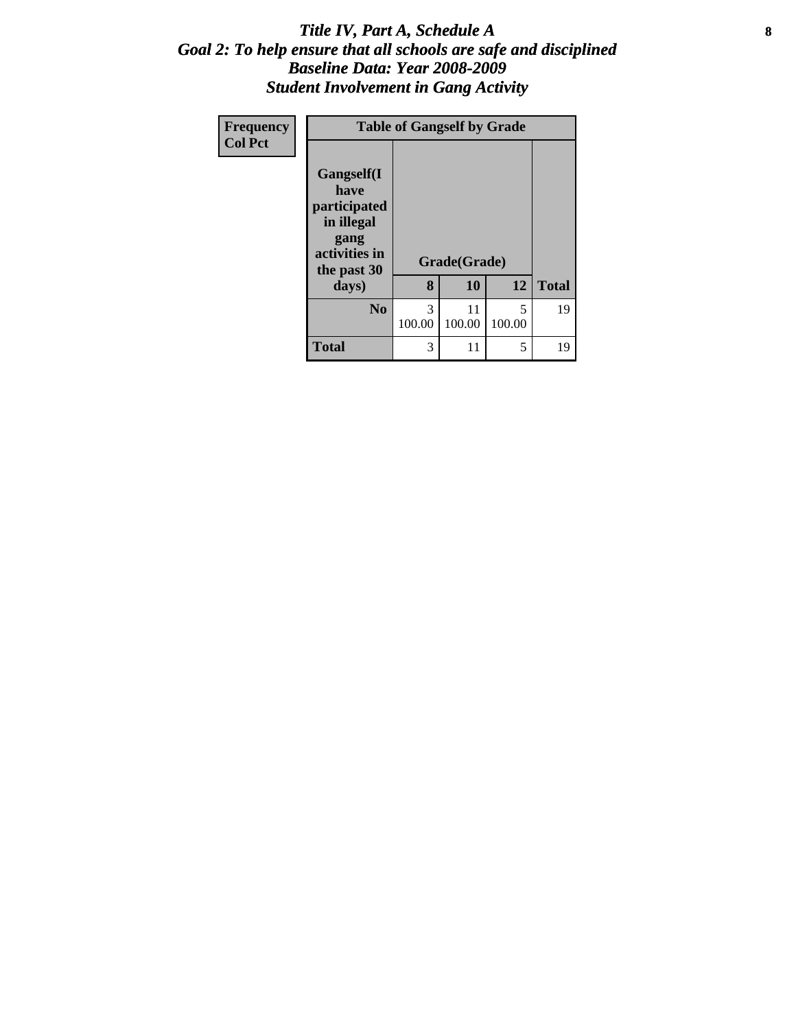# *Title IV, Part A, Schedule A*
## *Goal 2: To help ensure that all schools are safe and disciplined*
## *Baseline Data: Year 2008-2009*
## *Student Involvement in Gang Activity*

| Frequency<br>Col Pct |
|---|

| Table of Gangself by Grade | | | | |
|---|---|---|---|---|
| **Gangself(I have participated in illegal gang activities in the past 30 days)** | **Grade(Grade)** | | | |
| | **8** | **10** | **12** | **Total** |
| **No** | 3<br>100.00 | 11<br>100.00 | 5<br>100.00 | 19 |
| **Total** | 3 | 11 | 5 | 19 |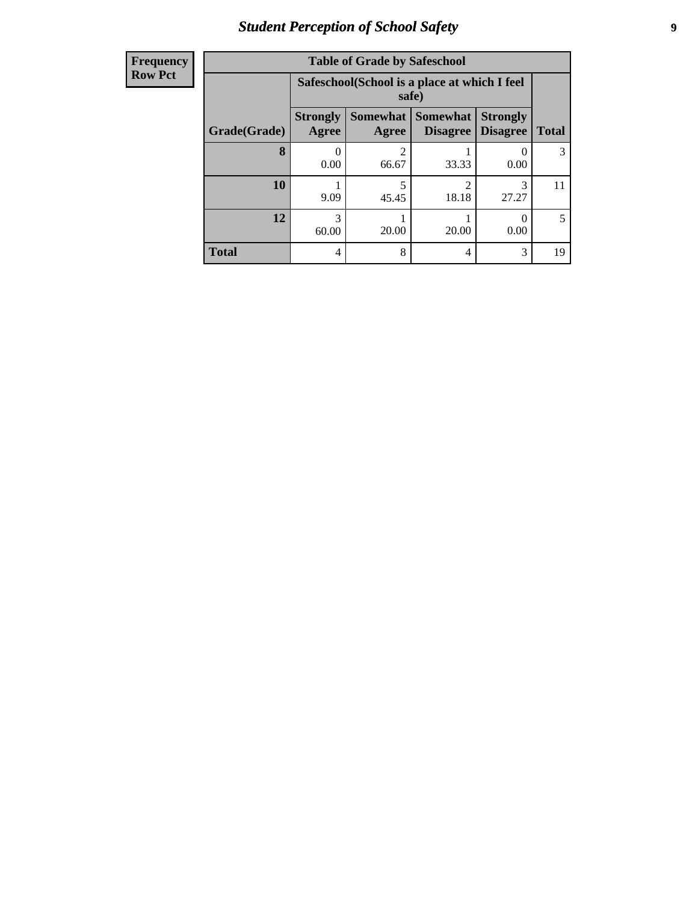## Student Perception of School Safety

| Frequency<br>Row Pct | Table of Grade by Safeschool | | | | |
|---|---|---|---|---|---|
| | Safeschool(School is a place at which I feel safe) | | | | |
| Grade(Grade) | Strongly Agree | Somewhat Agree | Somewhat Disagree | Strongly Disagree | Total |
| 8 | 0<br>0.00 | 2<br>66.67 | 1<br>33.33 | 0<br>0.00 | 3 |
| 10 | 1<br>9.09 | 5<br>45.45 | 2<br>18.18 | 3<br>27.27 | 11 |
| 12 | 3<br>60.00 | 1<br>20.00 | 1<br>20.00 | 0<br>0.00 | 5 |
| Total | 4 | 8 | 4 | 3 | 19 |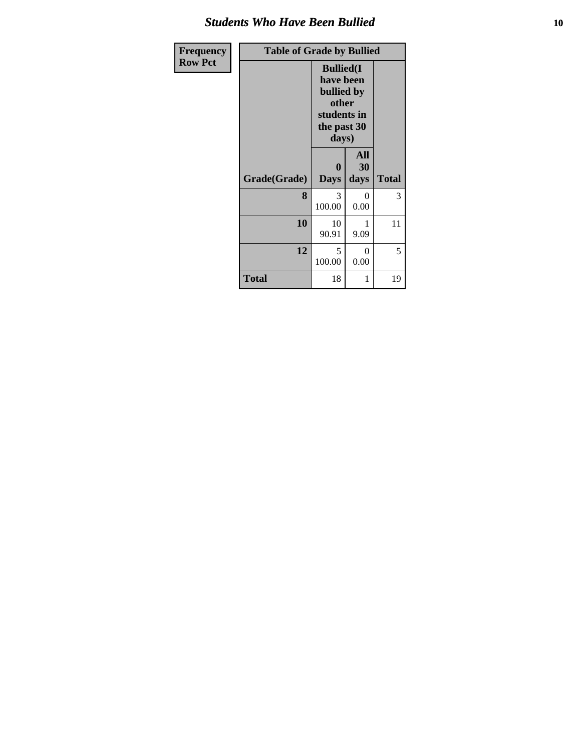# Students Who Have Been Bullied

| Frequency<br>Row Pct |
|---|

**Table of Grade by Bullied**

| Grade(Grade) | Bullied(I have been bullied by other students in the past 30 days) | | Total |
|---|---|---|---|
| | 0 Days | All 30 days | |
| **8** | 3<br>100.00 | 0<br>0.00 | 3 |
| **10** | 10<br>90.91 | 1<br>9.09 | 11 |
| **12** | 5<br>100.00 | 0<br>0.00 | 5 |
| **Total** | 18 | 1 | 19 |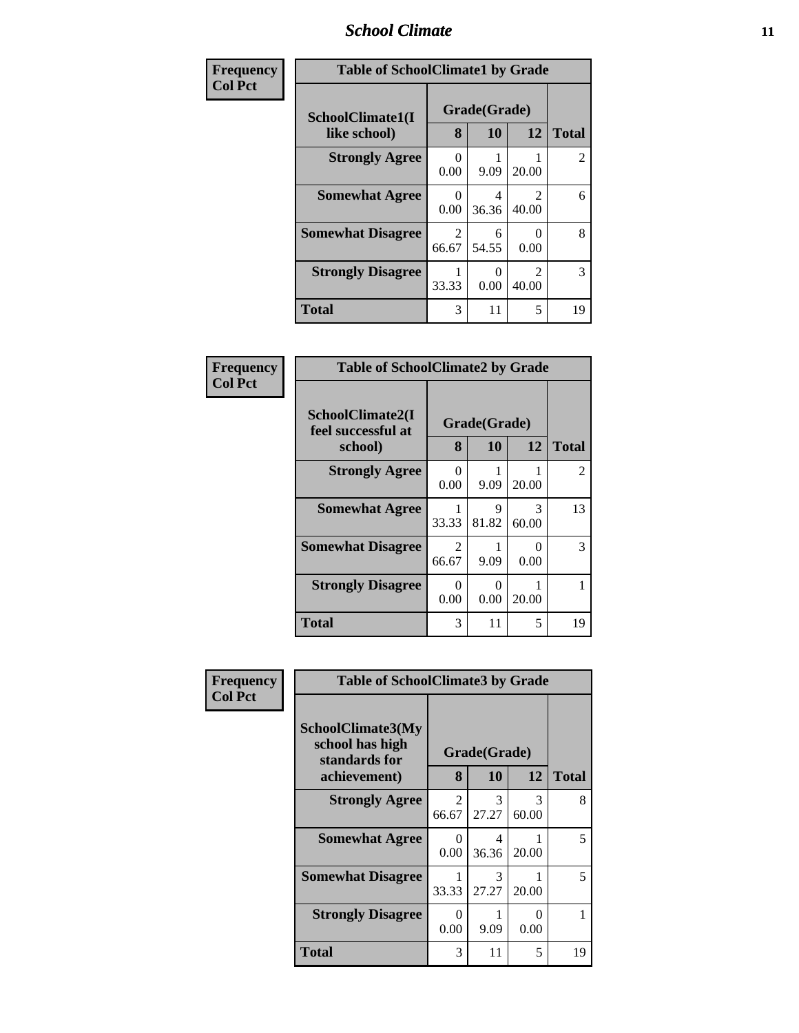## School Climate

| Frequency Col Pct | Table of SchoolClimate1 by Grade | | | |
|---|---|---|---|---|
| SchoolClimate1(I like school) | Grade(Grade) | | | Total |
| | 8 | 10 | 12 | |
| Strongly Agree | 0<br>0.00 | 1<br>9.09 | 1<br>20.00 | 2 |
| Somewhat Agree | 0<br>0.00 | 4<br>36.36 | 2<br>40.00 | 6 |
| Somewhat Disagree | 2<br>66.67 | 6<br>54.55 | 0<br>0.00 | 8 |
| Strongly Disagree | 1<br>33.33 | 0<br>0.00 | 2<br>40.00 | 3 |
| Total | 3 | 11 | 5 | 19 |

| Frequency Col Pct | Table of SchoolClimate2 by Grade | | | |
|---|---|---|---|---|
| SchoolClimate2(I feel successful at school) | Grade(Grade) | | | Total |
| | 8 | 10 | 12 | |
| Strongly Agree | 0<br>0.00 | 1<br>9.09 | 1<br>20.00 | 2 |
| Somewhat Agree | 1<br>33.33 | 9<br>81.82 | 3<br>60.00 | 13 |
| Somewhat Disagree | 2<br>66.67 | 1<br>9.09 | 0<br>0.00 | 3 |
| Strongly Disagree | 0<br>0.00 | 0<br>0.00 | 1<br>20.00 | 1 |
| Total | 3 | 11 | 5 | 19 |

| Frequency Col Pct | Table of SchoolClimate3 by Grade | | | |
|---|---|---|---|---|
| SchoolClimate3(My school has high standards for achievement) | Grade(Grade) | | | Total |
| | 8 | 10 | 12 | |
| Strongly Agree | 2<br>66.67 | 3<br>27.27 | 3<br>60.00 | 8 |
| Somewhat Agree | 0<br>0.00 | 4<br>36.36 | 1<br>20.00 | 5 |
| Somewhat Disagree | 1<br>33.33 | 3<br>27.27 | 1<br>20.00 | 5 |
| Strongly Disagree | 0<br>0.00 | 1<br>9.09 | 0<br>0.00 | 1 |
| Total | 3 | 11 | 5 | 19 |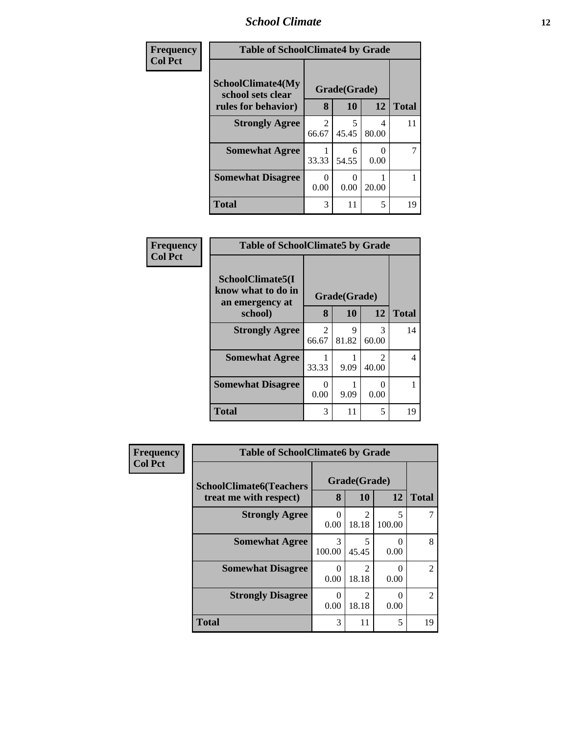| Frequency<br>Col Pct | Table of SchoolClimate4 by Grade | | | |
|---|---|---|---|---|
| **SchoolClimate4(My school sets clear rules for behavior)** | **Grade(Grade)** | | | |
| | **8** | **10** | **12** | **Total** |
| **Strongly Agree** | 2<br>66.67 | 5<br>45.45 | 4<br>80.00 | 11 |
| **Somewhat Agree** | 1<br>33.33 | 6<br>54.55 | 0<br>0.00 | 7 |
| **Somewhat Disagree** | 0<br>0.00 | 0<br>0.00 | 1<br>20.00 | 1 |
| **Total** | 3 | 11 | 5 | 19 |

| Frequency<br>Col Pct | Table of SchoolClimate5 by Grade | | | |
|---|---|---|---|---|
| **SchoolClimate5(I know what to do in an emergency at school)** | **Grade(Grade)** | | | |
| | **8** | **10** | **12** | **Total** |
| **Strongly Agree** | 2<br>66.67 | 9<br>81.82 | 3<br>60.00 | 14 |
| **Somewhat Agree** | 1<br>33.33 | 1<br>9.09 | 2<br>40.00 | 4 |
| **Somewhat Disagree** | 0<br>0.00 | 1<br>9.09 | 0<br>0.00 | 1 |
| **Total** | 3 | 11 | 5 | 19 |

| Frequency<br>Col Pct | Table of SchoolClimate6 by Grade | | | |
|---|---|---|---|---|
| **SchoolClimate6(Teachers treat me with respect)** | **Grade(Grade)** | | | |
| | **8** | **10** | **12** | **Total** |
| **Strongly Agree** | 0<br>0.00 | 2<br>18.18 | 5<br>100.00 | 7 |
| **Somewhat Agree** | 3<br>100.00 | 5<br>45.45 | 0<br>0.00 | 8 |
| **Somewhat Disagree** | 0<br>0.00 | 2<br>18.18 | 0<br>0.00 | 2 |
| **Strongly Disagree** | 0<br>0.00 | 2<br>18.18 | 0<br>0.00 | 2 |
| **Total** | 3 | 11 | 5 | 19 |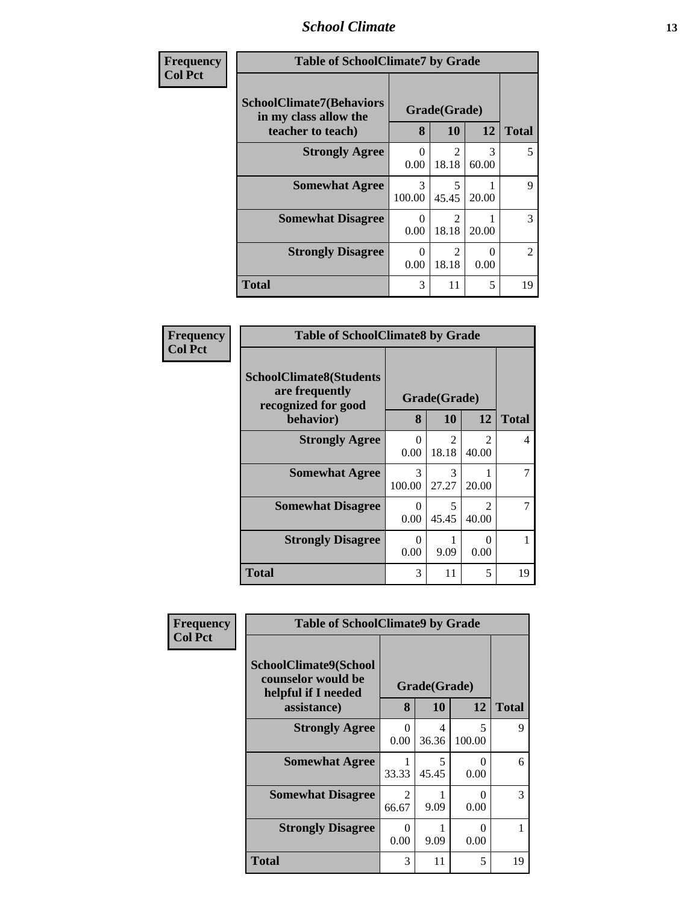| Frequency<br>Col Pct | Table of SchoolClimate7 by Grade | | | |
|---|---|---|---|---|
| SchoolClimate7(Behaviors in my class allow the teacher to teach) | Grade(Grade) | | | |
| | 8 | 10 | 12 | Total |
| Strongly Agree | 0<br>0.00 | 2<br>18.18 | 3<br>60.00 | 5 |
| Somewhat Agree | 3<br>100.00 | 5<br>45.45 | 1<br>20.00 | 9 |
| Somewhat Disagree | 0<br>0.00 | 2<br>18.18 | 1<br>20.00 | 3 |
| Strongly Disagree | 0<br>0.00 | 2<br>18.18 | 0<br>0.00 | 2 |
| Total | 3 | 11 | 5 | 19 |

| Frequency<br>Col Pct | Table of SchoolClimate8 by Grade | | | |
|---|---|---|---|---|
| SchoolClimate8(Students are frequently recognized for good behavior) | Grade(Grade) | | | |
| | 8 | 10 | 12 | Total |
| Strongly Agree | 0<br>0.00 | 2<br>18.18 | 2<br>40.00 | 4 |
| Somewhat Agree | 3<br>100.00 | 3<br>27.27 | 1<br>20.00 | 7 |
| Somewhat Disagree | 0<br>0.00 | 5<br>45.45 | 2<br>40.00 | 7 |
| Strongly Disagree | 0<br>0.00 | 1<br>9.09 | 0<br>0.00 | 1 |
| Total | 3 | 11 | 5 | 19 |

| Frequency<br>Col Pct | Table of SchoolClimate9 by Grade | | | |
|---|---|---|---|---|
| SchoolClimate9(School counselor would be helpful if I needed assistance) | Grade(Grade) | | | |
| | 8 | 10 | 12 | Total |
| Strongly Agree | 0<br>0.00 | 4<br>36.36 | 5<br>100.00 | 9 |
| Somewhat Agree | 1<br>33.33 | 5<br>45.45 | 0<br>0.00 | 6 |
| Somewhat Disagree | 2<br>66.67 | 1<br>9.09 | 0<br>0.00 | 3 |
| Strongly Disagree | 0<br>0.00 | 1<br>9.09 | 0<br>0.00 | 1 |
| Total | 3 | 11 | 5 | 19 |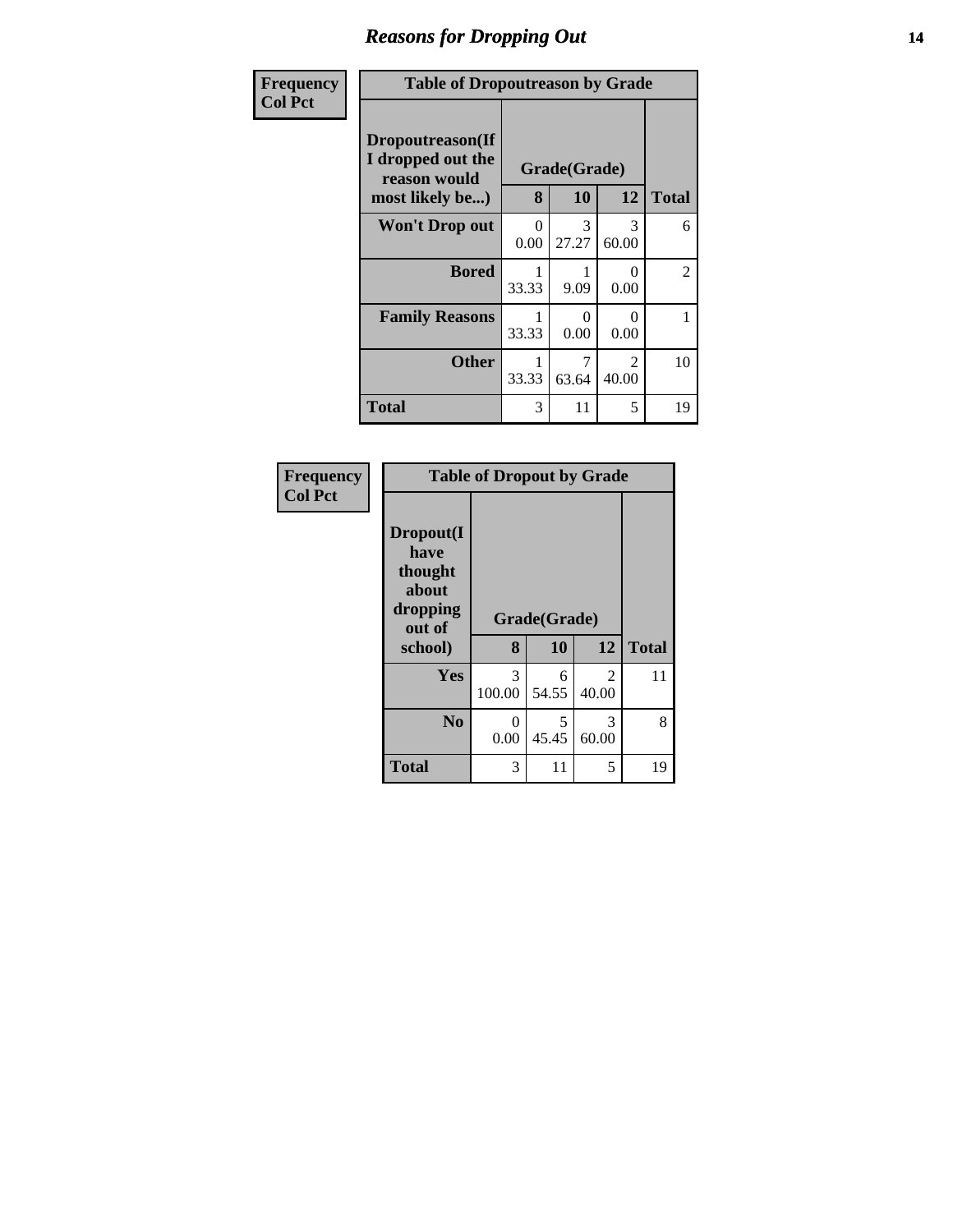## Reasons for Dropping Out

Frequency
Col Pct

**Table of Dropoutreason by Grade**

| Dropoutreason(If I dropped out the reason would most likely be...) | Grade(Grade) | | | |
|---|---|---|---|---|
| | **8** | **10** | **12** | **Total** |
| **Won't Drop out** | 0<br>0.00 | 3<br>27.27 | 3<br>60.00 | 6 |
| **Bored** | 1<br>33.33 | 1<br>9.09 | 0<br>0.00 | 2 |
| **Family Reasons** | 1<br>33.33 | 0<br>0.00 | 0<br>0.00 | 1 |
| **Other** | 1<br>33.33 | 7<br>63.64 | 2<br>40.00 | 10 |
| **Total** | 3 | 11 | 5 | 19 |

Frequency
Col Pct

**Table of Dropout by Grade**

| Dropout(I have thought about dropping out of school) | Grade(Grade) | | | |
|---|---|---|---|---|
| | **8** | **10** | **12** | **Total** |
| **Yes** | 3<br>100.00 | 6<br>54.55 | 2<br>40.00 | 11 |
| **No** | 0<br>0.00 | 5<br>45.45 | 3<br>60.00 | 8 |
| **Total** | 3 | 11 | 5 | 19 |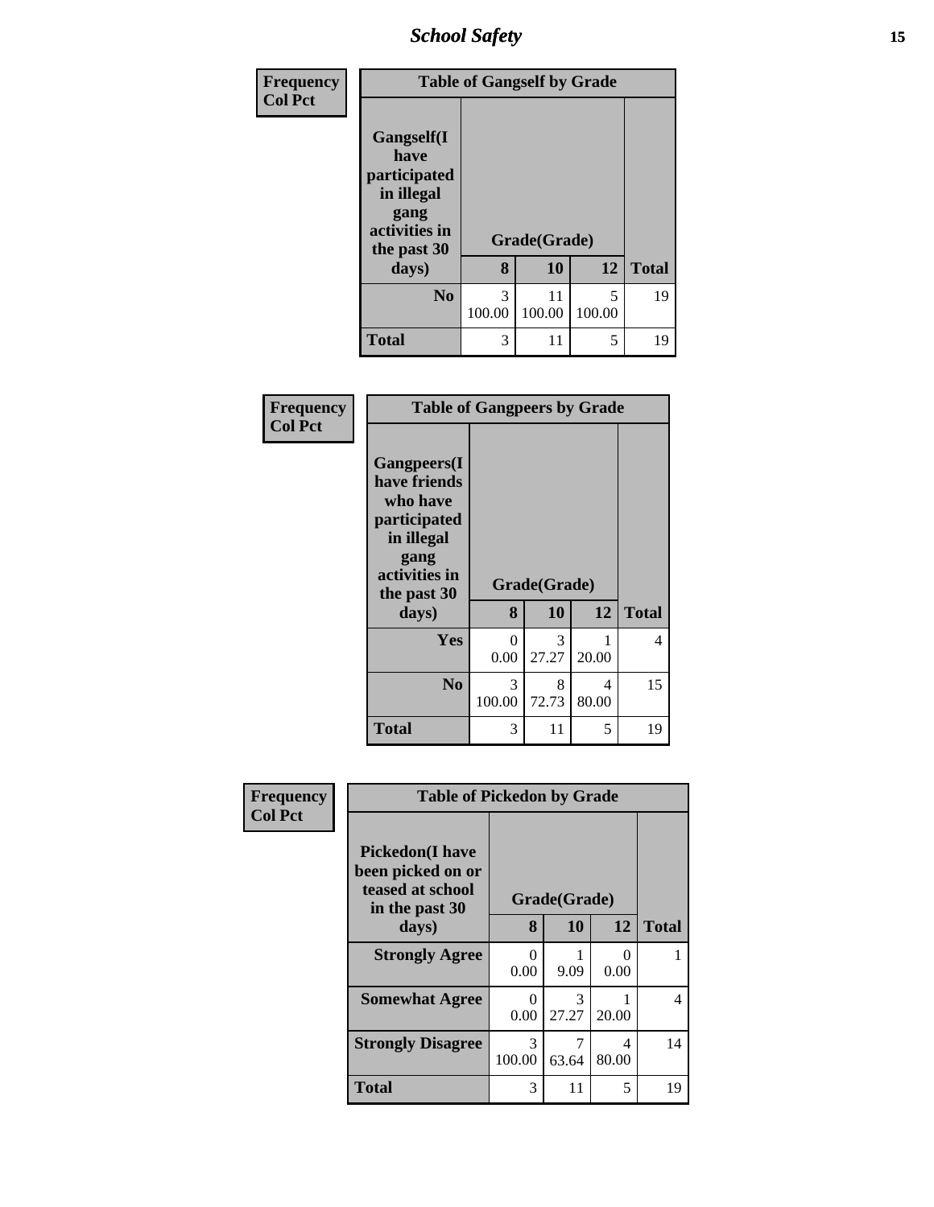| Frequency<br>Col Pct | Table of Gangself by Grade | | | |
|---|---|---|---|---|
| Gangself(I have participated in illegal gang activities in the past 30 days) | Grade(Grade) | | | |
| | 8 | 10 | 12 | Total |
| No | 3<br>100.00 | 11<br>100.00 | 5<br>100.00 | 19 |
| Total | 3 | 11 | 5 | 19 |

| Frequency<br>Col Pct | Table of Gangpeers by Grade | | | |
|---|---|---|---|---|
| Gangpeers(I have friends who have participated in illegal gang activities in the past 30 days) | Grade(Grade) | | | |
| | 8 | 10 | 12 | Total |
| Yes | 0<br>0.00 | 3<br>27.27 | 1<br>20.00 | 4 |
| No | 3<br>100.00 | 8<br>72.73 | 4<br>80.00 | 15 |
| Total | 3 | 11 | 5 | 19 |

| Frequency<br>Col Pct | Table of Pickedon by Grade | | | |
|---|---|---|---|---|
| Pickedon(I have been picked on or teased at school in the past 30 days) | Grade(Grade) | | | |
| | 8 | 10 | 12 | Total |
| Strongly Agree | 0<br>0.00 | 1<br>9.09 | 0<br>0.00 | 1 |
| Somewhat Agree | 0<br>0.00 | 3<br>27.27 | 1<br>20.00 | 4 |
| Strongly Disagree | 3<br>100.00 | 7<br>63.64 | 4<br>80.00 | 14 |
| Total | 3 | 11 | 5 | 19 |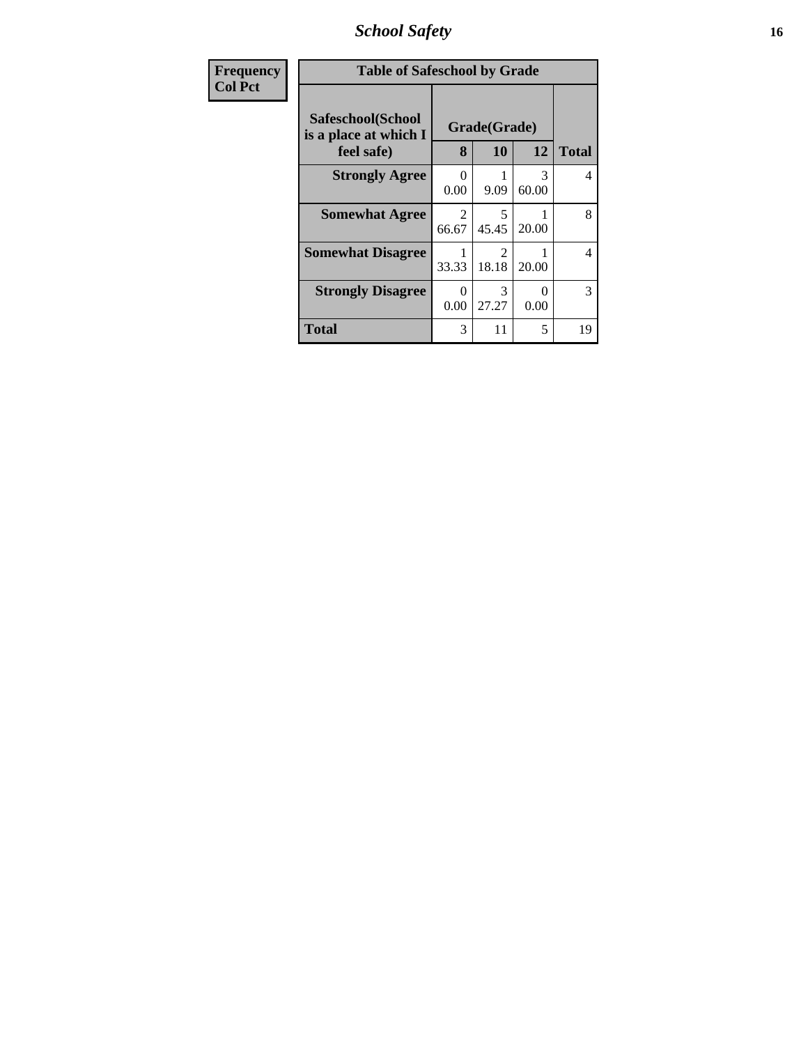| Frequency Col Pct |
|---|

**Table of Safeschool by Grade**

| Safeschool(School is a place at which I feel safe) | Grade(Grade) | | | Total |
|---|---|---|---|---|
| | 8 | 10 | 12 | |
| **Strongly Agree** | 0<br>0.00 | 1<br>9.09 | 3<br>60.00 | 4 |
| **Somewhat Agree** | 2<br>66.67 | 5<br>45.45 | 1<br>20.00 | 8 |
| **Somewhat Disagree** | 1<br>33.33 | 2<br>18.18 | 1<br>20.00 | 4 |
| **Strongly Disagree** | 0<br>0.00 | 3<br>27.27 | 0<br>0.00 | 3 |
| **Total** | 3 | 11 | 5 | 19 |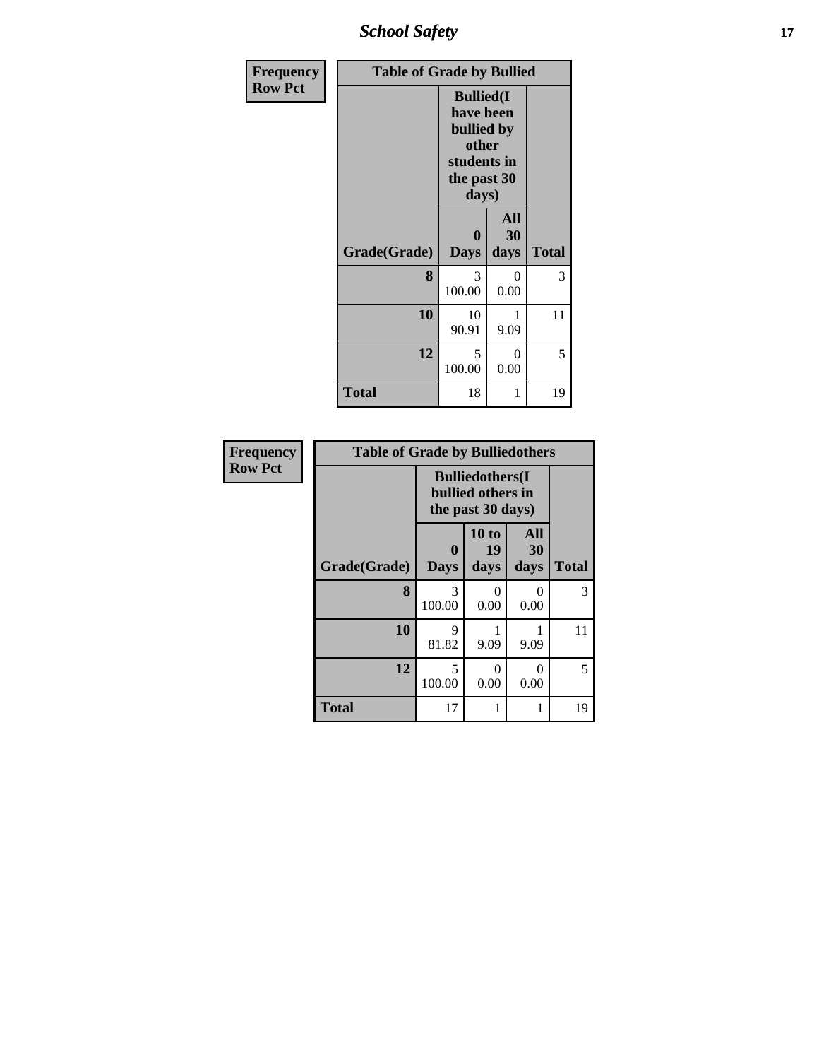| Frequency<br>Row Pct | Table of Grade by Bullied | | |
|---|---|---|---|
| | Bullied(I have been bullied by other students in the past 30 days) | | |
| Grade(Grade) | 0 Days | All 30 days | Total |
| 8 | 3<br>100.00 | 0<br>0.00 | 3 |
| 10 | 10<br>90.91 | 1<br>9.09 | 11 |
| 12 | 5<br>100.00 | 0<br>0.00 | 5 |
| Total | 18 | 1 | 19 |

| Frequency<br>Row Pct | Table of Grade by Bulliedothers | | | |
|---|---|---|---|---|
| | Bulliedothers(I bullied others in the past 30 days) | | | |
| Grade(Grade) | 0 Days | 10 to 19 days | All 30 days | Total |
| 8 | 3<br>100.00 | 0<br>0.00 | 0<br>0.00 | 3 |
| 10 | 9<br>81.82 | 1<br>9.09 | 1<br>9.09 | 11 |
| 12 | 5<br>100.00 | 0<br>0.00 | 0<br>0.00 | 5 |
| Total | 17 | 1 | 1 | 19 |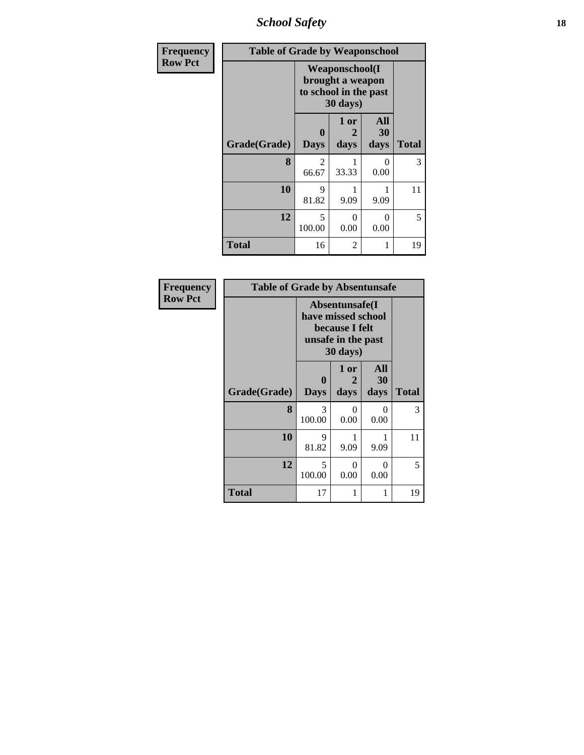| Frequency<br>Row Pct | Table of Grade by Weaponschool | | | |
|---|---|---|---|---|
| | Weaponschool(I brought a weapon to school in the past 30 days) | | | |
| Grade(Grade) | 0 Days | 1 or 2 days | All 30 days | Total |
| 8 | 2<br>66.67 | 1<br>33.33 | 0<br>0.00 | 3 |
| 10 | 9<br>81.82 | 1<br>9.09 | 1<br>9.09 | 11 |
| 12 | 5<br>100.00 | 0<br>0.00 | 0<br>0.00 | 5 |
| Total | 16 | 2 | 1 | 19 |

| Frequency<br>Row Pct | Table of Grade by Absentunsafe | | | |
|---|---|---|---|---|
| | Absentunsafe(I have missed school because I felt unsafe in the past 30 days) | | | |
| Grade(Grade) | 0 Days | 1 or 2 days | All 30 days | Total |
| 8 | 3<br>100.00 | 0<br>0.00 | 0<br>0.00 | 3 |
| 10 | 9<br>81.82 | 1<br>9.09 | 1<br>9.09 | 11 |
| 12 | 5<br>100.00 | 0<br>0.00 | 0<br>0.00 | 5 |
| Total | 17 | 1 | 1 | 19 |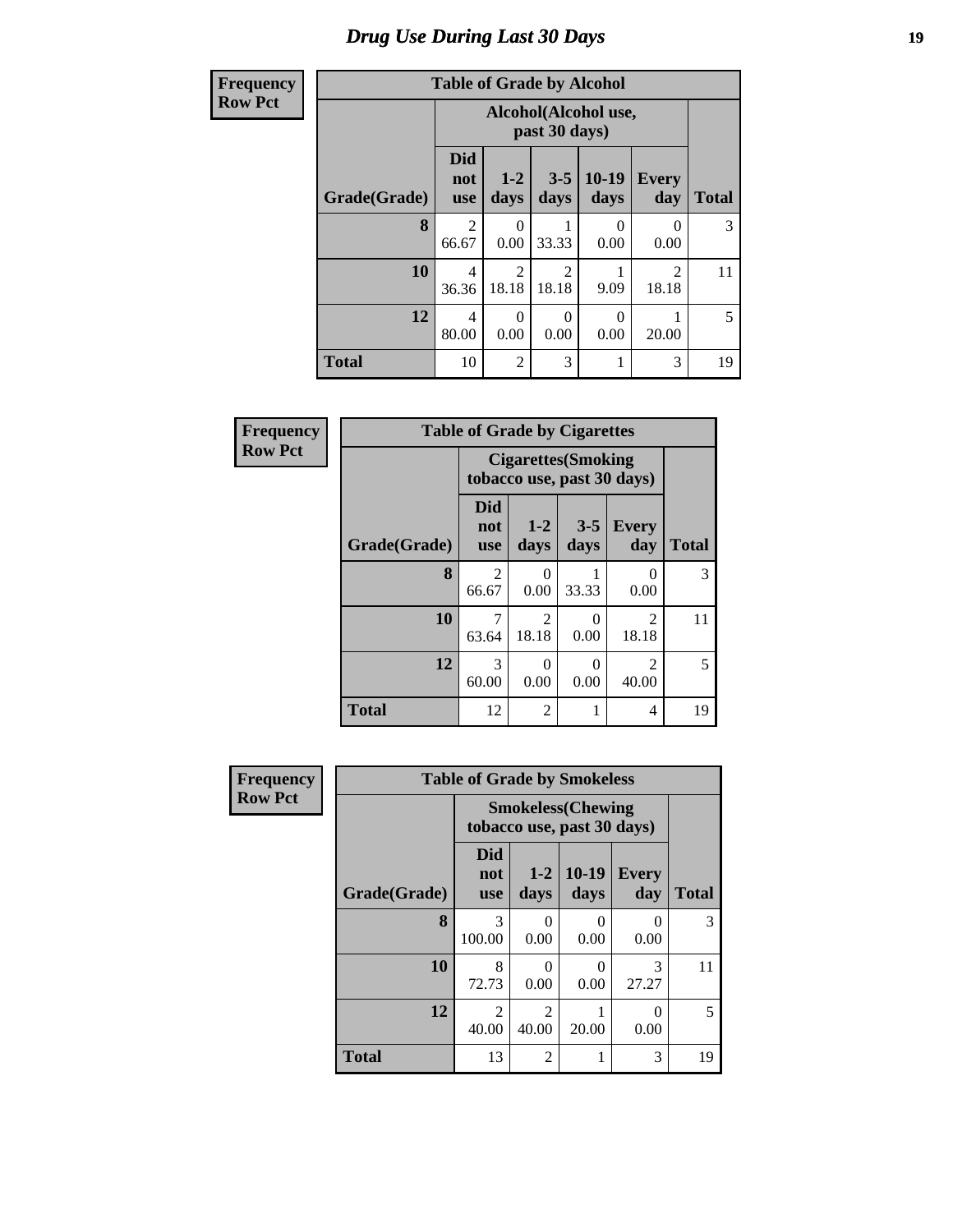# Drug Use During Last 30 Days

**Frequency**
**Row Pct**

| Table of Grade by Alcohol | | | | | | |
|---|---|---|---|---|---|---|
| | Alcohol(Alcohol use, past 30 days) | | | | | |
| Grade(Grade) | Did not use | 1-2 days | 3-5 days | 10-19 days | Every day | Total |
| **8** | 2<br>66.67 | 0<br>0.00 | 1<br>33.33 | 0<br>0.00 | 0<br>0.00 | 3 |
| **10** | 4<br>36.36 | 2<br>18.18 | 2<br>18.18 | 1<br>9.09 | 2<br>18.18 | 11 |
| **12** | 4<br>80.00 | 0<br>0.00 | 0<br>0.00 | 0<br>0.00 | 1<br>20.00 | 5 |
| **Total** | 10 | 2 | 3 | 1 | 3 | 19 |

**Frequency**
**Row Pct**

| Table of Grade by Cigarettes | | | | | |
|---|---|---|---|---|---|
| | Cigarettes(Smoking tobacco use, past 30 days) | | | | |
| Grade(Grade) | Did not use | 1-2 days | 3-5 days | Every day | Total |
| **8** | 2<br>66.67 | 0<br>0.00 | 1<br>33.33 | 0<br>0.00 | 3 |
| **10** | 7<br>63.64 | 2<br>18.18 | 0<br>0.00 | 2<br>18.18 | 11 |
| **12** | 3<br>60.00 | 0<br>0.00 | 0<br>0.00 | 2<br>40.00 | 5 |
| **Total** | 12 | 2 | 1 | 4 | 19 |

**Frequency**
**Row Pct**

| Table of Grade by Smokeless | | | | | |
|---|---|---|---|---|---|
| | Smokeless(Chewing tobacco use, past 30 days) | | | | |
| Grade(Grade) | Did not use | 1-2 days | 10-19 days | Every day | Total |
| **8** | 3<br>100.00 | 0<br>0.00 | 0<br>0.00 | 0<br>0.00 | 3 |
| **10** | 8<br>72.73 | 0<br>0.00 | 0<br>0.00 | 3<br>27.27 | 11 |
| **12** | 2<br>40.00 | 2<br>40.00 | 1<br>20.00 | 0<br>0.00 | 5 |
| **Total** | 13 | 2 | 1 | 3 | 19 |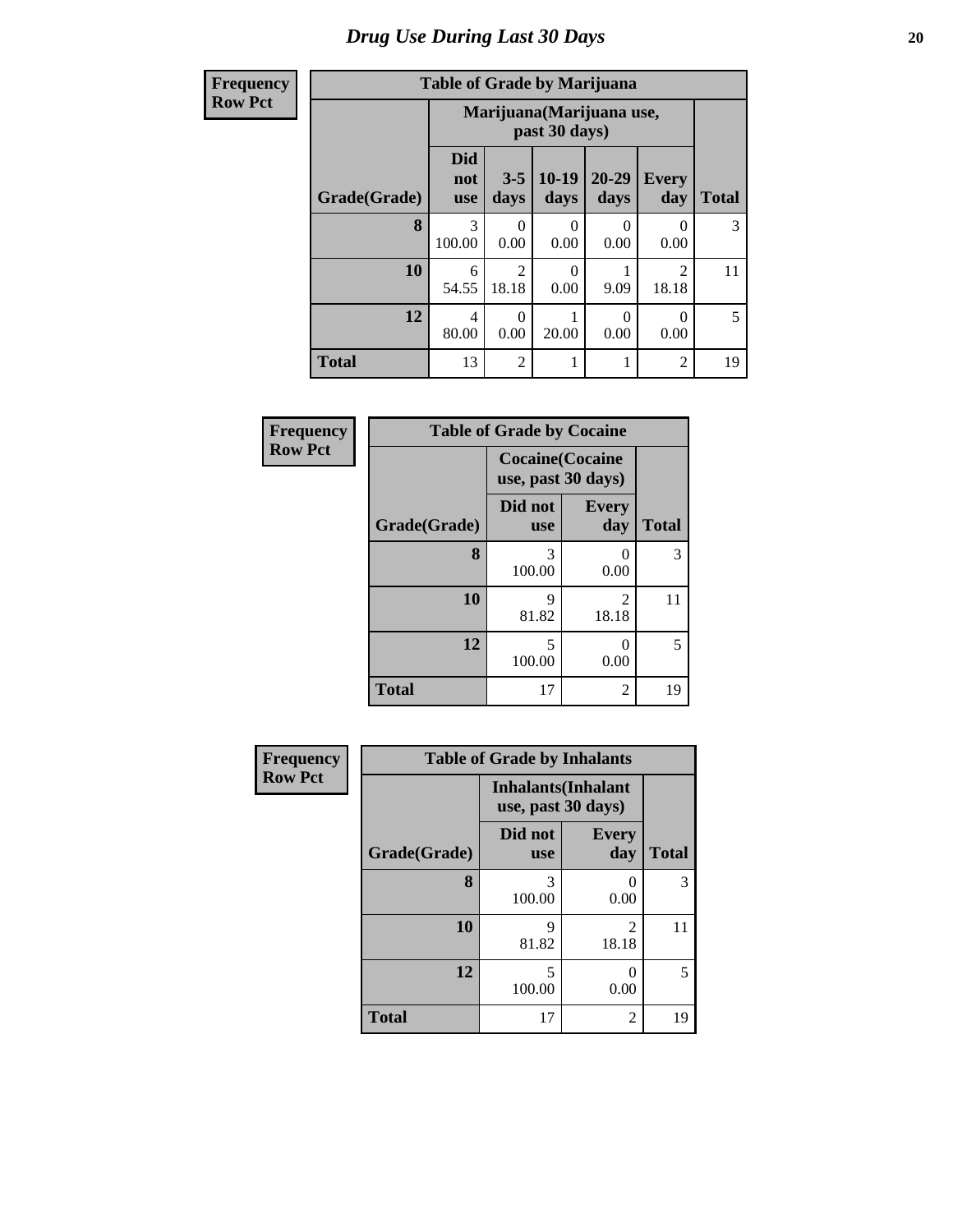# Drug Use During Last 30 Days

| Frequency<br>Row Pct |
|---|

**Table of Grade by Marijuana**

| Grade(Grade) | Marijuana(Marijuana use, past 30 days) | | | | | Total |
|---|---|---|---|---|---|---|
| | Did not use | 3-5 days | 10-19 days | 20-29 days | Every day | |
| 8 | 3<br>100.00 | 0<br>0.00 | 0<br>0.00 | 0<br>0.00 | 0<br>0.00 | 3 |
| 10 | 6<br>54.55 | 2<br>18.18 | 0<br>0.00 | 1<br>9.09 | 2<br>18.18 | 11 |
| 12 | 4<br>80.00 | 0<br>0.00 | 1<br>20.00 | 0<br>0.00 | 0<br>0.00 | 5 |
| Total | 13 | 2 | 1 | 1 | 2 | 19 |

| Frequency<br>Row Pct |
|---|

**Table of Grade by Cocaine**

| Grade(Grade) | Cocaine(Cocaine use, past 30 days) | | Total |
|---|---|---|---|
| | Did not use | Every day | |
| 8 | 3<br>100.00 | 0<br>0.00 | 3 |
| 10 | 9<br>81.82 | 2<br>18.18 | 11 |
| 12 | 5<br>100.00 | 0<br>0.00 | 5 |
| Total | 17 | 2 | 19 |

| Frequency<br>Row Pct |
|---|

**Table of Grade by Inhalants**

| Grade(Grade) | Inhalants(Inhalant use, past 30 days) | | Total |
|---|---|---|---|
| | Did not use | Every day | |
| 8 | 3<br>100.00 | 0<br>0.00 | 3 |
| 10 | 9<br>81.82 | 2<br>18.18 | 11 |
| 12 | 5<br>100.00 | 0<br>0.00 | 5 |
| Total | 17 | 2 | 19 |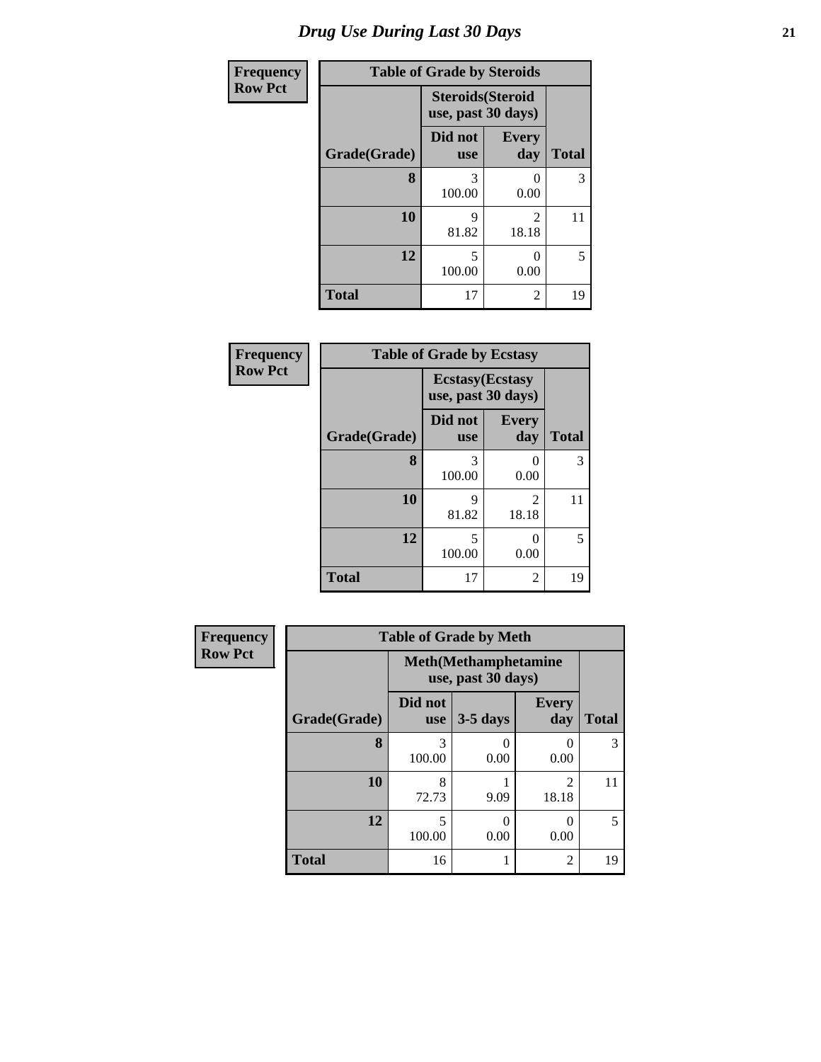# Drug Use During Last 30 Days

**Frequency**
**Row Pct**

| Table of Grade by Steroids | | | |
|---|---|---|---|
| | Steroids(Steroid use, past 30 days) | | |
| Grade(Grade) | Did not use | Every day | Total |
| 8 | 3<br>100.00 | 0<br>0.00 | 3 |
| 10 | 9<br>81.82 | 2<br>18.18 | 11 |
| 12 | 5<br>100.00 | 0<br>0.00 | 5 |
| Total | 17 | 2 | 19 |

**Frequency**
**Row Pct**

| Table of Grade by Ecstasy | | | |
|---|---|---|---|
| | Ecstasy(Ecstasy use, past 30 days) | | |
| Grade(Grade) | Did not use | Every day | Total |
| 8 | 3<br>100.00 | 0<br>0.00 | 3 |
| 10 | 9<br>81.82 | 2<br>18.18 | 11 |
| 12 | 5<br>100.00 | 0<br>0.00 | 5 |
| Total | 17 | 2 | 19 |

**Frequency**
**Row Pct**

| Table of Grade by Meth | | | | |
|---|---|---|---|---|
| | Meth(Methamphetamine use, past 30 days) | | | |
| Grade(Grade) | Did not use | 3-5 days | Every day | Total |
| 8 | 3<br>100.00 | 0<br>0.00 | 0<br>0.00 | 3 |
| 10 | 8<br>72.73 | 1<br>9.09 | 2<br>18.18 | 11 |
| 12 | 5<br>100.00 | 0<br>0.00 | 0<br>0.00 | 5 |
| Total | 16 | 1 | 2 | 19 |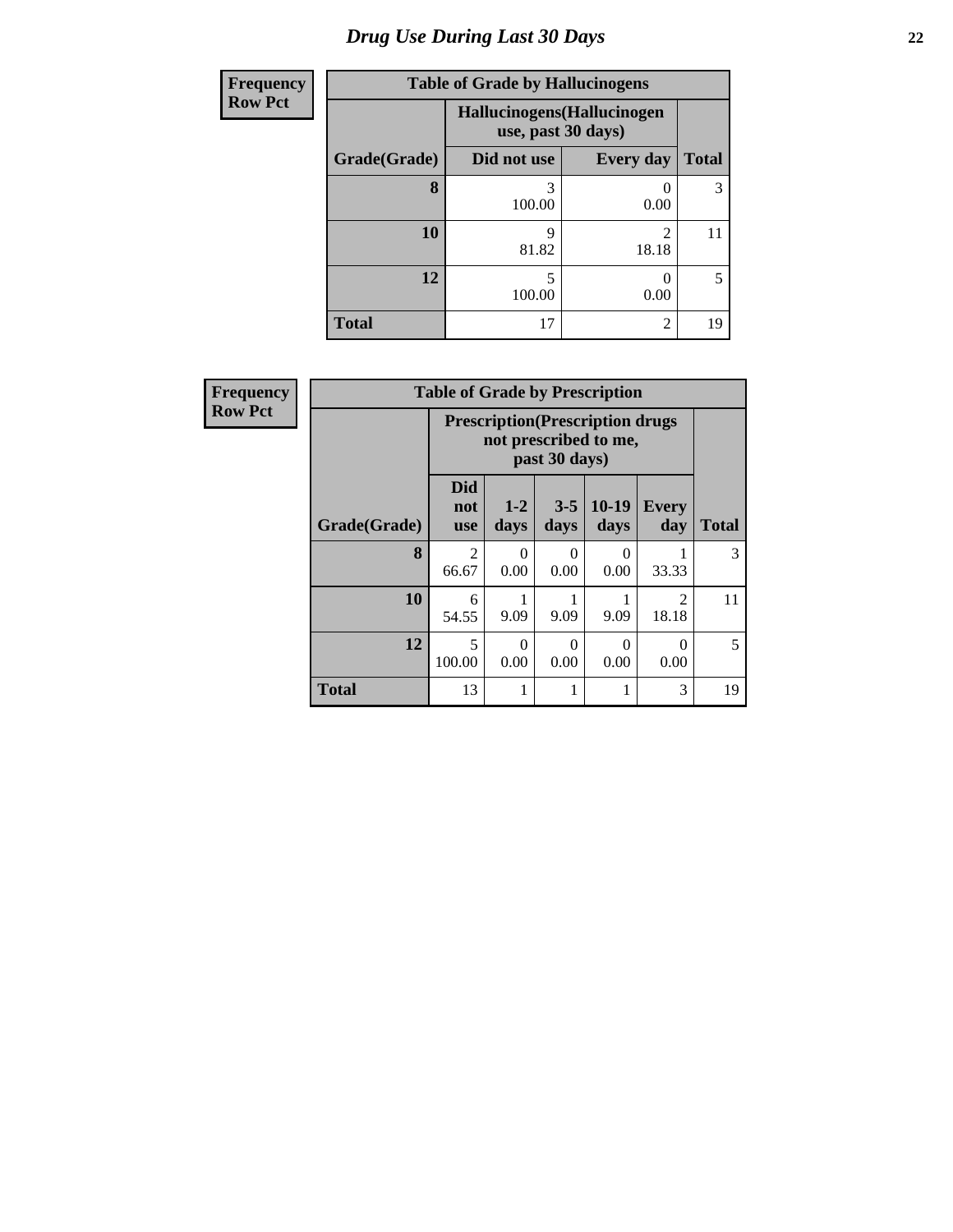# Drug Use During Last 30 Days

**Frequency**
**Row Pct**

**Table of Grade by Hallucinogens**

| Grade(Grade) | Hallucinogens(Hallucinogen use, past 30 days) | | Total |
|---|---|---|---|
| | Did not use | Every day | |
| **8** | 3<br>100.00 | 0<br>0.00 | 3 |
| **10** | 9<br>81.82 | 2<br>18.18 | 11 |
| **12** | 5<br>100.00 | 0<br>0.00 | 5 |
| **Total** | 17 | 2 | 19 |

**Frequency**
**Row Pct**

**Table of Grade by Prescription**

| Grade(Grade) | Prescription(Prescription drugs not prescribed to me, past 30 days) | | | | | Total |
|---|---|---|---|---|---|---|
| | Did not use | 1-2 days | 3-5 days | 10-19 days | Every day | |
| **8** | 2<br>66.67 | 0<br>0.00 | 0<br>0.00 | 0<br>0.00 | 1<br>33.33 | 3 |
| **10** | 6<br>54.55 | 1<br>9.09 | 1<br>9.09 | 1<br>9.09 | 2<br>18.18 | 11 |
| **12** | 5<br>100.00 | 0<br>0.00 | 0<br>0.00 | 0<br>0.00 | 0<br>0.00 | 5 |
| **Total** | 13 | 1 | 1 | 1 | 3 | 19 |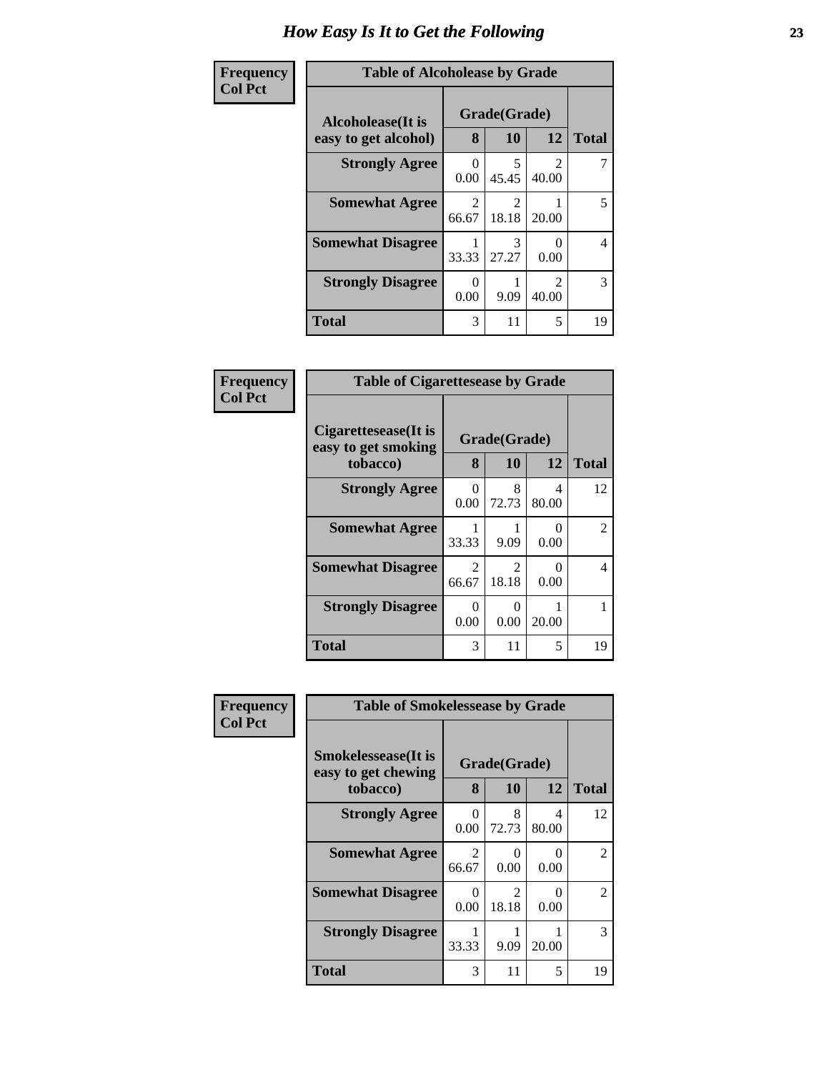# How Easy Is It to Get the Following

**Frequency**
**Col Pct**

**Table of Alcoholease by Grade**

| Alcoholease(It is easy to get alcohol) | Grade(Grade) | | | Total |
|---|---|---|---|---|
| | 8 | 10 | 12 | |
| **Strongly Agree** | 0<br>0.00 | 5<br>45.45 | 2<br>40.00 | 7 |
| **Somewhat Agree** | 2<br>66.67 | 2<br>18.18 | 1<br>20.00 | 5 |
| **Somewhat Disagree** | 1<br>33.33 | 3<br>27.27 | 0<br>0.00 | 4 |
| **Strongly Disagree** | 0<br>0.00 | 1<br>9.09 | 2<br>40.00 | 3 |
| **Total** | 3 | 11 | 5 | 19 |

**Frequency**
**Col Pct**

**Table of Cigarettesease by Grade**

| Cigarettesease(It is easy to get smoking tobacco) | Grade(Grade) | | | Total |
|---|---|---|---|---|
| | 8 | 10 | 12 | |
| **Strongly Agree** | 0<br>0.00 | 8<br>72.73 | 4<br>80.00 | 12 |
| **Somewhat Agree** | 1<br>33.33 | 1<br>9.09 | 0<br>0.00 | 2 |
| **Somewhat Disagree** | 2<br>66.67 | 2<br>18.18 | 0<br>0.00 | 4 |
| **Strongly Disagree** | 0<br>0.00 | 0<br>0.00 | 1<br>20.00 | 1 |
| **Total** | 3 | 11 | 5 | 19 |

**Frequency**
**Col Pct**

**Table of Smokelessease by Grade**

| Smokelessease(It is easy to get chewing tobacco) | Grade(Grade) | | | Total |
|---|---|---|---|---|
| | 8 | 10 | 12 | |
| **Strongly Agree** | 0<br>0.00 | 8<br>72.73 | 4<br>80.00 | 12 |
| **Somewhat Agree** | 2<br>66.67 | 0<br>0.00 | 0<br>0.00 | 2 |
| **Somewhat Disagree** | 0<br>0.00 | 2<br>18.18 | 0<br>0.00 | 2 |
| **Strongly Disagree** | 1<br>33.33 | 1<br>9.09 | 1<br>20.00 | 3 |
| **Total** | 3 | 11 | 5 | 19 |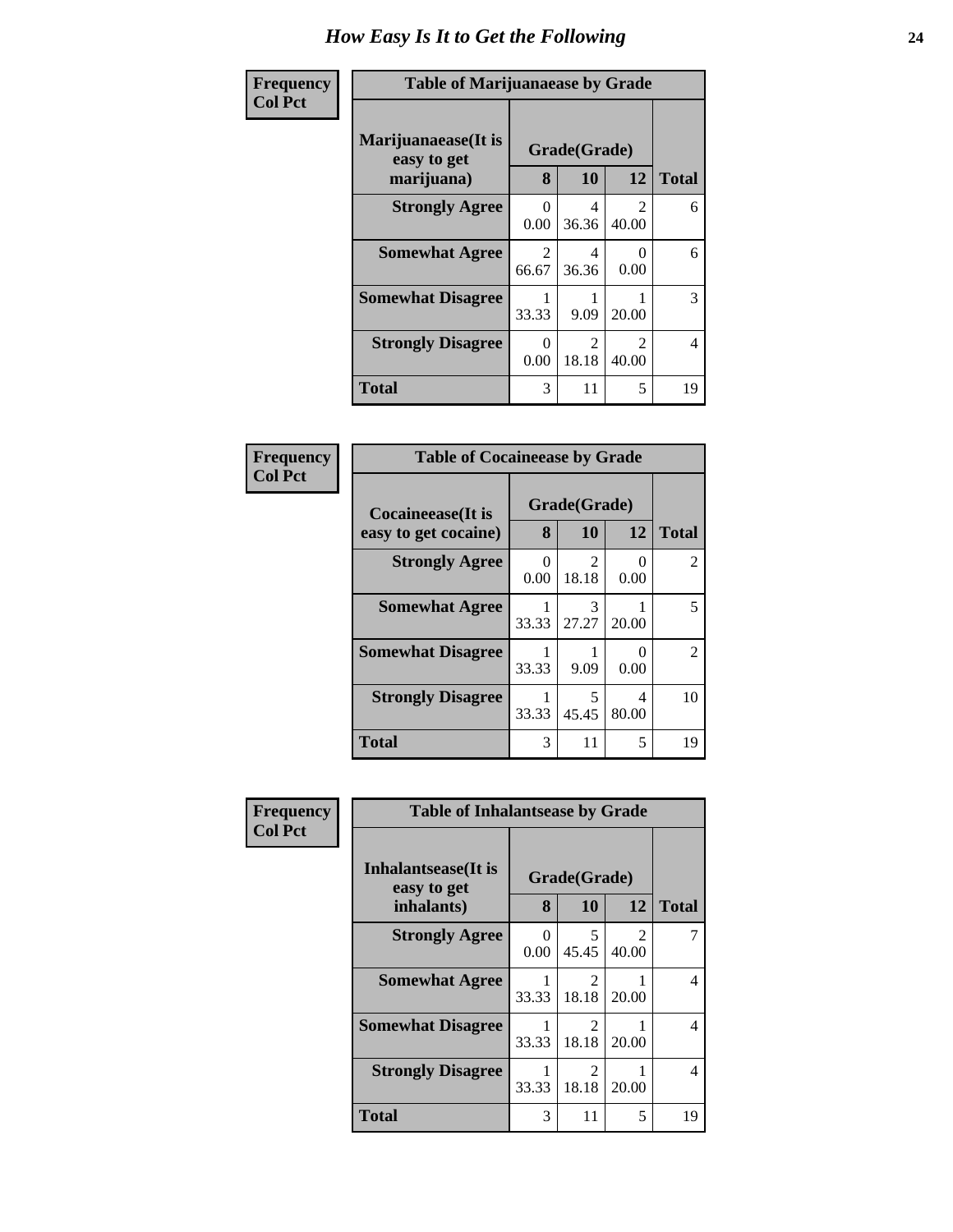# How Easy Is It to Get the Following

**Frequency**
**Col Pct**

| Table of Marijuanaease by Grade | | | | |
|---|---|---|---|---|
| **Marijuanaease(It is easy to get marijuana)** | **Grade(Grade)** | | | |
| | **8** | **10** | **12** | **Total** |
| **Strongly Agree** | 0<br>0.00 | 4<br>36.36 | 2<br>40.00 | 6 |
| **Somewhat Agree** | 2<br>66.67 | 4<br>36.36 | 0<br>0.00 | 6 |
| **Somewhat Disagree** | 1<br>33.33 | 1<br>9.09 | 1<br>20.00 | 3 |
| **Strongly Disagree** | 0<br>0.00 | 2<br>18.18 | 2<br>40.00 | 4 |
| **Total** | 3 | 11 | 5 | 19 |

**Frequency**
**Col Pct**

| Table of Cocaineease by Grade | | | | |
|---|---|---|---|---|
| **Cocaineease(It is easy to get cocaine)** | **Grade(Grade)** | | | |
| | **8** | **10** | **12** | **Total** |
| **Strongly Agree** | 0<br>0.00 | 2<br>18.18 | 0<br>0.00 | 2 |
| **Somewhat Agree** | 1<br>33.33 | 3<br>27.27 | 1<br>20.00 | 5 |
| **Somewhat Disagree** | 1<br>33.33 | 1<br>9.09 | 0<br>0.00 | 2 |
| **Strongly Disagree** | 1<br>33.33 | 5<br>45.45 | 4<br>80.00 | 10 |
| **Total** | 3 | 11 | 5 | 19 |

**Frequency**
**Col Pct**

| Table of Inhalantseease by Grade | | | | |
|---|---|---|---|---|
| **Inhalantseease(It is easy to get inhalants)** | **Grade(Grade)** | | | |
| | **8** | **10** | **12** | **Total** |
| **Strongly Agree** | 0<br>0.00 | 5<br>45.45 | 2<br>40.00 | 7 |
| **Somewhat Agree** | 1<br>33.33 | 2<br>18.18 | 1<br>20.00 | 4 |
| **Somewhat Disagree** | 1<br>33.33 | 2<br>18.18 | 1<br>20.00 | 4 |
| **Strongly Disagree** | 1<br>33.33 | 2<br>18.18 | 1<br>20.00 | 4 |
| **Total** | 3 | 11 | 5 | 19 |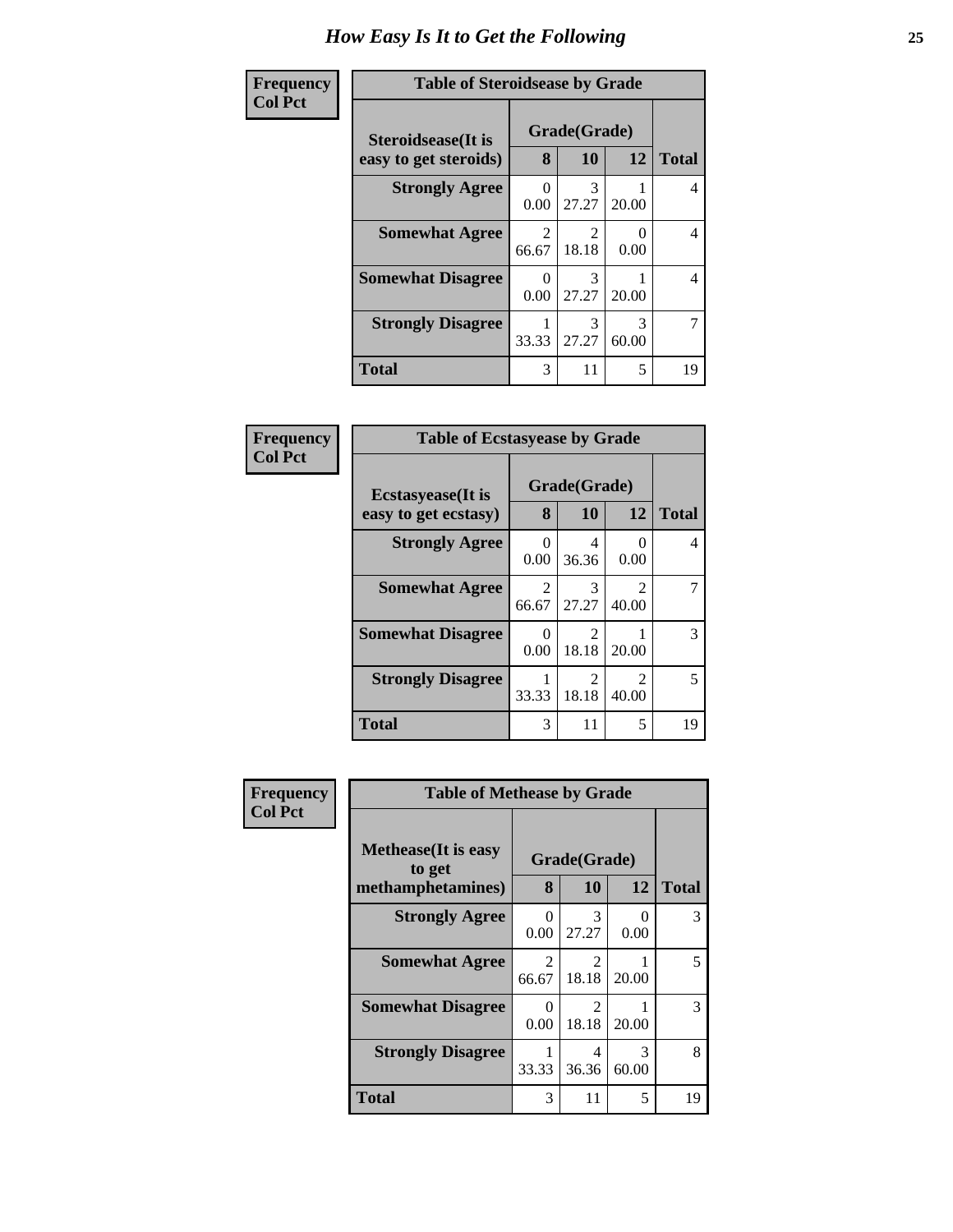# How Easy Is It to Get the Following

**Frequency**
**Col Pct**

| Table of Steroidsease by Grade | | | | |
|---|---|---|---|---|
| **Steroidsease(It is easy to get steroids)** | **Grade(Grade)** | | | **Total** |
| | **8** | **10** | **12** | |
| **Strongly Agree** | 0<br>0.00 | 3<br>27.27 | 1<br>20.00 | 4 |
| **Somewhat Agree** | 2<br>66.67 | 2<br>18.18 | 0<br>0.00 | 4 |
| **Somewhat Disagree** | 0<br>0.00 | 3<br>27.27 | 1<br>20.00 | 4 |
| **Strongly Disagree** | 1<br>33.33 | 3<br>27.27 | 3<br>60.00 | 7 |
| **Total** | 3 | 11 | 5 | 19 |

**Frequency**
**Col Pct**

| Table of Ecstasyease by Grade | | | | |
|---|---|---|---|---|
| **Ecstasyease(It is easy to get ecstasy)** | **Grade(Grade)** | | | **Total** |
| | **8** | **10** | **12** | |
| **Strongly Agree** | 0<br>0.00 | 4<br>36.36 | 0<br>0.00 | 4 |
| **Somewhat Agree** | 2<br>66.67 | 3<br>27.27 | 2<br>40.00 | 7 |
| **Somewhat Disagree** | 0<br>0.00 | 2<br>18.18 | 1<br>20.00 | 3 |
| **Strongly Disagree** | 1<br>33.33 | 2<br>18.18 | 2<br>40.00 | 5 |
| **Total** | 3 | 11 | 5 | 19 |

**Frequency**
**Col Pct**

| Table of Methease by Grade | | | | |
|---|---|---|---|---|
| **Methease(It is easy to get methamphetamines)** | **Grade(Grade)** | | | **Total** |
| | **8** | **10** | **12** | |
| **Strongly Agree** | 0<br>0.00 | 3<br>27.27 | 0<br>0.00 | 3 |
| **Somewhat Agree** | 2<br>66.67 | 2<br>18.18 | 1<br>20.00 | 5 |
| **Somewhat Disagree** | 0<br>0.00 | 2<br>18.18 | 1<br>20.00 | 3 |
| **Strongly Disagree** | 1<br>33.33 | 4<br>36.36 | 3<br>60.00 | 8 |
| **Total** | 3 | 11 | 5 | 19 |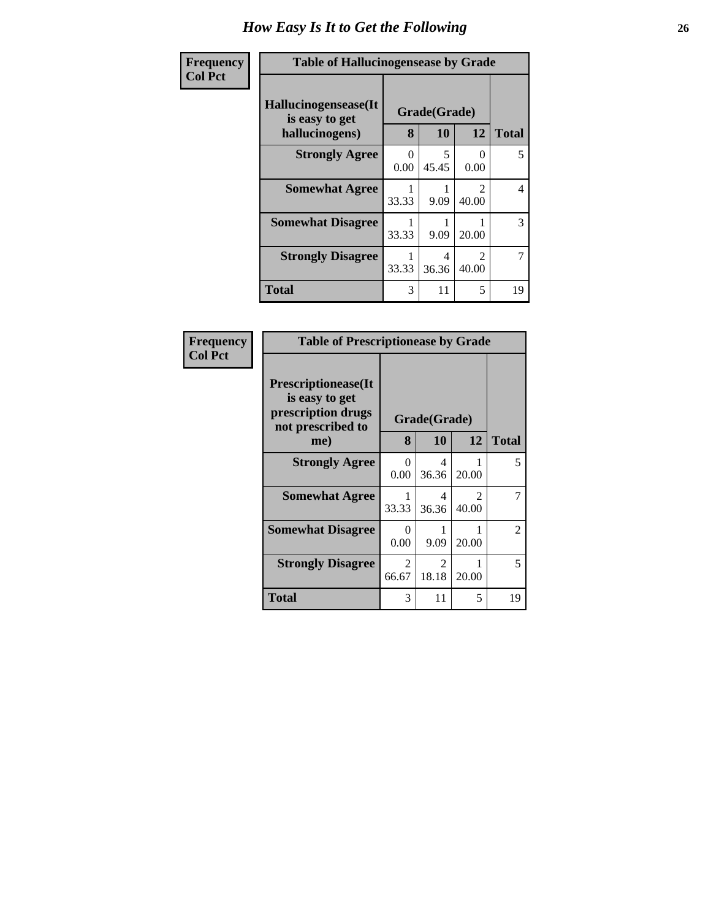# How Easy Is It to Get the Following

**Frequency**
**Col Pct**

**Table of Hallucinogensease by Grade**

| Hallucinogensease(It is easy to get hallucinogens) | Grade(Grade) | | | Total |
|---|---|---|---|---|
| | 8 | 10 | 12 | |
| **Strongly Agree** | 0<br>0.00 | 5<br>45.45 | 0<br>0.00 | 5 |
| **Somewhat Agree** | 1<br>33.33 | 1<br>9.09 | 2<br>40.00 | 4 |
| **Somewhat Disagree** | 1<br>33.33 | 1<br>9.09 | 1<br>20.00 | 3 |
| **Strongly Disagree** | 1<br>33.33 | 4<br>36.36 | 2<br>40.00 | 7 |
| **Total** | 3 | 11 | 5 | 19 |

**Frequency**
**Col Pct**

**Table of Prescriptionease by Grade**

| Prescriptionease(It is easy to get prescription drugs not prescribed to me) | Grade(Grade) | | | Total |
|---|---|---|---|---|
| | 8 | 10 | 12 | |
| **Strongly Agree** | 0<br>0.00 | 4<br>36.36 | 1<br>20.00 | 5 |
| **Somewhat Agree** | 1<br>33.33 | 4<br>36.36 | 2<br>40.00 | 7 |
| **Somewhat Disagree** | 0<br>0.00 | 1<br>9.09 | 1<br>20.00 | 2 |
| **Strongly Disagree** | 2<br>66.67 | 2<br>18.18 | 1<br>20.00 | 5 |
| **Total** | 3 | 11 | 5 | 19 |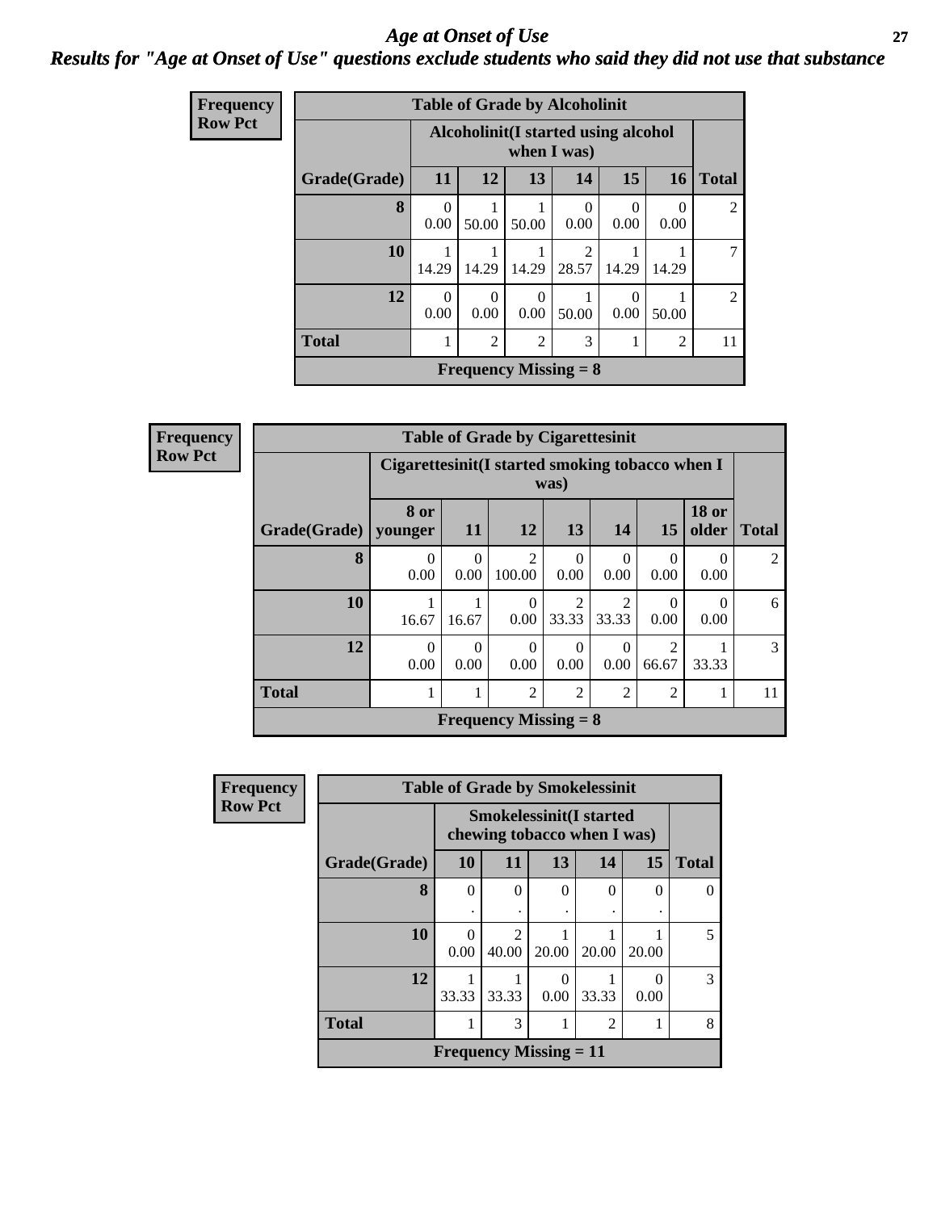# *Age at Onset of Use*

***Results for "Age at Onset of Use" questions exclude students who said they did not use that substance***

**Frequency**
**Row Pct**

| Table of Grade by Alcoholinit | | | | | | | |
|---|---|---|---|---|---|---|---|
| | Alcoholinit(I started using alcohol when I was) | | | | | | |
| Grade(Grade) | 11 | 12 | 13 | 14 | 15 | 16 | Total |
| 8 | 0<br>0.00 | 1<br>50.00 | 1<br>50.00 | 0<br>0.00 | 0<br>0.00 | 0<br>0.00 | 2 |
| 10 | 1<br>14.29 | 1<br>14.29 | 1<br>14.29 | 2<br>28.57 | 1<br>14.29 | 1<br>14.29 | 7 |
| 12 | 0<br>0.00 | 0<br>0.00 | 0<br>0.00 | 1<br>50.00 | 0<br>0.00 | 1<br>50.00 | 2 |
| Total | 1 | 2 | 2 | 3 | 1 | 2 | 11 |
| Frequency Missing = 8 | | | | | | | |

**Frequency**
**Row Pct**

| Table of Grade by Cigarettesinit | | | | | | | | |
|---|---|---|---|---|---|---|---|---|
| | Cigarettesinit(I started smoking tobacco when I was) | | | | | | | |
| Grade(Grade) | 8 or younger | 11 | 12 | 13 | 14 | 15 | 18 or older | Total |
| 8 | 0<br>0.00 | 0<br>0.00 | 2<br>100.00 | 0<br>0.00 | 0<br>0.00 | 0<br>0.00 | 0<br>0.00 | 2 |
| 10 | 1<br>16.67 | 1<br>16.67 | 0<br>0.00 | 2<br>33.33 | 2<br>33.33 | 0<br>0.00 | 0<br>0.00 | 6 |
| 12 | 0<br>0.00 | 0<br>0.00 | 0<br>0.00 | 0<br>0.00 | 0<br>0.00 | 2<br>66.67 | 1<br>33.33 | 3 |
| Total | 1 | 1 | 2 | 2 | 2 | 2 | 1 | 11 |
| Frequency Missing = 8 | | | | | | | | |

**Frequency**
**Row Pct**

| Table of Grade by Smokelessinit | | | | | | |
|---|---|---|---|---|---|---|
| | Smokelessinit(I started chewing tobacco when I was) | | | | | |
| Grade(Grade) | 10 | 11 | 13 | 14 | 15 | Total |
| 8 | 0<br>. | 0<br>. | 0<br>. | 0<br>. | 0<br>. | 0 |
| 10 | 0<br>0.00 | 2<br>40.00 | 1<br>20.00 | 1<br>20.00 | 1<br>20.00 | 5 |
| 12 | 1<br>33.33 | 1<br>33.33 | 0<br>0.00 | 1<br>33.33 | 0<br>0.00 | 3 |
| Total | 1 | 3 | 1 | 2 | 1 | 8 |
| Frequency Missing = 11 | | | | | | |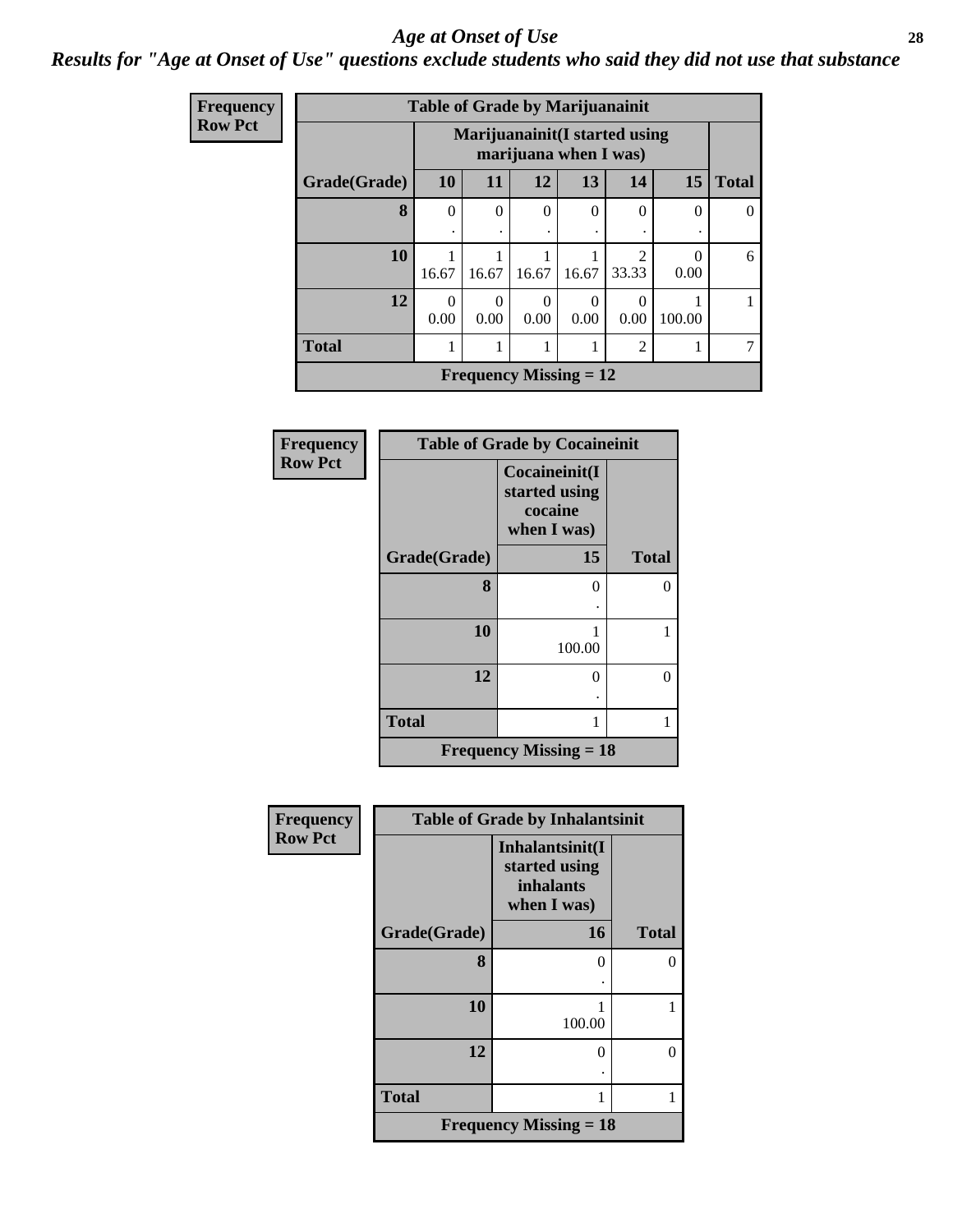# Age at Onset of Use

***Results for "Age at Onset of Use" questions exclude students who said they did not use that substance***

**Frequency**
**Row Pct**

| Table of Grade by Marijuanainit | | | | | | | |
|---|---|---|---|---|---|---|---|
| | Marijuanainit(I started using marijuana when I was) | | | | | | |
| Grade(Grade) | 10 | 11 | 12 | 13 | 14 | 15 | Total |
| 8 | 0<br>. | 0<br>. | 0<br>. | 0<br>. | 0<br>. | 0<br>. | 0 |
| 10 | 1<br>16.67 | 1<br>16.67 | 1<br>16.67 | 1<br>16.67 | 2<br>33.33 | 0<br>0.00 | 6 |
| 12 | 0<br>0.00 | 0<br>0.00 | 0<br>0.00 | 0<br>0.00 | 0<br>0.00 | 1<br>100.00 | 1 |
| Total | 1 | 1 | 1 | 1 | 2 | 1 | 7 |
| Frequency Missing = 12 | | | | | | | |

**Frequency**
**Row Pct**

| Table of Grade by Cocaineinit | | |
|---|---|---|
| | Cocaineinit(I started using cocaine when I was) | |
| Grade(Grade) | 15 | Total |
| 8 | 0<br>. | 0 |
| 10 | 1<br>100.00 | 1 |
| 12 | 0<br>. | 0 |
| Total | 1 | 1 |
| Frequency Missing = 18 | | |

**Frequency**
**Row Pct**

| Table of Grade by Inhalantsinit | | |
|---|---|---|
| | Inhalantsinit(I started using inhalants when I was) | |
| Grade(Grade) | 16 | Total |
| 8 | 0<br>. | 0 |
| 10 | 1<br>100.00 | 1 |
| 12 | 0<br>. | 0 |
| Total | 1 | 1 |
| Frequency Missing = 18 | | |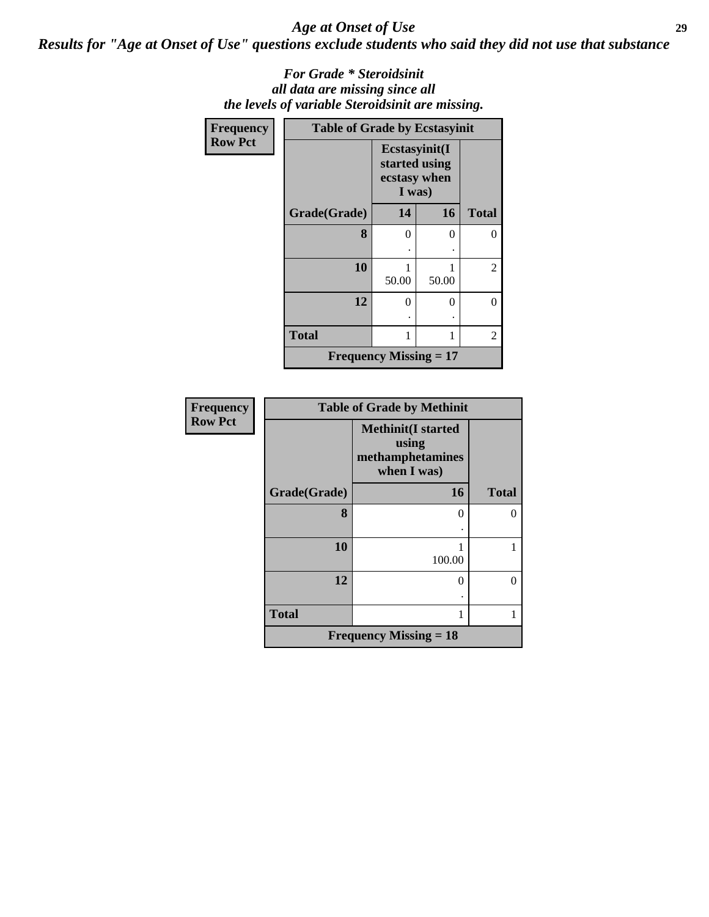## *Age at Onset of Use*

### *Results for "Age at Onset of Use" questions exclude students who said they did not use that substance*

***For Grade \* Steroidsinit all data are missing since all the levels of variable Steroidsinit are missing.***

**Frequency**
**Row Pct**

| Table of Grade by Ecstasyinit | | | |
|---|---|---|---|
| | Ecstasyinit(I started using ecstasy when I was) | | |
| Grade(Grade) | 14 | 16 | Total |
| 8 | 0<br>. | 0<br>. | 0 |
| 10 | 1<br>50.00 | 1<br>50.00 | 2 |
| 12 | 0<br>. | 0<br>. | 0 |
| Total | 1 | 1 | 2 |
| Frequency Missing = 17 | | | |

**Frequency**
**Row Pct**

| Table of Grade by Methinit | | |
|---|---|---|
| | Methinit(I started using methamphetamines when I was) | |
| Grade(Grade) | 16 | Total |
| 8 | 0<br>. | 0 |
| 10 | 1<br>100.00 | 1 |
| 12 | 0<br>. | 0 |
| Total | 1 | 1 |
| Frequency Missing = 18 | | |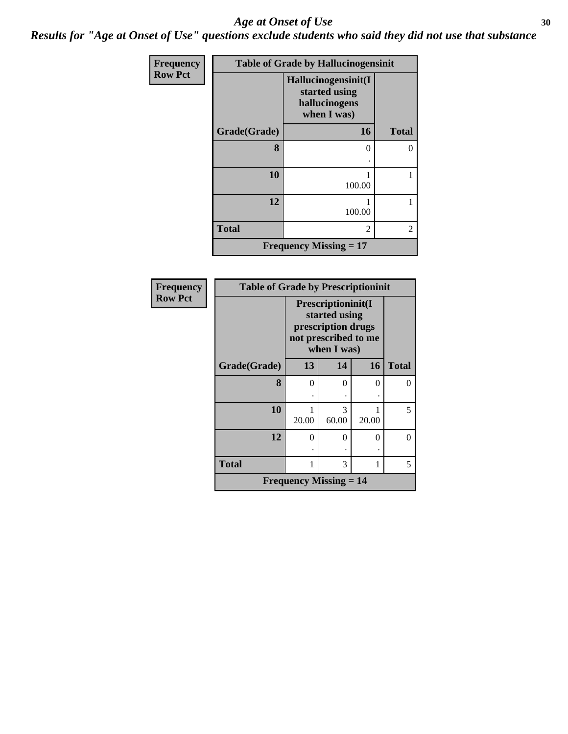## *Age at Onset of Use*

***Results for "Age at Onset of Use" questions exclude students who said they did not use that substance***

**Frequency**
**Row Pct**

| Table of Grade by Hallucinogensinit | | |
|---|---|---|
| | Hallucinogensinit(I started using hallucinogens when I was) | |
| Grade(Grade) | 16 | Total |
| 8 | 0<br>. | 0 |
| 10 | 1<br>100.00 | 1 |
| 12 | 1<br>100.00 | 1 |
| Total | 2 | 2 |
| Frequency Missing = 17 | | |

**Frequency**
**Row Pct**

| Table of Grade by Prescriptioninit | | | | |
|---|---|---|---|---|
| | Prescriptioninit(I started using prescription drugs not prescribed to me when I was) | | | |
| Grade(Grade) | 13 | 14 | 16 | Total |
| 8 | 0<br>. | 0<br>. | 0<br>. | 0 |
| 10 | 1<br>20.00 | 3<br>60.00 | 1<br>20.00 | 5 |
| 12 | 0<br>. | 0<br>. | 0<br>. | 0 |
| Total | 1 | 3 | 1 | 5 |
| Frequency Missing = 14 | | | | |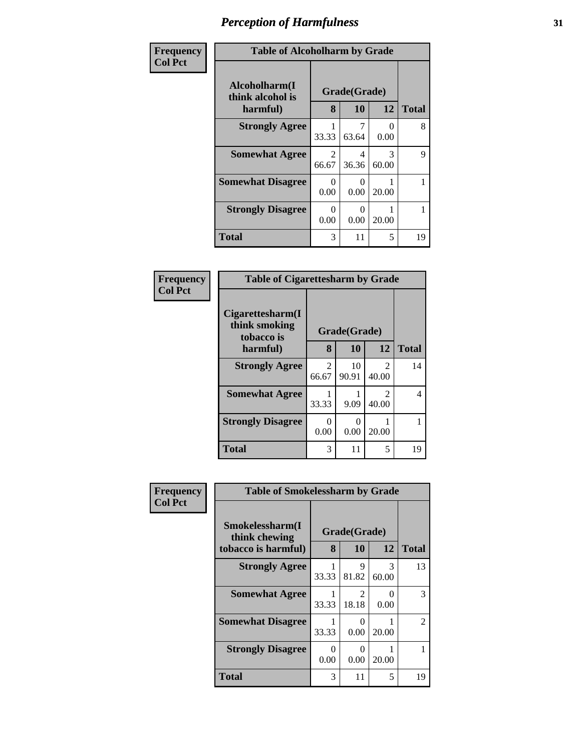# Perception of Harmfulness

**Frequency**
**Col Pct**

**Table of Alcoholharm by Grade**

| Alcoholharm(I think alcohol is harmful) | Grade(Grade) | | | Total |
|---|---|---|---|---|
| | 8 | 10 | 12 | |
| **Strongly Agree** | 1<br>33.33 | 7<br>63.64 | 0<br>0.00 | 8 |
| **Somewhat Agree** | 2<br>66.67 | 4<br>36.36 | 3<br>60.00 | 9 |
| **Somewhat Disagree** | 0<br>0.00 | 0<br>0.00 | 1<br>20.00 | 1 |
| **Strongly Disagree** | 0<br>0.00 | 0<br>0.00 | 1<br>20.00 | 1 |
| **Total** | 3 | 11 | 5 | 19 |

**Frequency**
**Col Pct**

**Table of Cigarettesharm by Grade**

| Cigarettesharm(I think smoking tobacco is harmful) | Grade(Grade) | | | Total |
|---|---|---|---|---|
| | 8 | 10 | 12 | |
| **Strongly Agree** | 2<br>66.67 | 10<br>90.91 | 2<br>40.00 | 14 |
| **Somewhat Agree** | 1<br>33.33 | 1<br>9.09 | 2<br>40.00 | 4 |
| **Strongly Disagree** | 0<br>0.00 | 0<br>0.00 | 1<br>20.00 | 1 |
| **Total** | 3 | 11 | 5 | 19 |

**Frequency**
**Col Pct**

**Table of Smokelessharm by Grade**

| Smokelessharm(I think chewing tobacco is harmful) | Grade(Grade) | | | Total |
|---|---|---|---|---|
| | 8 | 10 | 12 | |
| **Strongly Agree** | 1<br>33.33 | 9<br>81.82 | 3<br>60.00 | 13 |
| **Somewhat Agree** | 1<br>33.33 | 2<br>18.18 | 0<br>0.00 | 3 |
| **Somewhat Disagree** | 1<br>33.33 | 0<br>0.00 | 1<br>20.00 | 2 |
| **Strongly Disagree** | 0<br>0.00 | 0<br>0.00 | 1<br>20.00 | 1 |
| **Total** | 3 | 11 | 5 | 19 |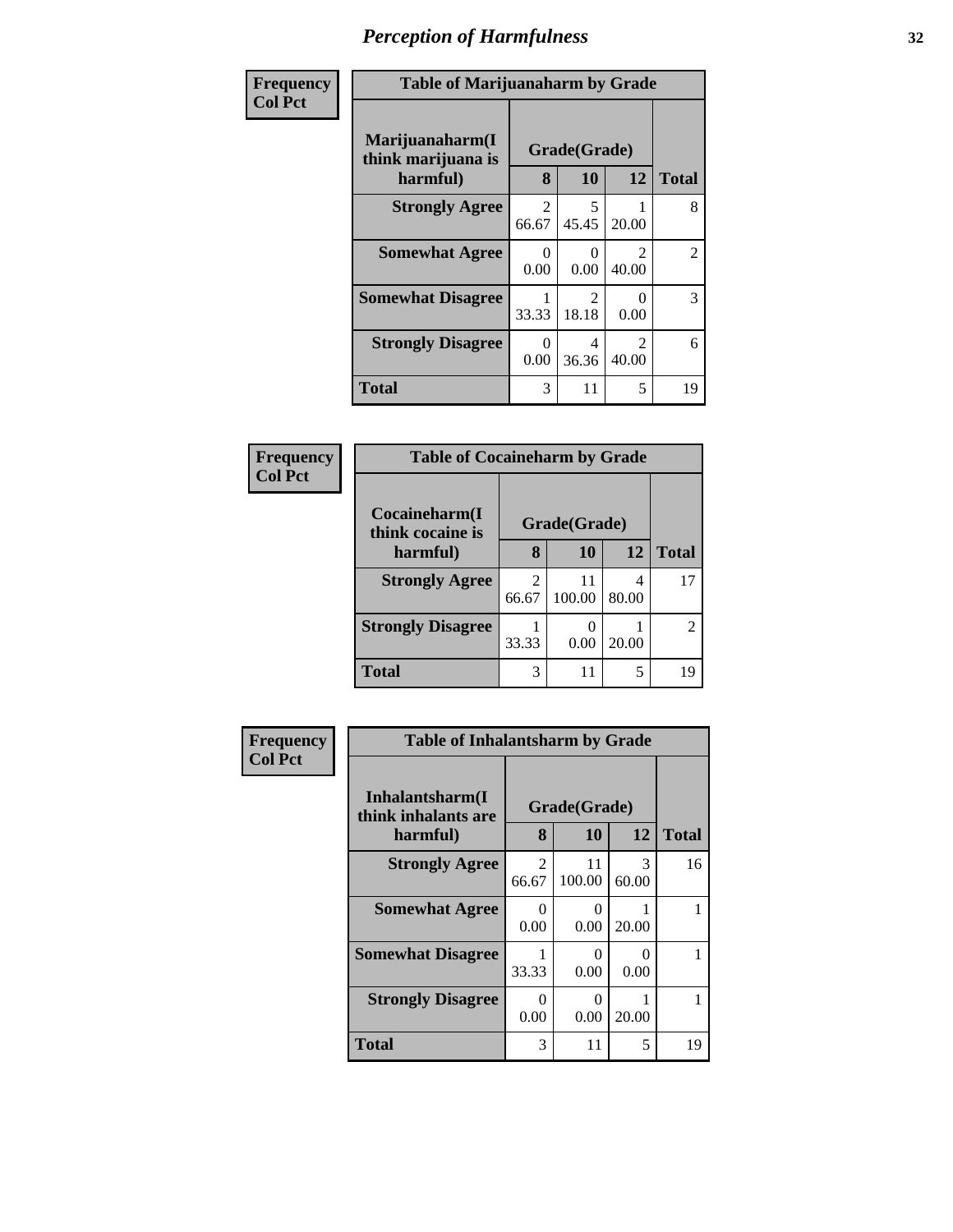# *Perception of Harmfulness*

| Frequency Col Pct | Table of Marijuanaharm by Grade | | | |
|---|---|---|---|---|
| Marijuanaharm(I think marijuana is harmful) | Grade(Grade) | | | |
| | 8 | 10 | 12 | Total |
| Strongly Agree | 2<br>66.67 | 5<br>45.45 | 1<br>20.00 | 8 |
| Somewhat Agree | 0<br>0.00 | 0<br>0.00 | 2<br>40.00 | 2 |
| Somewhat Disagree | 1<br>33.33 | 2<br>18.18 | 0<br>0.00 | 3 |
| Strongly Disagree | 0<br>0.00 | 4<br>36.36 | 2<br>40.00 | 6 |
| Total | 3 | 11 | 5 | 19 |

| Frequency Col Pct | Table of Cocaineharm by Grade | | | |
|---|---|---|---|---|
| Cocaineharm(I think cocaine is harmful) | Grade(Grade) | | | |
| | 8 | 10 | 12 | Total |
| Strongly Agree | 2<br>66.67 | 11<br>100.00 | 4<br>80.00 | 17 |
| Strongly Disagree | 1<br>33.33 | 0<br>0.00 | 1<br>20.00 | 2 |
| Total | 3 | 11 | 5 | 19 |

| Frequency Col Pct | Table of Inhalantsharm by Grade | | | |
|---|---|---|---|---|
| Inhalantsharm(I think inhalants are harmful) | Grade(Grade) | | | |
| | 8 | 10 | 12 | Total |
| Strongly Agree | 2<br>66.67 | 11<br>100.00 | 3<br>60.00 | 16 |
| Somewhat Agree | 0<br>0.00 | 0<br>0.00 | 1<br>20.00 | 1 |
| Somewhat Disagree | 1<br>33.33 | 0<br>0.00 | 0<br>0.00 | 1 |
| Strongly Disagree | 0<br>0.00 | 0<br>0.00 | 1<br>20.00 | 1 |
| Total | 3 | 11 | 5 | 19 |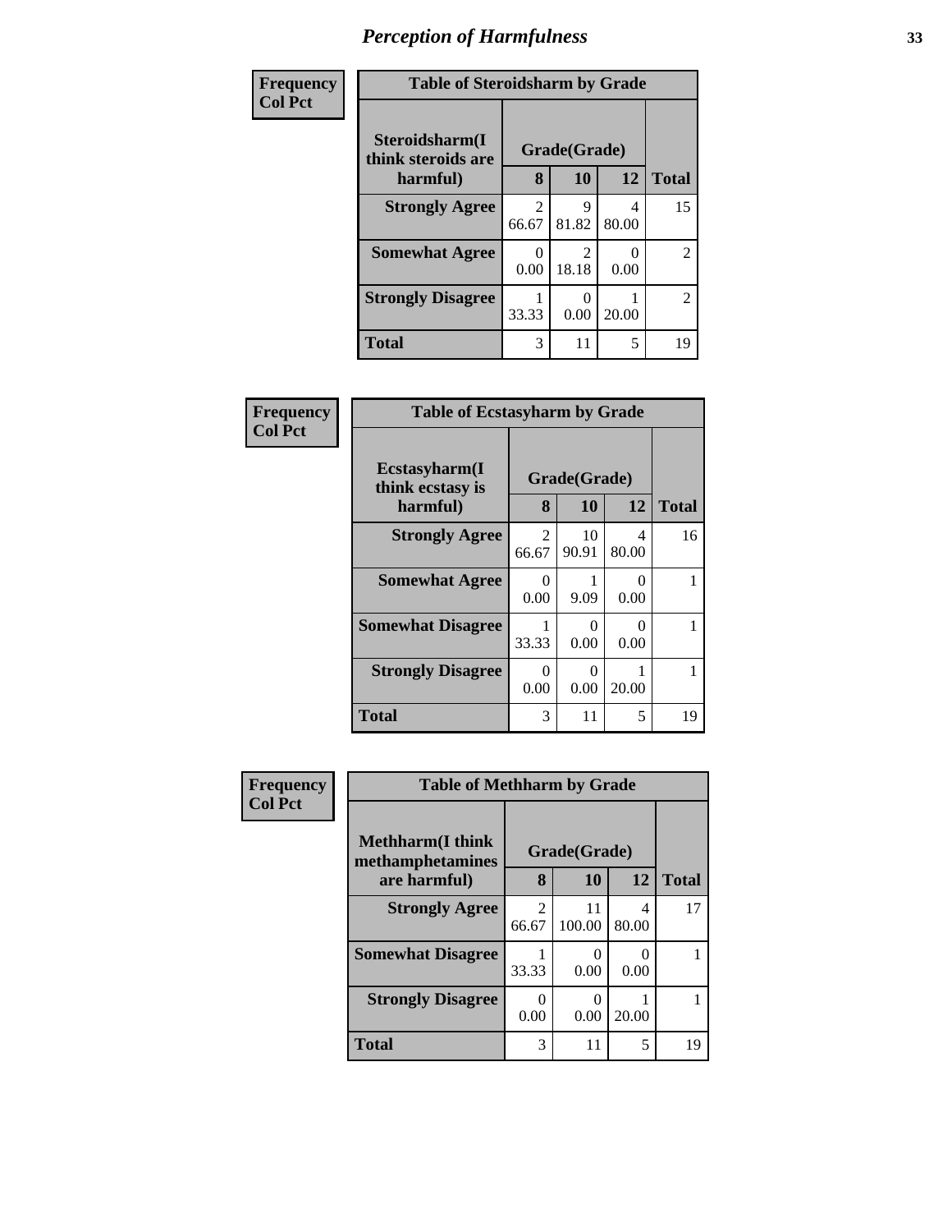## *Perception of Harmfulness*

| Frequency<br>Col Pct |
|---|

**Table of Steroidsharm by Grade**

| Steroidsharm(I think steroids are harmful) | Grade(Grade) 8 | 10 | 12 | Total |
|---|---|---|---|---|
| **Strongly Agree** | 2<br>66.67 | 9<br>81.82 | 4<br>80.00 | 15 |
| **Somewhat Agree** | 0<br>0.00 | 2<br>18.18 | 0<br>0.00 | 2 |
| **Strongly Disagree** | 1<br>33.33 | 0<br>0.00 | 1<br>20.00 | 2 |
| **Total** | 3 | 11 | 5 | 19 |

| Frequency<br>Col Pct |
|---|

**Table of Ecstasyharm by Grade**

| Ecstasyharm(I think ecstasy is harmful) | Grade(Grade) 8 | 10 | 12 | Total |
|---|---|---|---|---|
| **Strongly Agree** | 2<br>66.67 | 10<br>90.91 | 4<br>80.00 | 16 |
| **Somewhat Agree** | 0<br>0.00 | 1<br>9.09 | 0<br>0.00 | 1 |
| **Somewhat Disagree** | 1<br>33.33 | 0<br>0.00 | 0<br>0.00 | 1 |
| **Strongly Disagree** | 0<br>0.00 | 0<br>0.00 | 1<br>20.00 | 1 |
| **Total** | 3 | 11 | 5 | 19 |

| Frequency<br>Col Pct |
|---|

**Table of Methharm by Grade**

| Methharm(I think methamphetamines are harmful) | Grade(Grade) 8 | 10 | 12 | Total |
|---|---|---|---|---|
| **Strongly Agree** | 2<br>66.67 | 11<br>100.00 | 4<br>80.00 | 17 |
| **Somewhat Disagree** | 1<br>33.33 | 0<br>0.00 | 0<br>0.00 | 1 |
| **Strongly Disagree** | 0<br>0.00 | 0<br>0.00 | 1<br>20.00 | 1 |
| **Total** | 3 | 11 | 5 | 19 |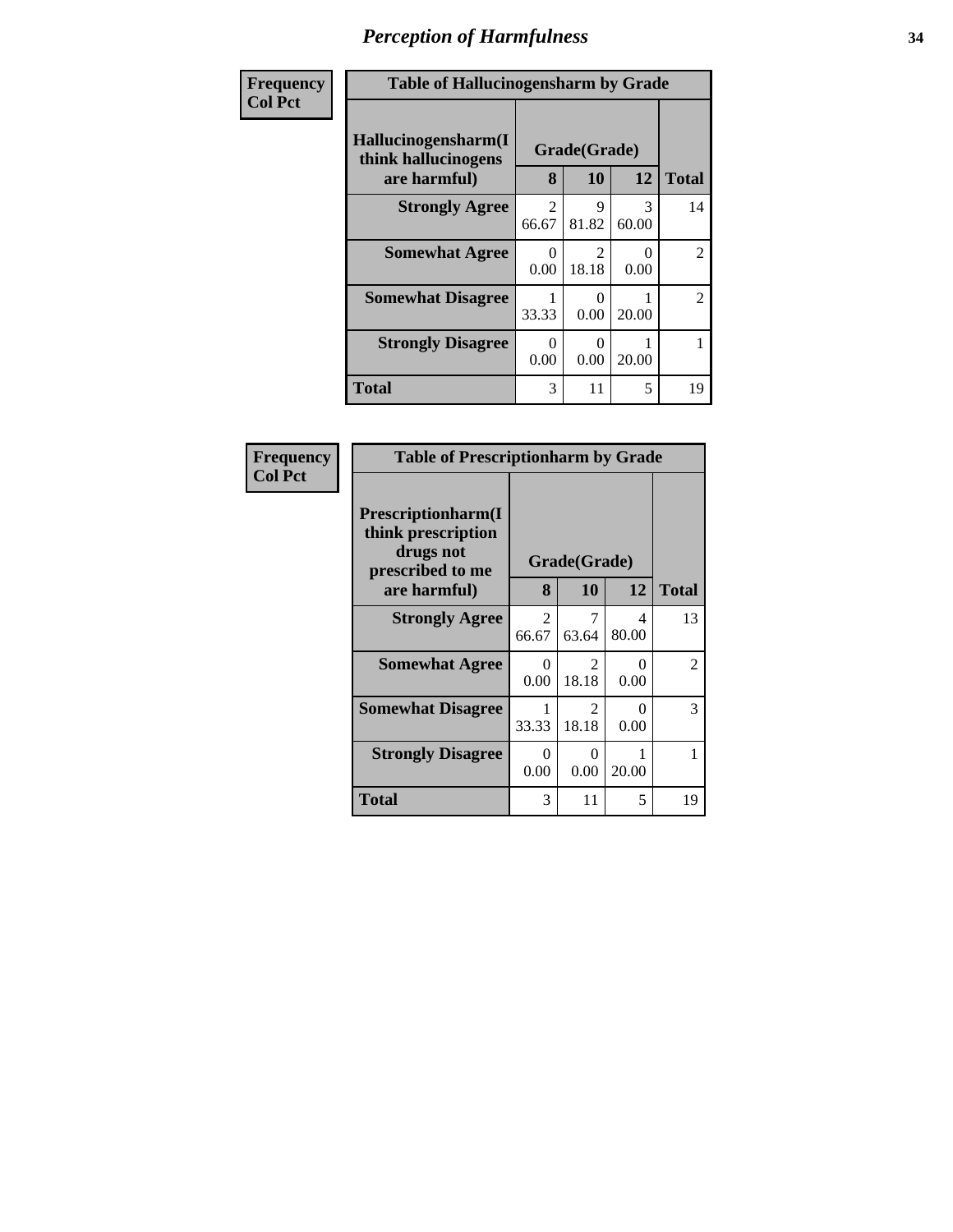# Perception of Harmfulness

**Frequency Col Pct**

**Table of Hallucinogensharm by Grade**

| Hallucinogensharm(I think hallucinogens are harmful) | Grade(Grade) 8 | 10 | 12 | Total |
|---|---|---|---|---|
| **Strongly Agree** | 2<br>66.67 | 9<br>81.82 | 3<br>60.00 | 14 |
| **Somewhat Agree** | 0<br>0.00 | 2<br>18.18 | 0<br>0.00 | 2 |
| **Somewhat Disagree** | 1<br>33.33 | 0<br>0.00 | 1<br>20.00 | 2 |
| **Strongly Disagree** | 0<br>0.00 | 0<br>0.00 | 1<br>20.00 | 1 |
| **Total** | 3 | 11 | 5 | 19 |

**Frequency Col Pct**

**Table of Prescriptionharm by Grade**

| Prescriptionharm(I think prescription drugs not prescribed to me are harmful) | Grade(Grade) 8 | 10 | 12 | Total |
|---|---|---|---|---|
| **Strongly Agree** | 2<br>66.67 | 7<br>63.64 | 4<br>80.00 | 13 |
| **Somewhat Agree** | 0<br>0.00 | 2<br>18.18 | 0<br>0.00 | 2 |
| **Somewhat Disagree** | 1<br>33.33 | 2<br>18.18 | 0<br>0.00 | 3 |
| **Strongly Disagree** | 0<br>0.00 | 0<br>0.00 | 1<br>20.00 | 1 |
| **Total** | 3 | 11 | 5 | 19 |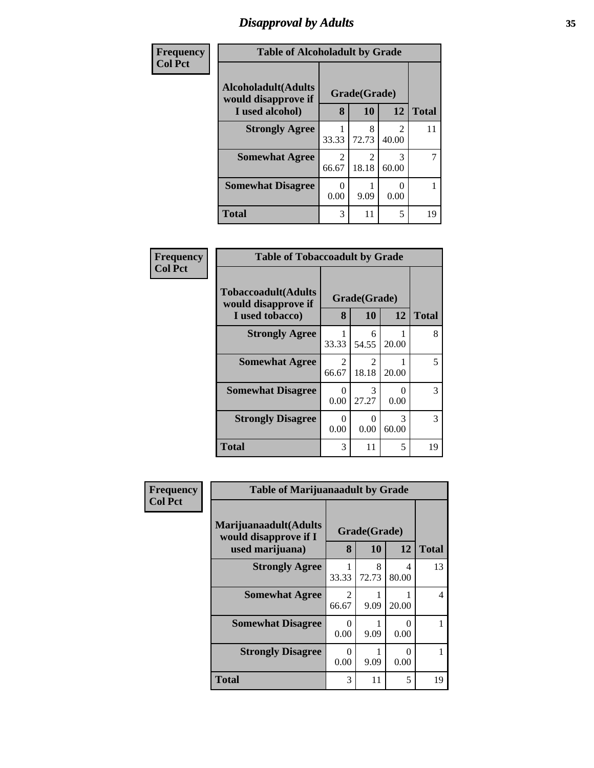# Disapproval by Adults

**Frequency / Col Pct**

**Table of Alcoholadult by Grade**

| Alcoholadult(Adults would disapprove if I used alcohol) | Grade(Grade) 8 | 10 | 12 | Total |
|---|---|---|---|---|
| **Strongly Agree** | 1<br>33.33 | 8<br>72.73 | 2<br>40.00 | 11 |
| **Somewhat Agree** | 2<br>66.67 | 2<br>18.18 | 3<br>60.00 | 7 |
| **Somewhat Disagree** | 0<br>0.00 | 1<br>9.09 | 0<br>0.00 | 1 |
| **Total** | 3 | 11 | 5 | 19 |

**Frequency / Col Pct**

**Table of Tobaccoadult by Grade**

| Tobaccoadult(Adults would disapprove if I used tobacco) | Grade(Grade) 8 | 10 | 12 | Total |
|---|---|---|---|---|
| **Strongly Agree** | 1<br>33.33 | 6<br>54.55 | 1<br>20.00 | 8 |
| **Somewhat Agree** | 2<br>66.67 | 2<br>18.18 | 1<br>20.00 | 5 |
| **Somewhat Disagree** | 0<br>0.00 | 3<br>27.27 | 0<br>0.00 | 3 |
| **Strongly Disagree** | 0<br>0.00 | 0<br>0.00 | 3<br>60.00 | 3 |
| **Total** | 3 | 11 | 5 | 19 |

**Frequency / Col Pct**

**Table of Marijuanaadult by Grade**

| Marijuanaadult(Adults would disapprove if I used marijuana) | Grade(Grade) 8 | 10 | 12 | Total |
|---|---|---|---|---|
| **Strongly Agree** | 1<br>33.33 | 8<br>72.73 | 4<br>80.00 | 13 |
| **Somewhat Agree** | 2<br>66.67 | 1<br>9.09 | 1<br>20.00 | 4 |
| **Somewhat Disagree** | 0<br>0.00 | 1<br>9.09 | 0<br>0.00 | 1 |
| **Strongly Disagree** | 0<br>0.00 | 1<br>9.09 | 0<br>0.00 | 1 |
| **Total** | 3 | 11 | 5 | 19 |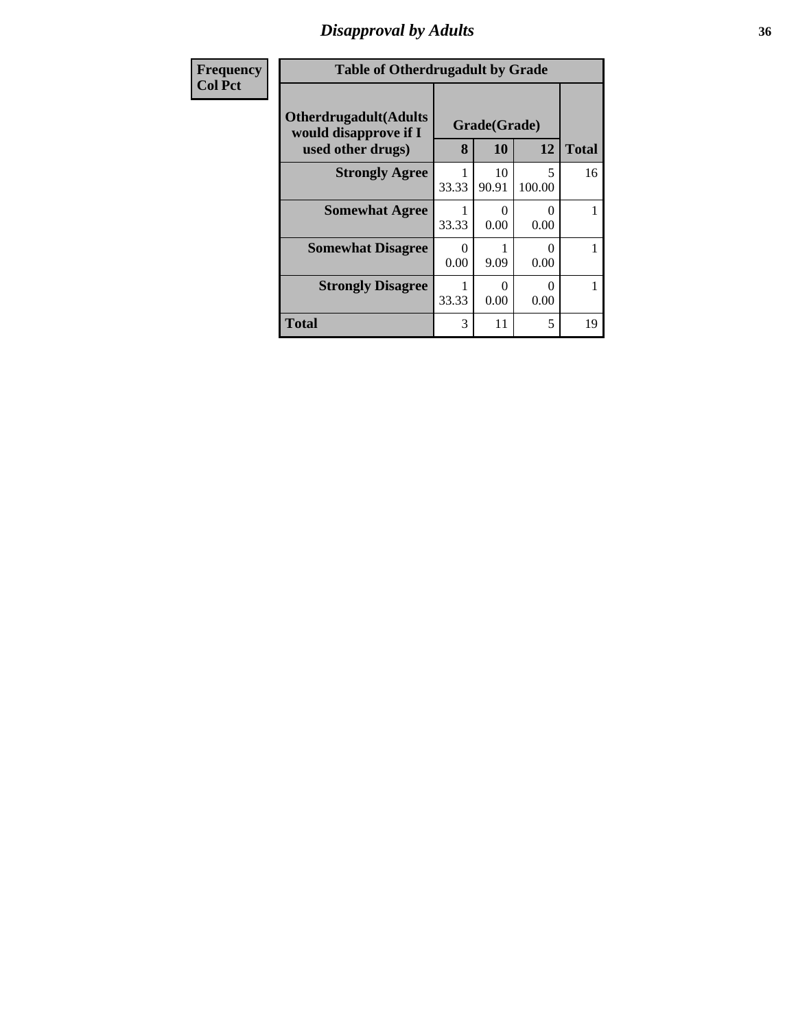## Disapproval by Adults

**Frequency**
**Col Pct**

**Table of Otherdrugadult by Grade**

| Otherdrugadult(Adults would disapprove if I used other drugs) | Grade(Grade) 8 | 10 | 12 | Total |
|---|---|---|---|---|
| **Strongly Agree** | 1<br>33.33 | 10<br>90.91 | 5<br>100.00 | 16 |
| **Somewhat Agree** | 1<br>33.33 | 0<br>0.00 | 0<br>0.00 | 1 |
| **Somewhat Disagree** | 0<br>0.00 | 1<br>9.09 | 0<br>0.00 | 1 |
| **Strongly Disagree** | 1<br>33.33 | 0<br>0.00 | 0<br>0.00 | 1 |
| **Total** | 3 | 11 | 5 | 19 |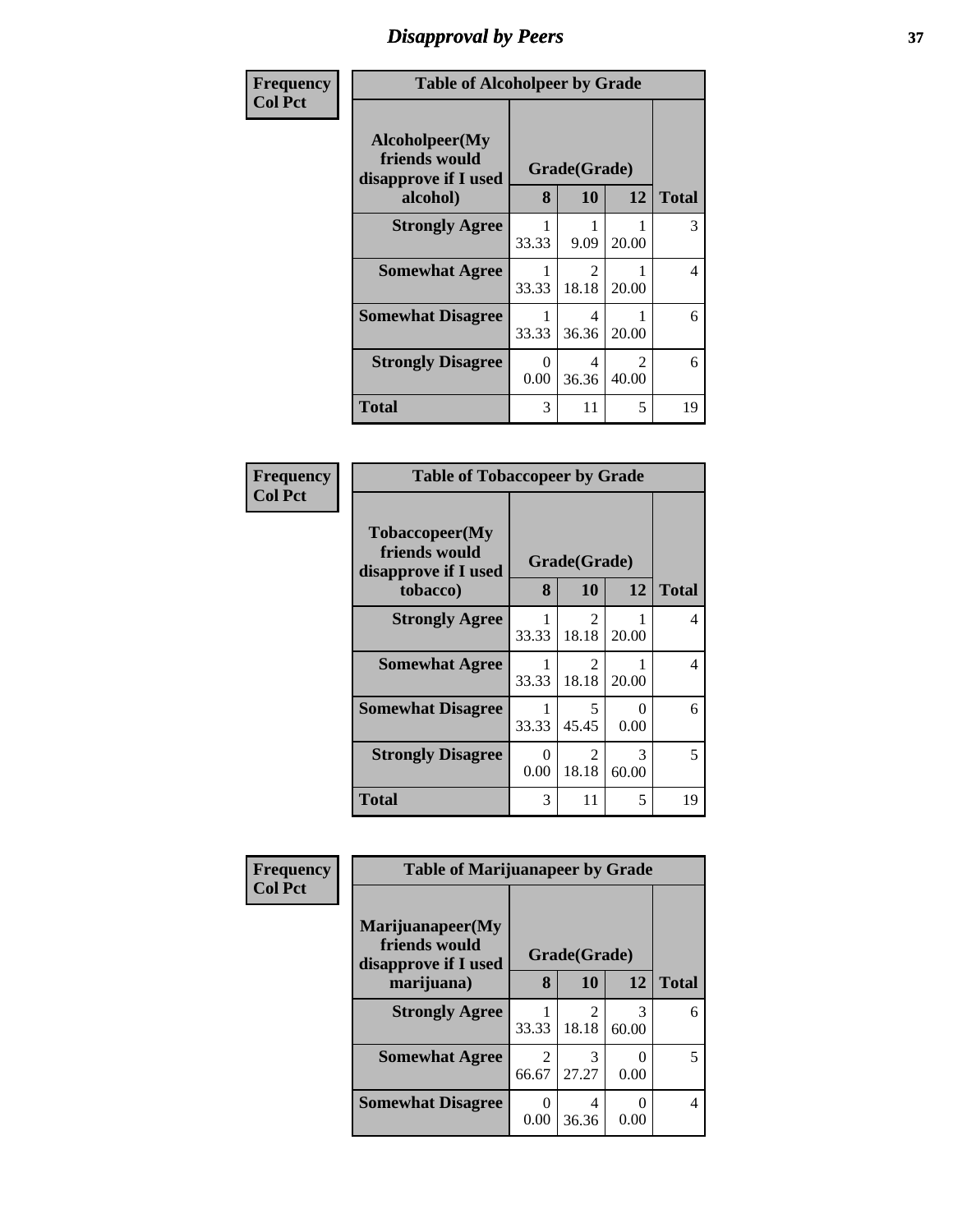# Disapproval by Peers

| Frequency<br>Col Pct | Table of Alcoholpeer by Grade | | | |
|---|---|---|---|---|
| **Alcoholpeer(My friends would disapprove if I used alcohol)** | **Grade(Grade)** | | | **Total** |
| | **8** | **10** | **12** | |
| **Strongly Agree** | 1<br>33.33 | 1<br>9.09 | 1<br>20.00 | 3 |
| **Somewhat Agree** | 1<br>33.33 | 2<br>18.18 | 1<br>20.00 | 4 |
| **Somewhat Disagree** | 1<br>33.33 | 4<br>36.36 | 1<br>20.00 | 6 |
| **Strongly Disagree** | 0<br>0.00 | 4<br>36.36 | 2<br>40.00 | 6 |
| **Total** | 3 | 11 | 5 | 19 |

| Frequency<br>Col Pct | Table of Tobaccopeer by Grade | | | |
|---|---|---|---|---|
| **Tobaccopeer(My friends would disapprove if I used tobacco)** | **Grade(Grade)** | | | **Total** |
| | **8** | **10** | **12** | |
| **Strongly Agree** | 1<br>33.33 | 2<br>18.18 | 1<br>20.00 | 4 |
| **Somewhat Agree** | 1<br>33.33 | 2<br>18.18 | 1<br>20.00 | 4 |
| **Somewhat Disagree** | 1<br>33.33 | 5<br>45.45 | 0<br>0.00 | 6 |
| **Strongly Disagree** | 0<br>0.00 | 2<br>18.18 | 3<br>60.00 | 5 |
| **Total** | 3 | 11 | 5 | 19 |

| Frequency<br>Col Pct | Table of Marijuanapeer by Grade | | | |
|---|---|---|---|---|
| **Marijuanapeer(My friends would disapprove if I used marijuana)** | **Grade(Grade)** | | | **Total** |
| | **8** | **10** | **12** | |
| **Strongly Agree** | 1<br>33.33 | 2<br>18.18 | 3<br>60.00 | 6 |
| **Somewhat Agree** | 2<br>66.67 | 3<br>27.27 | 0<br>0.00 | 5 |
| **Somewhat Disagree** | 0<br>0.00 | 4<br>36.36 | 0<br>0.00 | 4 |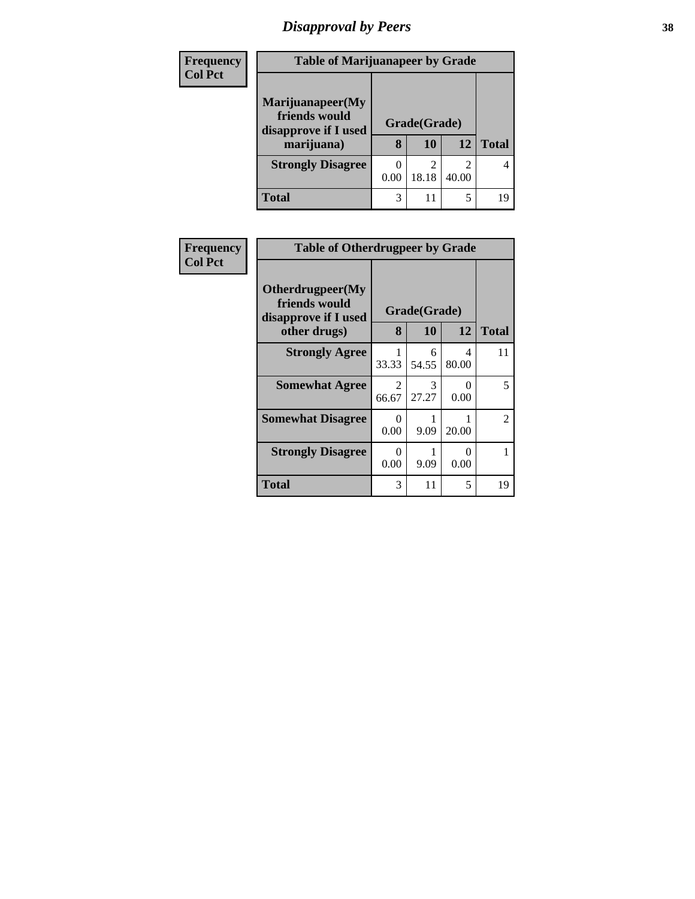## Disapproval by Peers

| Frequency<br>Col Pct | Table of Marijuanapeer by Grade | | | |
|---|---|---|---|---|
| Marijuanapeer(My friends would disapprove if I used marijuana) | Grade(Grade) | | | |
| | 8 | 10 | 12 | Total |
| Strongly Disagree | 0<br>0.00 | 2<br>18.18 | 2<br>40.00 | 4 |
| Total | 3 | 11 | 5 | 19 |

| Frequency<br>Col Pct | Table of Otherdrugpeer by Grade | | | |
|---|---|---|---|---|
| Otherdrugpeer(My friends would disapprove if I used other drugs) | Grade(Grade) | | | |
| | 8 | 10 | 12 | Total |
| Strongly Agree | 1<br>33.33 | 6<br>54.55 | 4<br>80.00 | 11 |
| Somewhat Agree | 2<br>66.67 | 3<br>27.27 | 0<br>0.00 | 5 |
| Somewhat Disagree | 0<br>0.00 | 1<br>9.09 | 1<br>20.00 | 2 |
| Strongly Disagree | 0<br>0.00 | 1<br>9.09 | 0<br>0.00 | 1 |
| Total | 3 | 11 | 5 | 19 |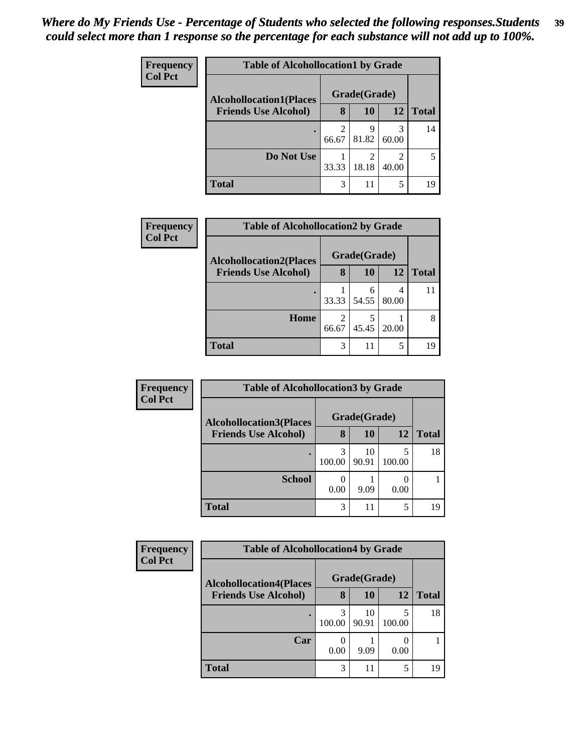*Where do My Friends Use - Percentage of Students who selected the following responses.Students could select more than 1 response so the percentage for each substance will not add up to 100%.*

**Frequency**
**Col Pct**

**Table of Alcohollocation1 by Grade**

| Alcohollocation1(Places Friends Use Alcohol) | Grade(Grade) 8 | 10 | 12 | Total |
|---|---|---|---|---|
| . | 2<br>66.67 | 9<br>81.82 | 3<br>60.00 | 14 |
| Do Not Use | 1<br>33.33 | 2<br>18.18 | 2<br>40.00 | 5 |
| Total | 3 | 11 | 5 | 19 |

**Frequency**
**Col Pct**

**Table of Alcohollocation2 by Grade**

| Alcohollocation2(Places Friends Use Alcohol) | Grade(Grade) 8 | 10 | 12 | Total |
|---|---|---|---|---|
| . | 1<br>33.33 | 6<br>54.55 | 4<br>80.00 | 11 |
| Home | 2<br>66.67 | 5<br>45.45 | 1<br>20.00 | 8 |
| Total | 3 | 11 | 5 | 19 |

**Frequency**
**Col Pct**

**Table of Alcohollocation3 by Grade**

| Alcohollocation3(Places Friends Use Alcohol) | Grade(Grade) 8 | 10 | 12 | Total |
|---|---|---|---|---|
| . | 3<br>100.00 | 10<br>90.91 | 5<br>100.00 | 18 |
| School | 0<br>0.00 | 1<br>9.09 | 0<br>0.00 | 1 |
| Total | 3 | 11 | 5 | 19 |

**Frequency**
**Col Pct**

**Table of Alcohollocation4 by Grade**

| Alcohollocation4(Places Friends Use Alcohol) | Grade(Grade) 8 | 10 | 12 | Total |
|---|---|---|---|---|
| . | 3<br>100.00 | 10<br>90.91 | 5<br>100.00 | 18 |
| Car | 0<br>0.00 | 1<br>9.09 | 0<br>0.00 | 1 |
| Total | 3 | 11 | 5 | 19 |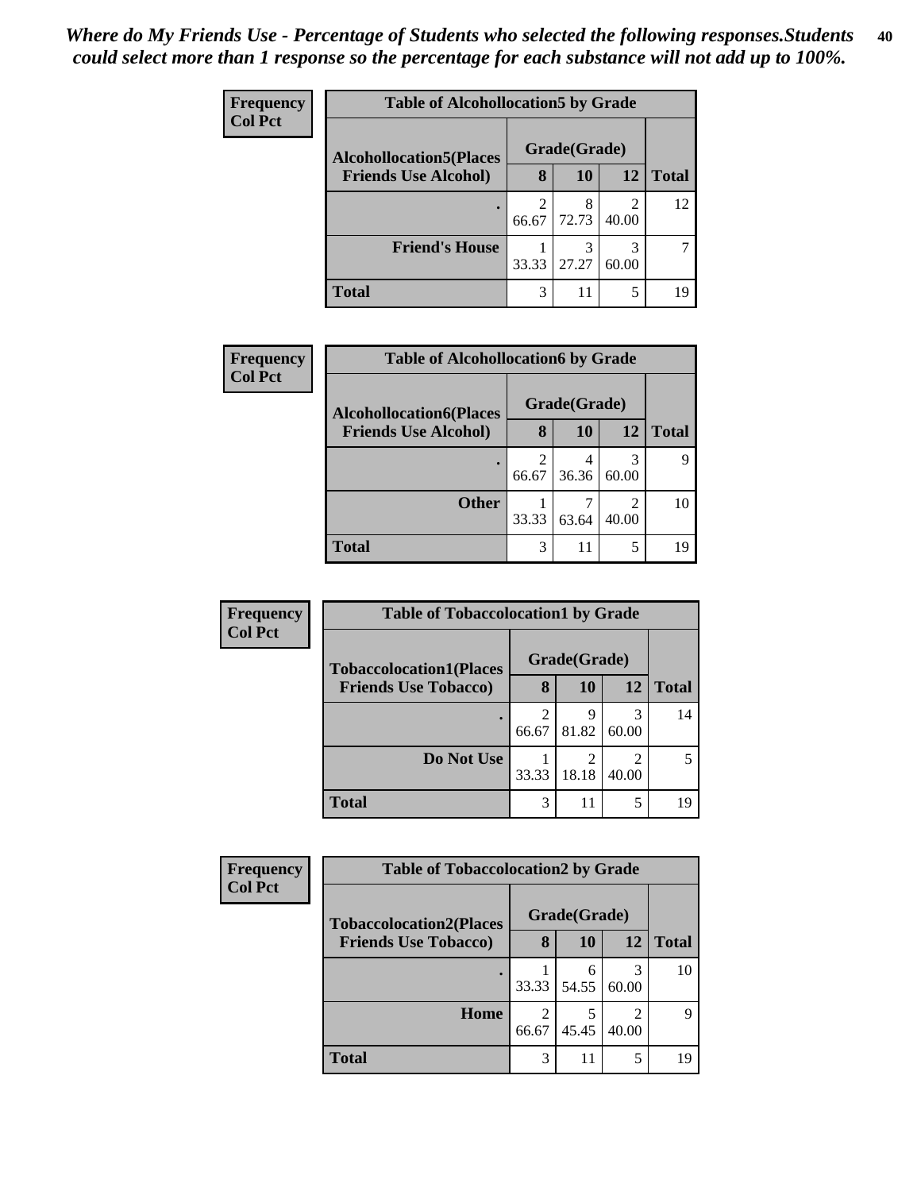*Where do My Friends Use - Percentage of Students who selected the following responses.Students could select more than 1 response so the percentage for each substance will not add up to 100%.*

**Frequency**
**Col Pct**

| Table of Alcohollocation5 by Grade | | | | |
|---|---|---|---|---|
| **Alcohollocation5(Places Friends Use Alcohol)** | **Grade(Grade)** | | | |
| | **8** | **10** | **12** | **Total** |
| **.** | 2<br>66.67 | 8<br>72.73 | 2<br>40.00 | 12 |
| **Friend's House** | 1<br>33.33 | 3<br>27.27 | 3<br>60.00 | 7 |
| **Total** | 3 | 11 | 5 | 19 |

**Frequency**
**Col Pct**

| Table of Alcohollocation6 by Grade | | | | |
|---|---|---|---|---|
| **Alcohollocation6(Places Friends Use Alcohol)** | **Grade(Grade)** | | | |
| | **8** | **10** | **12** | **Total** |
| **.** | 2<br>66.67 | 4<br>36.36 | 3<br>60.00 | 9 |
| **Other** | 1<br>33.33 | 7<br>63.64 | 2<br>40.00 | 10 |
| **Total** | 3 | 11 | 5 | 19 |

**Frequency**
**Col Pct**

| Table of Tobaccolocation1 by Grade | | | | |
|---|---|---|---|---|
| **Tobaccolocation1(Places Friends Use Tobacco)** | **Grade(Grade)** | | | |
| | **8** | **10** | **12** | **Total** |
| **.** | 2<br>66.67 | 9<br>81.82 | 3<br>60.00 | 14 |
| **Do Not Use** | 1<br>33.33 | 2<br>18.18 | 2<br>40.00 | 5 |
| **Total** | 3 | 11 | 5 | 19 |

**Frequency**
**Col Pct**

| Table of Tobaccolocation2 by Grade | | | | |
|---|---|---|---|---|
| **Tobaccolocation2(Places Friends Use Tobacco)** | **Grade(Grade)** | | | |
| | **8** | **10** | **12** | **Total** |
| **.** | 1<br>33.33 | 6<br>54.55 | 3<br>60.00 | 10 |
| **Home** | 2<br>66.67 | 5<br>45.45 | 2<br>40.00 | 9 |
| **Total** | 3 | 11 | 5 | 19 |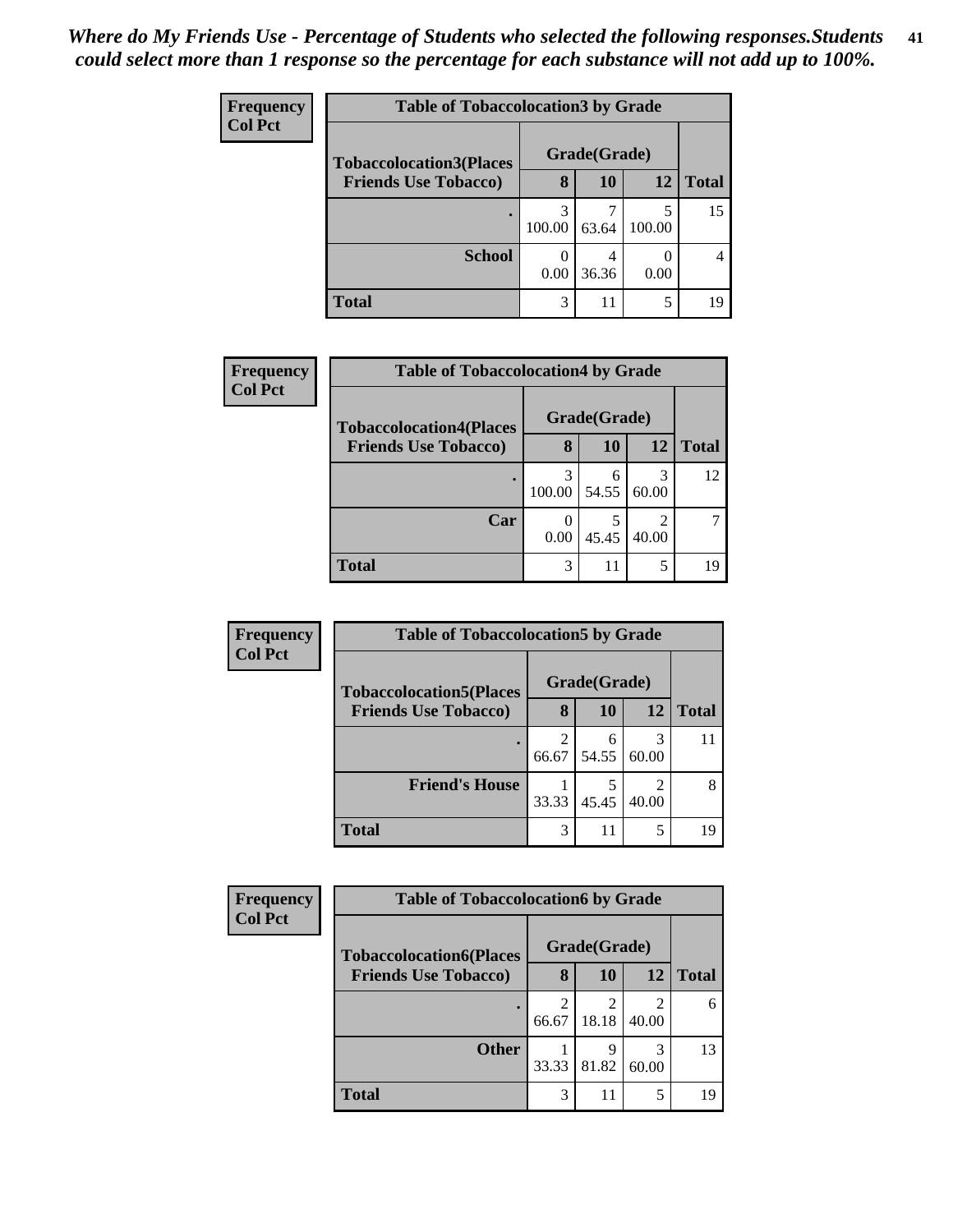*Where do My Friends Use - Percentage of Students who selected the following responses.Students could select more than 1 response so the percentage for each substance will not add up to 100%.*

**Frequency**
**Col Pct**

| Table of Tobaccolocation3 by Grade | | | | |
|---|---|---|---|---|
| **Tobaccolocation3(Places Friends Use Tobacco)** | **Grade(Grade)** | | | |
| | **8** | **10** | **12** | **Total** |
| **.** | 3<br>100.00 | 7<br>63.64 | 5<br>100.00 | 15 |
| **School** | 0<br>0.00 | 4<br>36.36 | 0<br>0.00 | 4 |
| **Total** | 3 | 11 | 5 | 19 |

**Frequency**
**Col Pct**

| Table of Tobaccolocation4 by Grade | | | | |
|---|---|---|---|---|
| **Tobaccolocation4(Places Friends Use Tobacco)** | **Grade(Grade)** | | | |
| | **8** | **10** | **12** | **Total** |
| **.** | 3<br>100.00 | 6<br>54.55 | 3<br>60.00 | 12 |
| **Car** | 0<br>0.00 | 5<br>45.45 | 2<br>40.00 | 7 |
| **Total** | 3 | 11 | 5 | 19 |

**Frequency**
**Col Pct**

| Table of Tobaccolocation5 by Grade | | | | |
|---|---|---|---|---|
| **Tobaccolocation5(Places Friends Use Tobacco)** | **Grade(Grade)** | | | |
| | **8** | **10** | **12** | **Total** |
| **.** | 2<br>66.67 | 6<br>54.55 | 3<br>60.00 | 11 |
| **Friend's House** | 1<br>33.33 | 5<br>45.45 | 2<br>40.00 | 8 |
| **Total** | 3 | 11 | 5 | 19 |

**Frequency**
**Col Pct**

| Table of Tobaccolocation6 by Grade | | | | |
|---|---|---|---|---|
| **Tobaccolocation6(Places Friends Use Tobacco)** | **Grade(Grade)** | | | |
| | **8** | **10** | **12** | **Total** |
| **.** | 2<br>66.67 | 2<br>18.18 | 2<br>40.00 | 6 |
| **Other** | 1<br>33.33 | 9<br>81.82 | 3<br>60.00 | 13 |
| **Total** | 3 | 11 | 5 | 19 |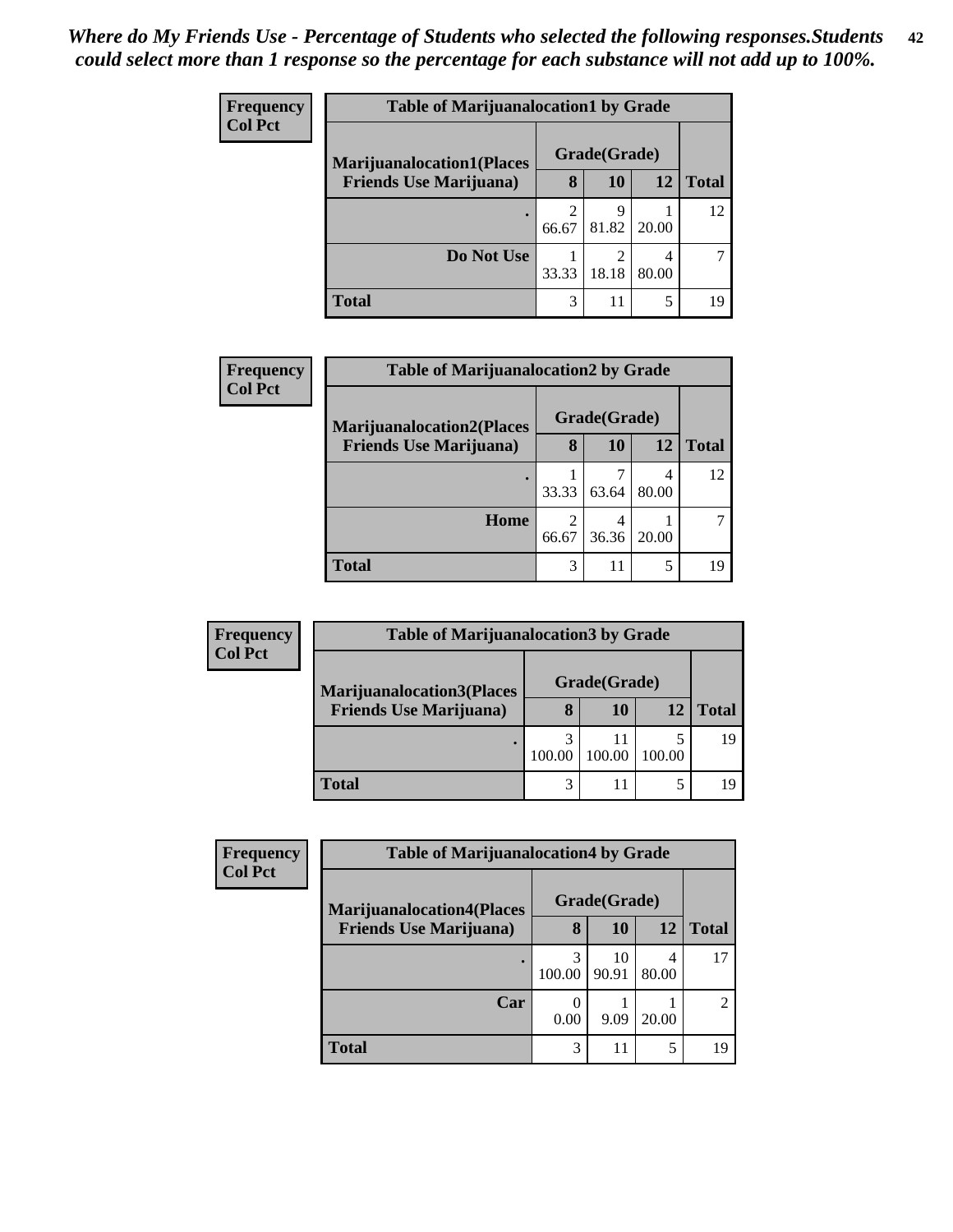*Where do My Friends Use - Percentage of Students who selected the following responses.Students could select more than 1 response so the percentage for each substance will not add up to 100%.*

| Frequency<br>Col Pct | Table of Marijuanalocation1 by Grade | | | |
|---|---|---|---|---|
| Marijuanalocation1(Places Friends Use Marijuana) | Grade(Grade) | | | |
| | 8 | 10 | 12 | Total |
| . | 2<br>66.67 | 9<br>81.82 | 1<br>20.00 | 12 |
| Do Not Use | 1<br>33.33 | 2<br>18.18 | 4<br>80.00 | 7 |
| Total | 3 | 11 | 5 | 19 |

| Frequency<br>Col Pct | Table of Marijuanalocation2 by Grade | | | |
|---|---|---|---|---|
| Marijuanalocation2(Places Friends Use Marijuana) | Grade(Grade) | | | |
| | 8 | 10 | 12 | Total |
| . | 1<br>33.33 | 7<br>63.64 | 4<br>80.00 | 12 |
| Home | 2<br>66.67 | 4<br>36.36 | 1<br>20.00 | 7 |
| Total | 3 | 11 | 5 | 19 |

| Frequency<br>Col Pct | Table of Marijuanalocation3 by Grade | | | |
|---|---|---|---|---|
| Marijuanalocation3(Places Friends Use Marijuana) | Grade(Grade) | | | |
| | 8 | 10 | 12 | Total |
| . | 3<br>100.00 | 11<br>100.00 | 5<br>100.00 | 19 |
| Total | 3 | 11 | 5 | 19 |

| Frequency<br>Col Pct | Table of Marijuanalocation4 by Grade | | | |
|---|---|---|---|---|
| Marijuanalocation4(Places Friends Use Marijuana) | Grade(Grade) | | | |
| | 8 | 10 | 12 | Total |
| . | 3<br>100.00 | 10<br>90.91 | 4<br>80.00 | 17 |
| Car | 0<br>0.00 | 1<br>9.09 | 1<br>20.00 | 2 |
| Total | 3 | 11 | 5 | 19 |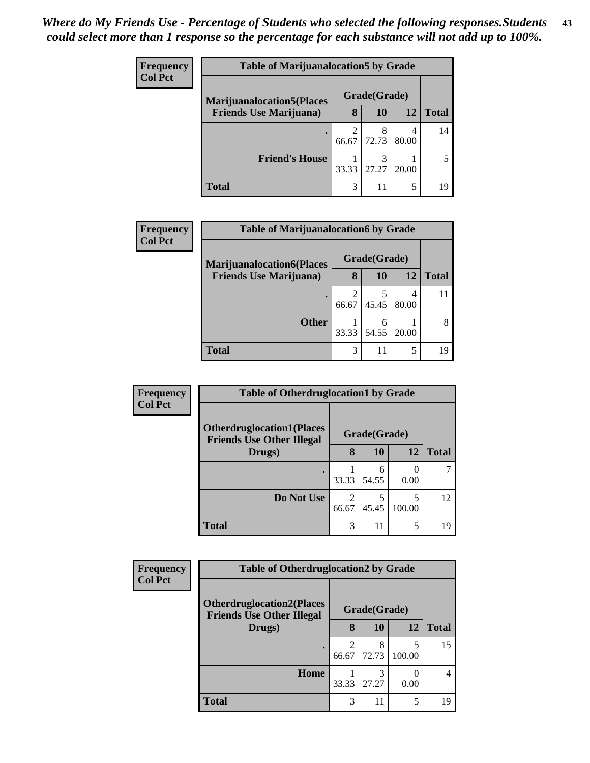*Where do My Friends Use - Percentage of Students who selected the following responses.Students could select more than 1 response so the percentage for each substance will not add up to 100%.*

**Frequency**
**Col Pct**

| Table of Marijuanalocation5 by Grade | | | | |
|---|---|---|---|---|
| **Marijuanalocation5(Places Friends Use Marijuana)** | **Grade(Grade)** | | | |
| | **8** | **10** | **12** | **Total** |
| **.** | 2<br>66.67 | 8<br>72.73 | 4<br>80.00 | 14 |
| **Friend's House** | 1<br>33.33 | 3<br>27.27 | 1<br>20.00 | 5 |
| **Total** | 3 | 11 | 5 | 19 |

**Frequency**
**Col Pct**

| Table of Marijuanalocation6 by Grade | | | | |
|---|---|---|---|---|
| **Marijuanalocation6(Places Friends Use Marijuana)** | **Grade(Grade)** | | | |
| | **8** | **10** | **12** | **Total** |
| **.** | 2<br>66.67 | 5<br>45.45 | 4<br>80.00 | 11 |
| **Other** | 1<br>33.33 | 6<br>54.55 | 1<br>20.00 | 8 |
| **Total** | 3 | 11 | 5 | 19 |

**Frequency**
**Col Pct**

| Table of Otherdruglocation1 by Grade | | | | |
|---|---|---|---|---|
| **Otherdruglocation1(Places Friends Use Other Illegal Drugs)** | **Grade(Grade)** | | | |
| | **8** | **10** | **12** | **Total** |
| **.** | 1<br>33.33 | 6<br>54.55 | 0<br>0.00 | 7 |
| **Do Not Use** | 2<br>66.67 | 5<br>45.45 | 5<br>100.00 | 12 |
| **Total** | 3 | 11 | 5 | 19 |

**Frequency**
**Col Pct**

| Table of Otherdruglocation2 by Grade | | | | |
|---|---|---|---|---|
| **Otherdruglocation2(Places Friends Use Other Illegal Drugs)** | **Grade(Grade)** | | | |
| | **8** | **10** | **12** | **Total** |
| **.** | 2<br>66.67 | 8<br>72.73 | 5<br>100.00 | 15 |
| **Home** | 1<br>33.33 | 3<br>27.27 | 0<br>0.00 | 4 |
| **Total** | 3 | 11 | 5 | 19 |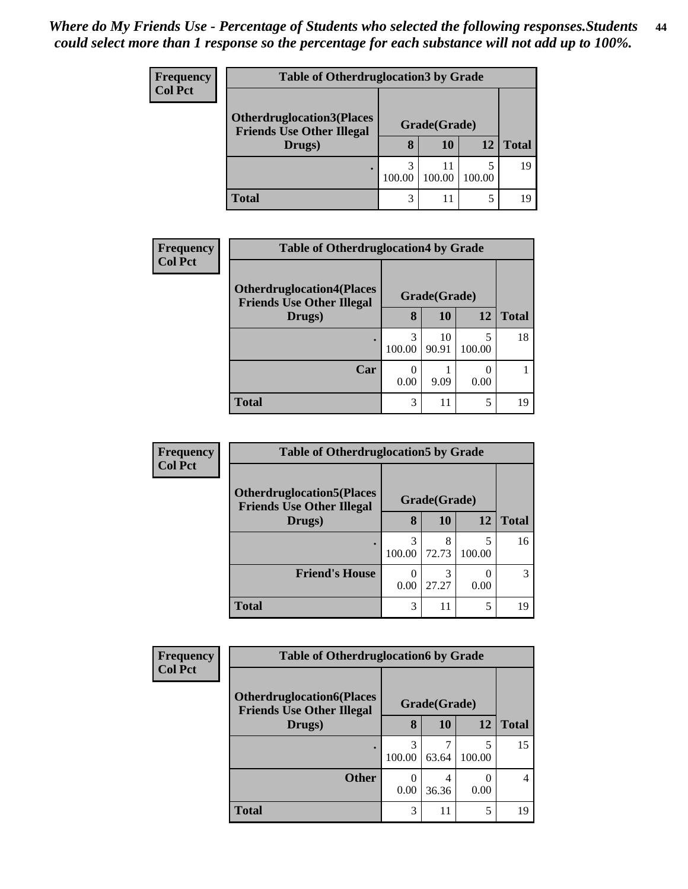*Where do My Friends Use - Percentage of Students who selected the following responses.Students could select more than 1 response so the percentage for each substance will not add up to 100%.*

**Frequency**
**Col Pct**

| Table of Otherdruglocation3 by Grade | | | | |
|---|---|---|---|---|
| Otherdruglocation3(Places Friends Use Other Illegal Drugs) | Grade(Grade) | | | |
| | 8 | 10 | 12 | Total |
| . | 3<br>100.00 | 11<br>100.00 | 5<br>100.00 | 19 |
| **Total** | 3 | 11 | 5 | 19 |

**Frequency**
**Col Pct**

| Table of Otherdruglocation4 by Grade | | | | |
|---|---|---|---|---|
| Otherdruglocation4(Places Friends Use Other Illegal Drugs) | Grade(Grade) | | | |
| | 8 | 10 | 12 | Total |
| . | 3<br>100.00 | 10<br>90.91 | 5<br>100.00 | 18 |
| Car | 0<br>0.00 | 1<br>9.09 | 0<br>0.00 | 1 |
| **Total** | 3 | 11 | 5 | 19 |

**Frequency**
**Col Pct**

| Table of Otherdruglocation5 by Grade | | | | |
|---|---|---|---|---|
| Otherdruglocation5(Places Friends Use Other Illegal Drugs) | Grade(Grade) | | | |
| | 8 | 10 | 12 | Total |
| . | 3<br>100.00 | 8<br>72.73 | 5<br>100.00 | 16 |
| Friend's House | 0<br>0.00 | 3<br>27.27 | 0<br>0.00 | 3 |
| **Total** | 3 | 11 | 5 | 19 |

**Frequency**
**Col Pct**

| Table of Otherdruglocation6 by Grade | | | | |
|---|---|---|---|---|
| Otherdruglocation6(Places Friends Use Other Illegal Drugs) | Grade(Grade) | | | |
| | 8 | 10 | 12 | Total |
| . | 3<br>100.00 | 7<br>63.64 | 5<br>100.00 | 15 |
| Other | 0<br>0.00 | 4<br>36.36 | 0<br>0.00 | 4 |
| **Total** | 3 | 11 | 5 | 19 |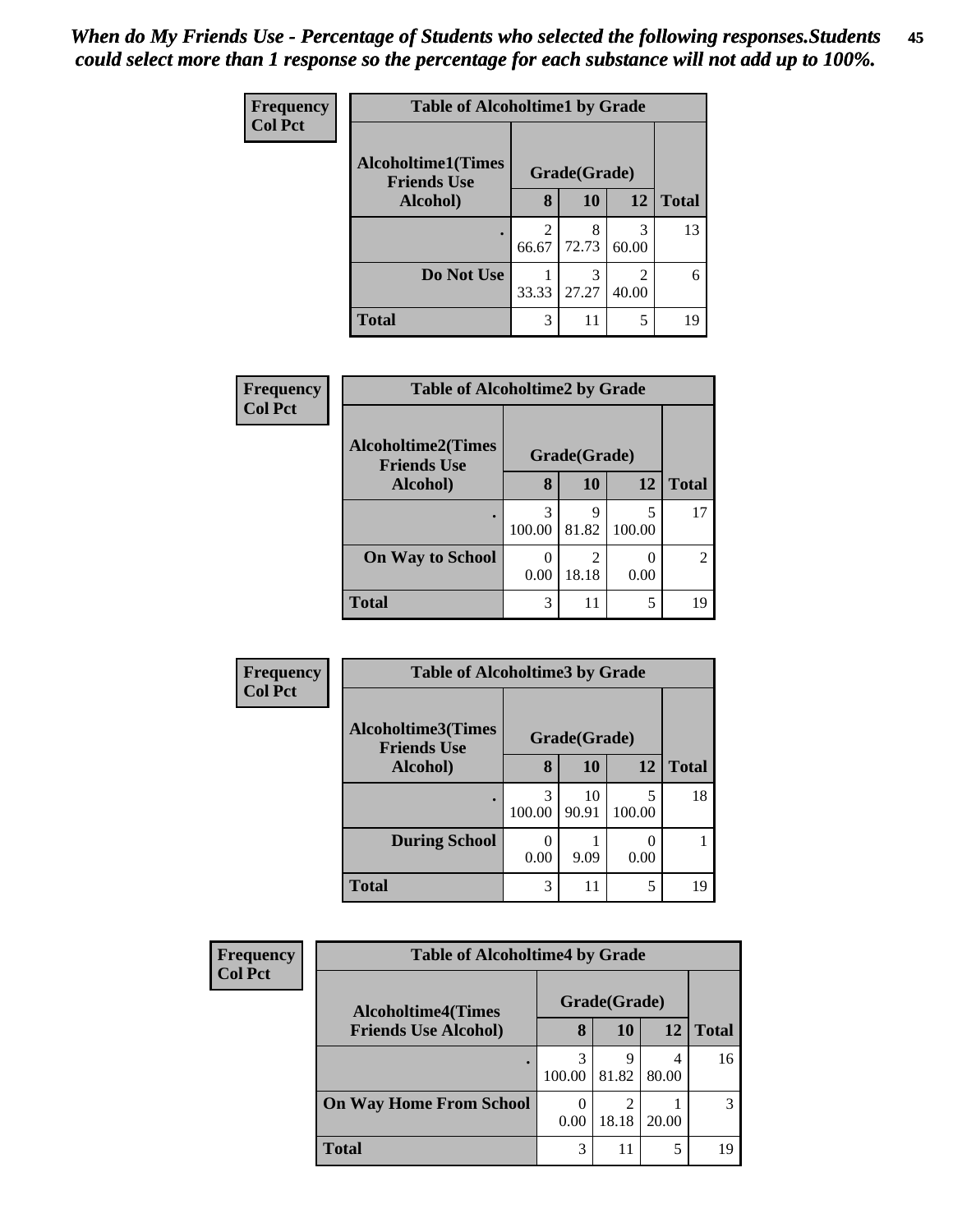*When do My Friends Use - Percentage of Students who selected the following responses.Students could select more than 1 response so the percentage for each substance will not add up to 100%.*

**Frequency**
**Col Pct**

| Table of Alcoholtime1 by Grade | | | | |
|---|---|---|---|---|
| Alcoholtime1(Times Friends Use Alcohol) | Grade(Grade) | | | Total |
| | 8 | 10 | 12 | |
| . | 2<br>66.67 | 8<br>72.73 | 3<br>60.00 | 13 |
| Do Not Use | 1<br>33.33 | 3<br>27.27 | 2<br>40.00 | 6 |
| Total | 3 | 11 | 5 | 19 |

**Frequency**
**Col Pct**

| Table of Alcoholtime2 by Grade | | | | |
|---|---|---|---|---|
| Alcoholtime2(Times Friends Use Alcohol) | Grade(Grade) | | | Total |
| | 8 | 10 | 12 | |
| . | 3<br>100.00 | 9<br>81.82 | 5<br>100.00 | 17 |
| On Way to School | 0<br>0.00 | 2<br>18.18 | 0<br>0.00 | 2 |
| Total | 3 | 11 | 5 | 19 |

**Frequency**
**Col Pct**

| Table of Alcoholtime3 by Grade | | | | |
|---|---|---|---|---|
| Alcoholtime3(Times Friends Use Alcohol) | Grade(Grade) | | | Total |
| | 8 | 10 | 12 | |
| . | 3<br>100.00 | 10<br>90.91 | 5<br>100.00 | 18 |
| During School | 0<br>0.00 | 1<br>9.09 | 0<br>0.00 | 1 |
| Total | 3 | 11 | 5 | 19 |

**Frequency**
**Col Pct**

| Table of Alcoholtime4 by Grade | | | | |
|---|---|---|---|---|
| Alcoholtime4(Times Friends Use Alcohol) | Grade(Grade) | | | Total |
| | 8 | 10 | 12 | |
| . | 3<br>100.00 | 9<br>81.82 | 4<br>80.00 | 16 |
| On Way Home From School | 0<br>0.00 | 2<br>18.18 | 1<br>20.00 | 3 |
| Total | 3 | 11 | 5 | 19 |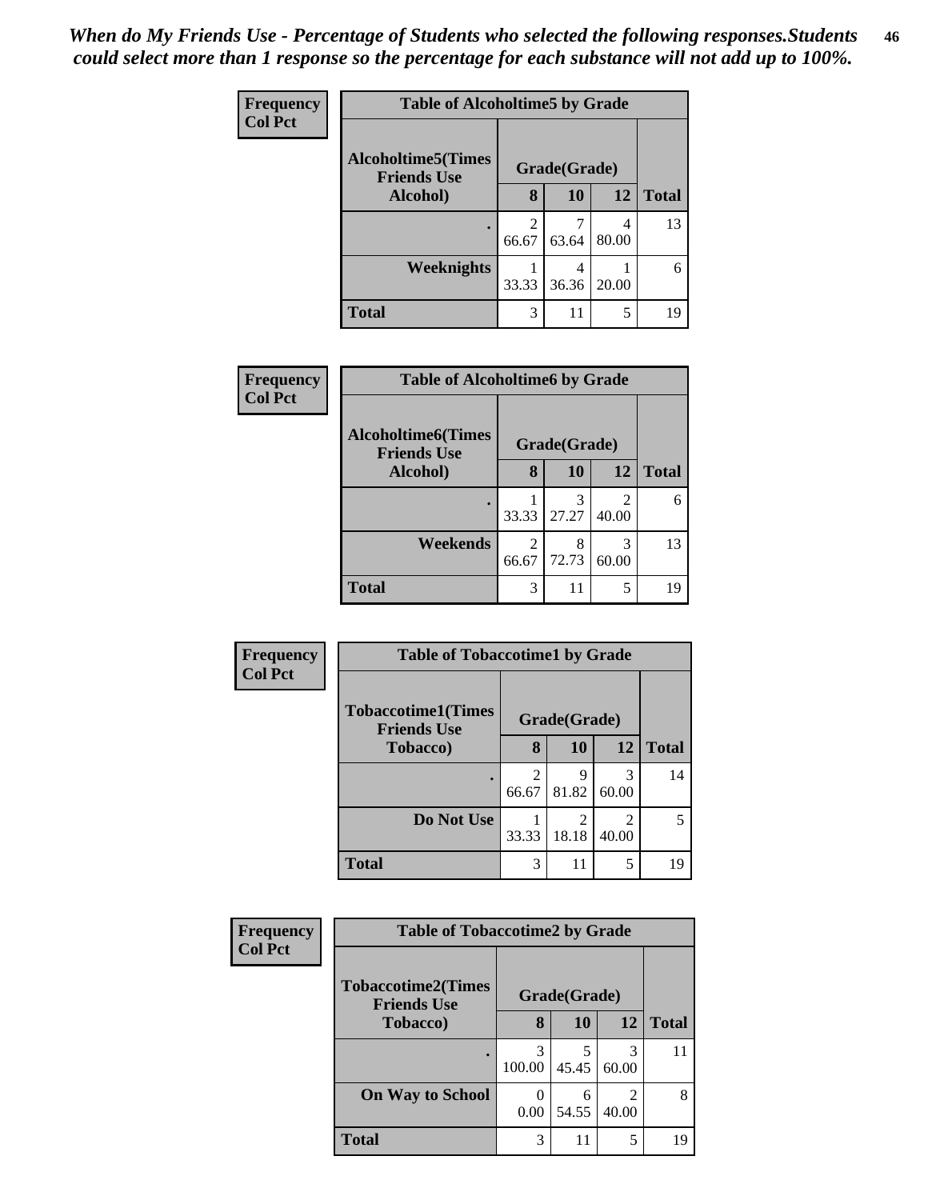*When do My Friends Use - Percentage of Students who selected the following responses.Students could select more than 1 response so the percentage for each substance will not add up to 100%.*

**Frequency**
**Col Pct**

**Table of Alcoholtime5 by Grade**

| Alcoholtime5(Times Friends Use Alcohol) | Grade(Grade) | | | Total |
|---|---|---|---|---|
| | 8 | 10 | 12 | |
| . | 2<br>66.67 | 7<br>63.64 | 4<br>80.00 | 13 |
| Weeknights | 1<br>33.33 | 4<br>36.36 | 1<br>20.00 | 6 |
| Total | 3 | 11 | 5 | 19 |

**Frequency**
**Col Pct**

**Table of Alcoholtime6 by Grade**

| Alcoholtime6(Times Friends Use Alcohol) | Grade(Grade) | | | Total |
|---|---|---|---|---|
| | 8 | 10 | 12 | |
| . | 1<br>33.33 | 3<br>27.27 | 2<br>40.00 | 6 |
| Weekends | 2<br>66.67 | 8<br>72.73 | 3<br>60.00 | 13 |
| Total | 3 | 11 | 5 | 19 |

**Frequency**
**Col Pct**

**Table of Tobaccotime1 by Grade**

| Tobaccotime1(Times Friends Use Tobacco) | Grade(Grade) | | | Total |
|---|---|---|---|---|
| | 8 | 10 | 12 | |
| . | 2<br>66.67 | 9<br>81.82 | 3<br>60.00 | 14 |
| Do Not Use | 1<br>33.33 | 2<br>18.18 | 2<br>40.00 | 5 |
| Total | 3 | 11 | 5 | 19 |

**Frequency**
**Col Pct**

**Table of Tobaccotime2 by Grade**

| Tobaccotime2(Times Friends Use Tobacco) | Grade(Grade) | | | Total |
|---|---|---|---|---|
| | 8 | 10 | 12 | |
| . | 3<br>100.00 | 5<br>45.45 | 3<br>60.00 | 11 |
| On Way to School | 0<br>0.00 | 6<br>54.55 | 2<br>40.00 | 8 |
| Total | 3 | 11 | 5 | 19 |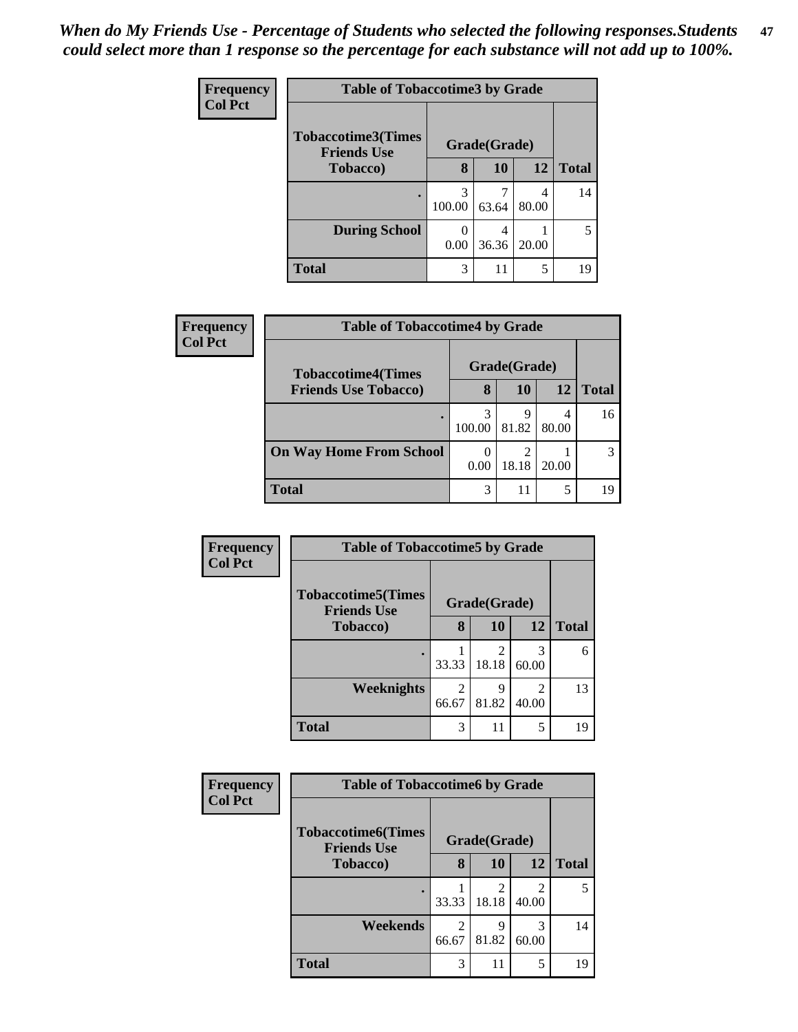*When do My Friends Use - Percentage of Students who selected the following responses.Students could select more than 1 response so the percentage for each substance will not add up to 100%.*

**Frequency**
**Col Pct**

| Table of Tobaccotime3 by Grade | | | | |
|---|---|---|---|---|
| **Tobaccotime3(Times Friends Use Tobacco)** | **Grade(Grade)** | | | |
| | **8** | **10** | **12** | **Total** |
| **.** | 3<br>100.00 | 7<br>63.64 | 4<br>80.00 | 14 |
| **During School** | 0<br>0.00 | 4<br>36.36 | 1<br>20.00 | 5 |
| **Total** | 3 | 11 | 5 | 19 |

**Frequency**
**Col Pct**

| Table of Tobaccotime4 by Grade | | | | |
|---|---|---|---|---|
| **Tobaccotime4(Times Friends Use Tobacco)** | **Grade(Grade)** | | | |
| | **8** | **10** | **12** | **Total** |
| **.** | 3<br>100.00 | 9<br>81.82 | 4<br>80.00 | 16 |
| **On Way Home From School** | 0<br>0.00 | 2<br>18.18 | 1<br>20.00 | 3 |
| **Total** | 3 | 11 | 5 | 19 |

**Frequency**
**Col Pct**

| Table of Tobaccotime5 by Grade | | | | |
|---|---|---|---|---|
| **Tobaccotime5(Times Friends Use Tobacco)** | **Grade(Grade)** | | | |
| | **8** | **10** | **12** | **Total** |
| **.** | 1<br>33.33 | 2<br>18.18 | 3<br>60.00 | 6 |
| **Weeknights** | 2<br>66.67 | 9<br>81.82 | 2<br>40.00 | 13 |
| **Total** | 3 | 11 | 5 | 19 |

**Frequency**
**Col Pct**

| Table of Tobaccotime6 by Grade | | | | |
|---|---|---|---|---|
| **Tobaccotime6(Times Friends Use Tobacco)** | **Grade(Grade)** | | | |
| | **8** | **10** | **12** | **Total** |
| **.** | 1<br>33.33 | 2<br>18.18 | 2<br>40.00 | 5 |
| **Weekends** | 2<br>66.67 | 9<br>81.82 | 3<br>60.00 | 14 |
| **Total** | 3 | 11 | 5 | 19 |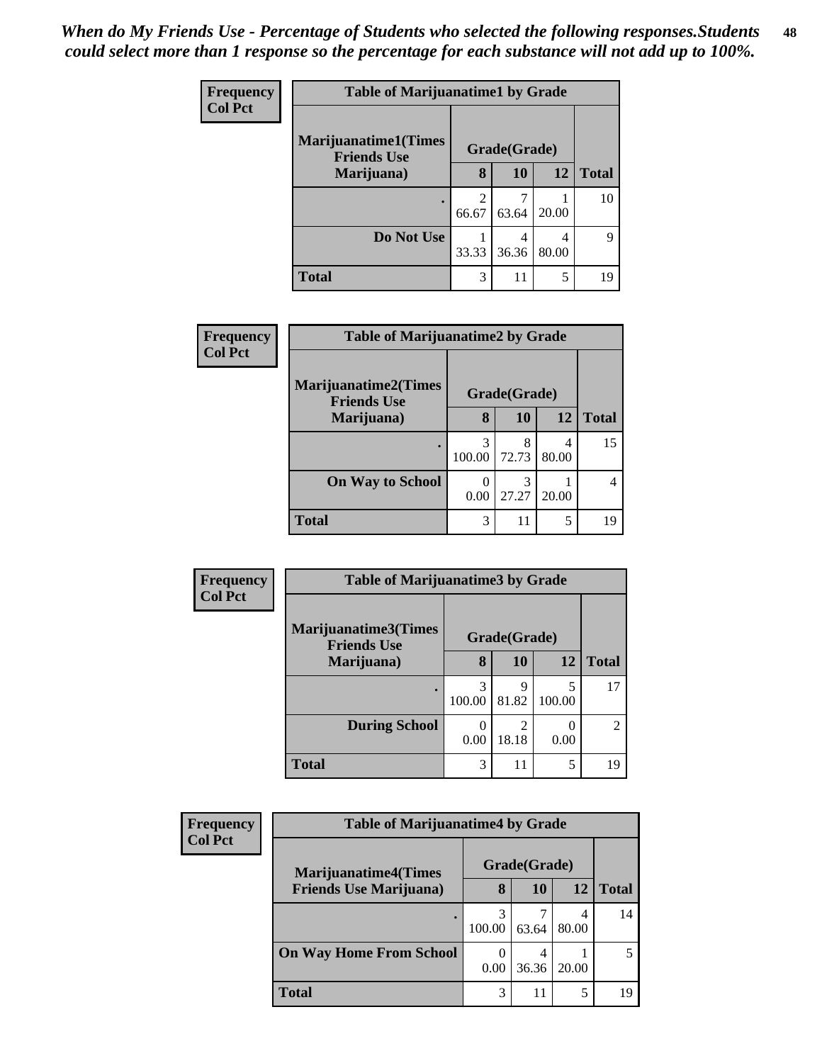*When do My Friends Use - Percentage of Students who selected the following responses.Students could select more than 1 response so the percentage for each substance will not add up to 100%.*

**Frequency / Col Pct**

**Table of Marijuanatime1 by Grade**

| Marijuanatime1(Times Friends Use Marijuana) | Grade(Grade) | | | |
|---|---|---|---|---|
| | 8 | 10 | 12 | Total |
| . | 2<br>66.67 | 7<br>63.64 | 1<br>20.00 | 10 |
| Do Not Use | 1<br>33.33 | 4<br>36.36 | 4<br>80.00 | 9 |
| Total | 3 | 11 | 5 | 19 |

**Frequency / Col Pct**

**Table of Marijuanatime2 by Grade**

| Marijuanatime2(Times Friends Use Marijuana) | Grade(Grade) | | | |
|---|---|---|---|---|
| | 8 | 10 | 12 | Total |
| . | 3<br>100.00 | 8<br>72.73 | 4<br>80.00 | 15 |
| On Way to School | 0<br>0.00 | 3<br>27.27 | 1<br>20.00 | 4 |
| Total | 3 | 11 | 5 | 19 |

**Frequency / Col Pct**

**Table of Marijuanatime3 by Grade**

| Marijuanatime3(Times Friends Use Marijuana) | Grade(Grade) | | | |
|---|---|---|---|---|
| | 8 | 10 | 12 | Total |
| . | 3<br>100.00 | 9<br>81.82 | 5<br>100.00 | 17 |
| During School | 0<br>0.00 | 2<br>18.18 | 0<br>0.00 | 2 |
| Total | 3 | 11 | 5 | 19 |

**Frequency / Col Pct**

**Table of Marijuanatime4 by Grade**

| Marijuanatime4(Times Friends Use Marijuana) | Grade(Grade) | | | |
|---|---|---|---|---|
| | 8 | 10 | 12 | Total |
| . | 3<br>100.00 | 7<br>63.64 | 4<br>80.00 | 14 |
| On Way Home From School | 0<br>0.00 | 4<br>36.36 | 1<br>20.00 | 5 |
| Total | 3 | 11 | 5 | 19 |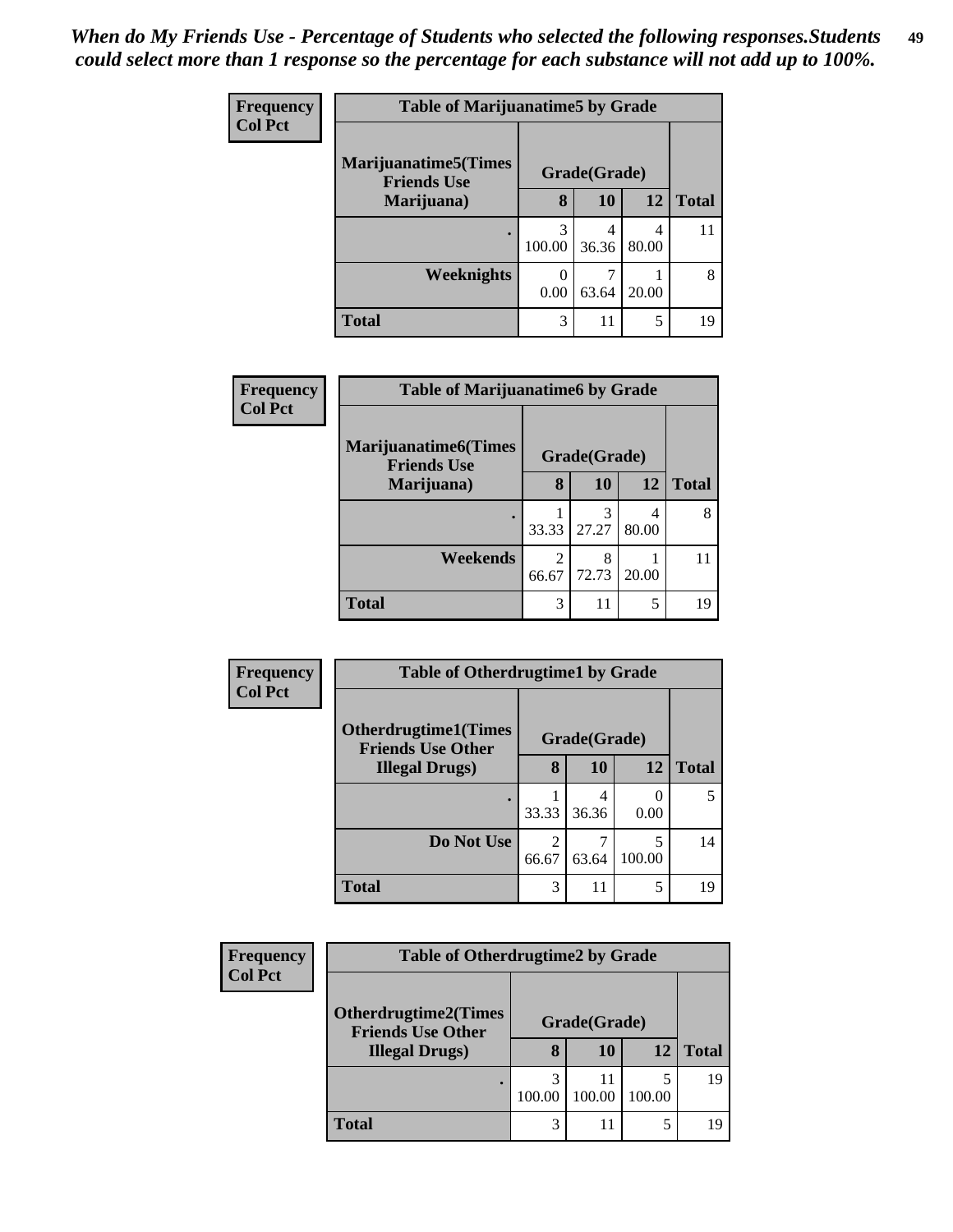*When do My Friends Use - Percentage of Students who selected the following responses.Students could select more than 1 response so the percentage for each substance will not add up to 100%.*

**Frequency**
**Col Pct**

| Table of Marijuanatime5 by Grade | | | | |
|---|---|---|---|---|
| Marijuanatime5(Times Friends Use Marijuana) | Grade(Grade) | | | |
| | 8 | 10 | 12 | Total |
| . | 3<br>100.00 | 4<br>36.36 | 4<br>80.00 | 11 |
| Weeknights | 0<br>0.00 | 7<br>63.64 | 1<br>20.00 | 8 |
| Total | 3 | 11 | 5 | 19 |

**Frequency**
**Col Pct**

| Table of Marijuanatime6 by Grade | | | | |
|---|---|---|---|---|
| Marijuanatime6(Times Friends Use Marijuana) | Grade(Grade) | | | |
| | 8 | 10 | 12 | Total |
| . | 1<br>33.33 | 3<br>27.27 | 4<br>80.00 | 8 |
| Weekends | 2<br>66.67 | 8<br>72.73 | 1<br>20.00 | 11 |
| Total | 3 | 11 | 5 | 19 |

**Frequency**
**Col Pct**

| Table of Otherdrugtime1 by Grade | | | | |
|---|---|---|---|---|
| Otherdrugtime1(Times Friends Use Other Illegal Drugs) | Grade(Grade) | | | |
| | 8 | 10 | 12 | Total |
| . | 1<br>33.33 | 4<br>36.36 | 0<br>0.00 | 5 |
| Do Not Use | 2<br>66.67 | 7<br>63.64 | 5<br>100.00 | 14 |
| Total | 3 | 11 | 5 | 19 |

**Frequency**
**Col Pct**

| Table of Otherdrugtime2 by Grade | | | | |
|---|---|---|---|---|
| Otherdrugtime2(Times Friends Use Other Illegal Drugs) | Grade(Grade) | | | |
| | 8 | 10 | 12 | Total |
| . | 3<br>100.00 | 11<br>100.00 | 5<br>100.00 | 19 |
| Total | 3 | 11 | 5 | 19 |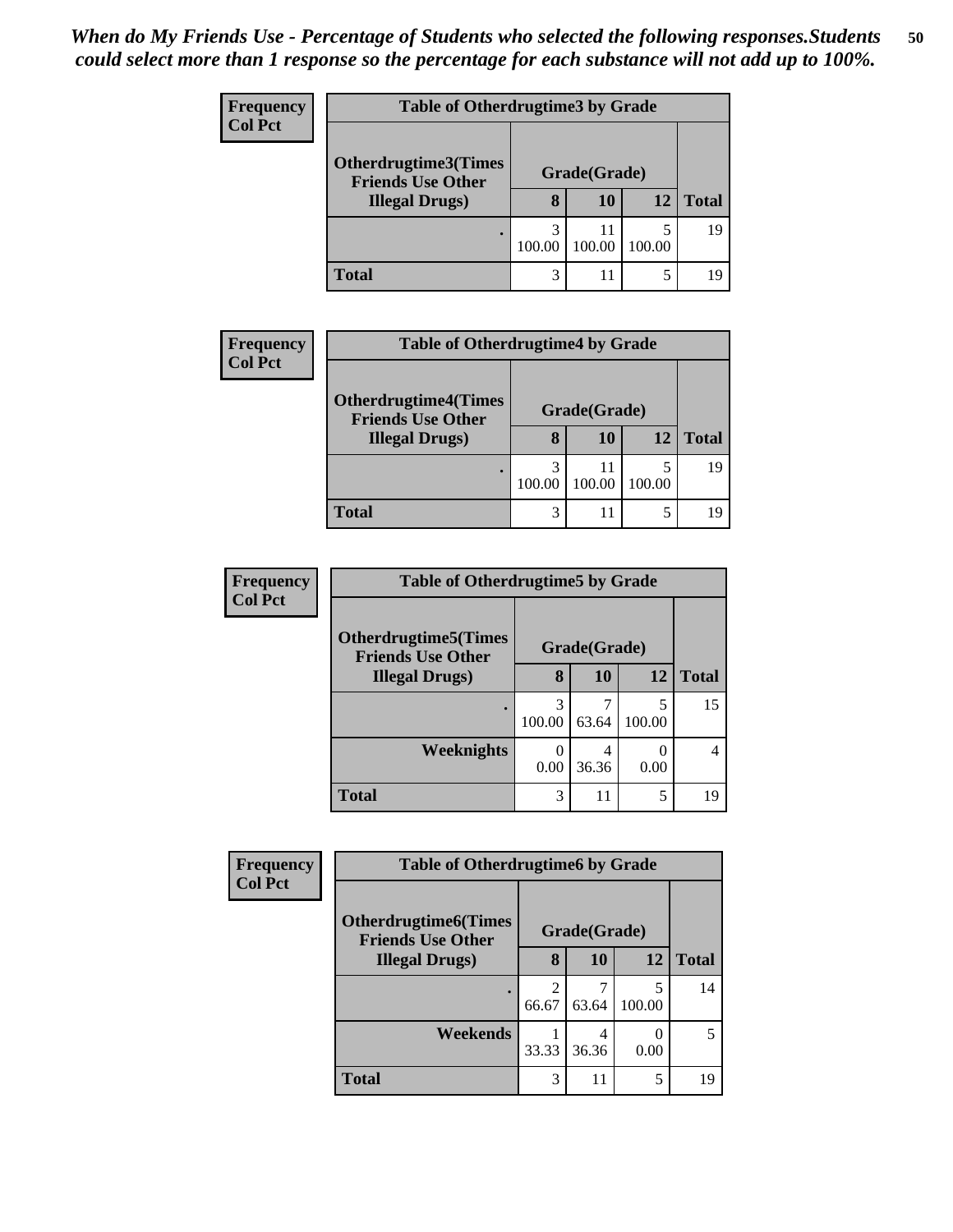*When do My Friends Use - Percentage of Students who selected the following responses.Students could select more than 1 response so the percentage for each substance will not add up to 100%.*

**Frequency**
**Col Pct**

| Table of Otherdrugtime3 by Grade | | | | |
|---|---|---|---|---|
| **Otherdrugtime3(Times Friends Use Other Illegal Drugs)** | **Grade(Grade)** | | | |
| | **8** | **10** | **12** | **Total** |
| . | 3<br>100.00 | 11<br>100.00 | 5<br>100.00 | 19 |
| **Total** | 3 | 11 | 5 | 19 |

**Frequency**
**Col Pct**

| Table of Otherdrugtime4 by Grade | | | | |
|---|---|---|---|---|
| **Otherdrugtime4(Times Friends Use Other Illegal Drugs)** | **Grade(Grade)** | | | |
| | **8** | **10** | **12** | **Total** |
| . | 3<br>100.00 | 11<br>100.00 | 5<br>100.00 | 19 |
| **Total** | 3 | 11 | 5 | 19 |

**Frequency**
**Col Pct**

| Table of Otherdrugtime5 by Grade | | | | |
|---|---|---|---|---|
| **Otherdrugtime5(Times Friends Use Other Illegal Drugs)** | **Grade(Grade)** | | | |
| | **8** | **10** | **12** | **Total** |
| . | 3<br>100.00 | 7<br>63.64 | 5<br>100.00 | 15 |
| **Weeknights** | 0<br>0.00 | 4<br>36.36 | 0<br>0.00 | 4 |
| **Total** | 3 | 11 | 5 | 19 |

**Frequency**
**Col Pct**

| Table of Otherdrugtime6 by Grade | | | | |
|---|---|---|---|---|
| **Otherdrugtime6(Times Friends Use Other Illegal Drugs)** | **Grade(Grade)** | | | |
| | **8** | **10** | **12** | **Total** |
| . | 2<br>66.67 | 7<br>63.64 | 5<br>100.00 | 14 |
| **Weekends** | 1<br>33.33 | 4<br>36.36 | 0<br>0.00 | 5 |
| **Total** | 3 | 11 | 5 | 19 |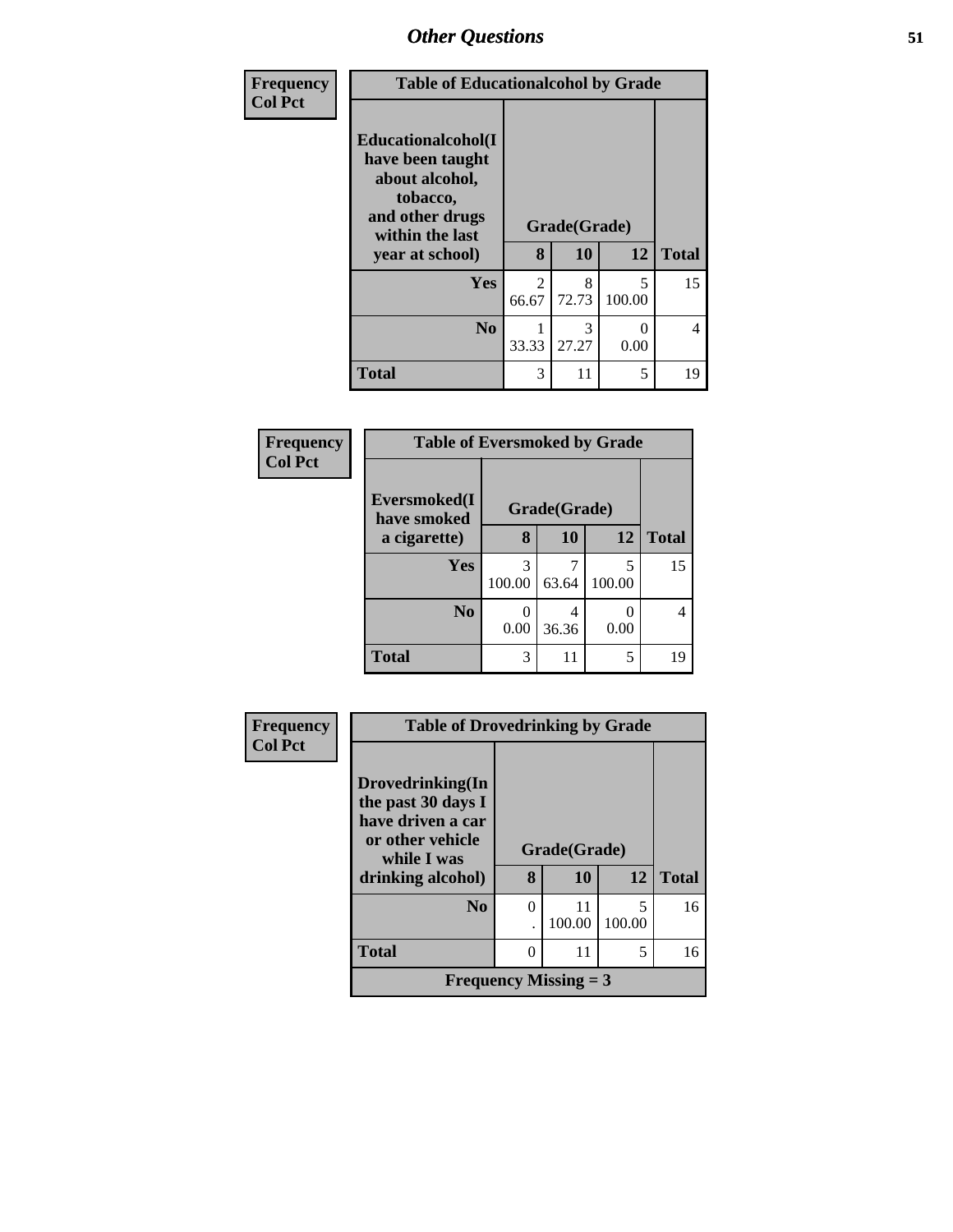## Other Questions

| Frequency<br>Col Pct | Table of Educationalcohol by Grade | | | |
|---|---|---|---|---|
| Educationalcohol(I have been taught about alcohol, tobacco, and other drugs within the last year at school) | Grade(Grade) | | | |
| | 8 | 10 | 12 | Total |
| Yes | 2<br>66.67 | 8<br>72.73 | 5<br>100.00 | 15 |
| No | 1<br>33.33 | 3<br>27.27 | 0<br>0.00 | 4 |
| Total | 3 | 11 | 5 | 19 |

| Frequency<br>Col Pct | Table of Eversmoked by Grade | | | |
|---|---|---|---|---|
| Eversmoked(I have smoked a cigarette) | Grade(Grade) | | | |
| | 8 | 10 | 12 | Total |
| Yes | 3<br>100.00 | 7<br>63.64 | 5<br>100.00 | 15 |
| No | 0<br>0.00 | 4<br>36.36 | 0<br>0.00 | 4 |
| Total | 3 | 11 | 5 | 19 |

| Frequency<br>Col Pct | Table of Drovedrinking by Grade | | | |
|---|---|---|---|---|
| Drovedrinking(In the past 30 days I have driven a car or other vehicle while I was drinking alcohol) | Grade(Grade) | | | |
| | 8 | 10 | 12 | Total |
| No | 0<br>. | 11<br>100.00 | 5<br>100.00 | 16 |
| Total | 0 | 11 | 5 | 16 |
| Frequency Missing = 3 | | | | |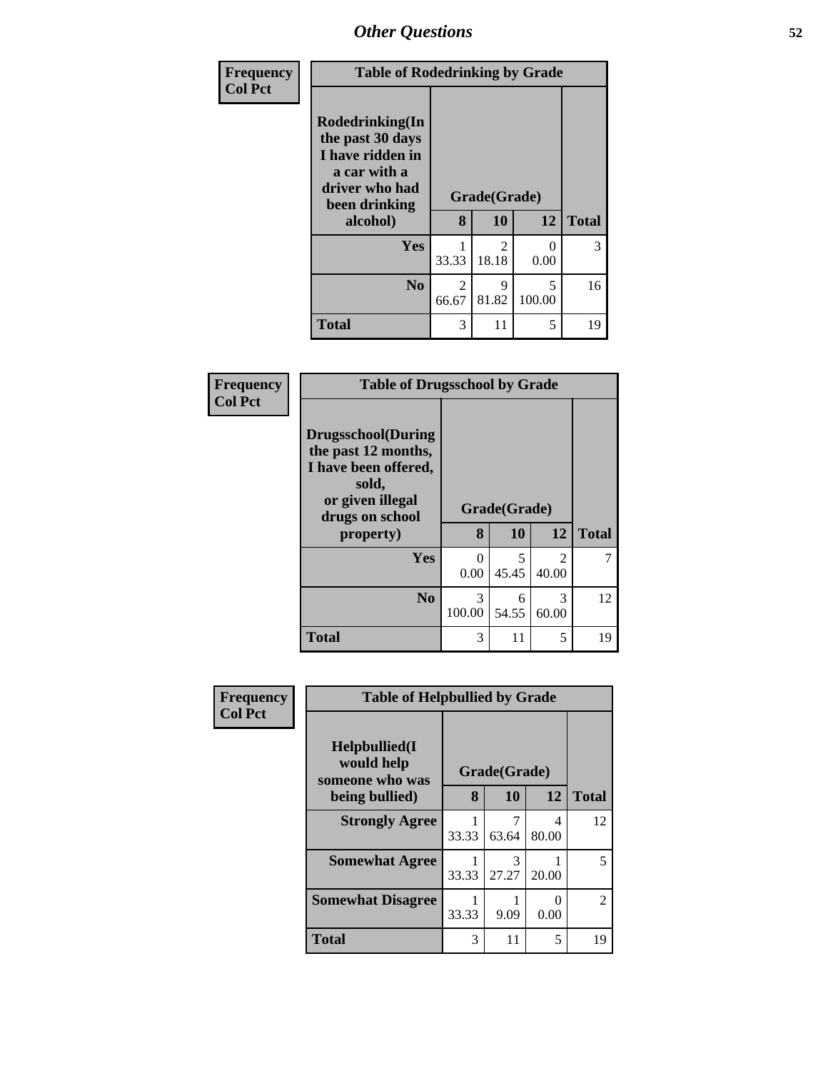| Frequency Col Pct | Table of Rodedrinking by Grade | | | |
|---|---|---|---|---|
| Rodedrinking(In the past 30 days I have ridden in a car with a driver who had been drinking alcohol) | Grade(Grade) | | | |
| | 8 | 10 | 12 | Total |
| Yes | 1<br>33.33 | 2<br>18.18 | 0<br>0.00 | 3 |
| No | 2<br>66.67 | 9<br>81.82 | 5<br>100.00 | 16 |
| Total | 3 | 11 | 5 | 19 |

| Frequency Col Pct | Table of Drugsschool by Grade | | | |
|---|---|---|---|---|
| Drugsschool(During the past 12 months, I have been offered, sold, or given illegal drugs on school property) | Grade(Grade) | | | |
| | 8 | 10 | 12 | Total |
| Yes | 0<br>0.00 | 5<br>45.45 | 2<br>40.00 | 7 |
| No | 3<br>100.00 | 6<br>54.55 | 3<br>60.00 | 12 |
| Total | 3 | 11 | 5 | 19 |

| Frequency Col Pct | Table of Helpbullied by Grade | | | |
|---|---|---|---|---|
| Helpbullied(I would help someone who was being bullied) | Grade(Grade) | | | |
| | 8 | 10 | 12 | Total |
| Strongly Agree | 1<br>33.33 | 7<br>63.64 | 4<br>80.00 | 12 |
| Somewhat Agree | 1<br>33.33 | 3<br>27.27 | 1<br>20.00 | 5 |
| Somewhat Disagree | 1<br>33.33 | 1<br>9.09 | 0<br>0.00 | 2 |
| Total | 3 | 11 | 5 | 19 |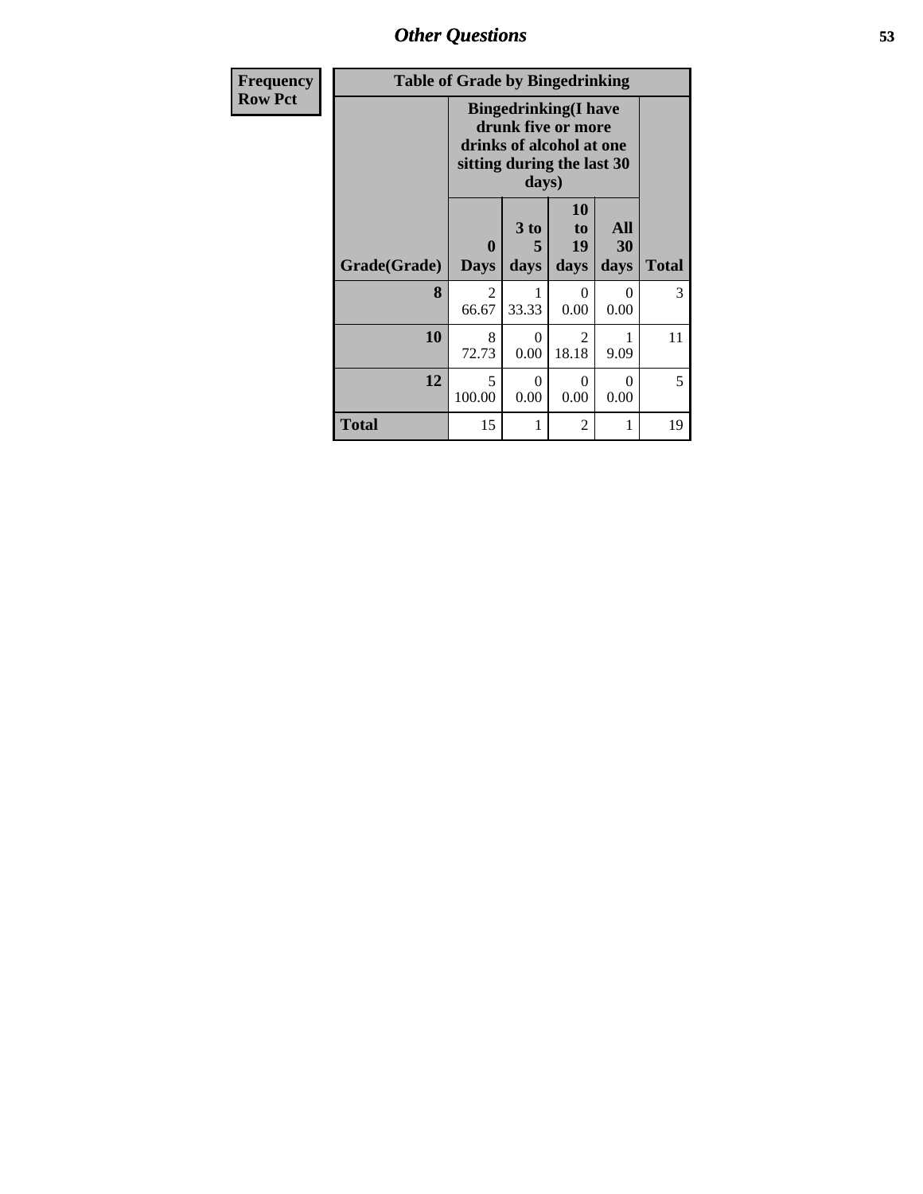| Frequency Row Pct |
|---|

| Table of Grade by Bingedrinking | | | | | |
|---|---|---|---|---|---|
| | Bingedrinking(I have drunk five or more drinks of alcohol at one sitting during the last 30 days) | | | | |
| Grade(Grade) | 0 Days | 3 to 5 days | 10 to 19 days | All 30 days | Total |
| **8** | 2<br>66.67 | 1<br>33.33 | 0<br>0.00 | 0<br>0.00 | 3 |
| **10** | 8<br>72.73 | 0<br>0.00 | 2<br>18.18 | 1<br>9.09 | 11 |
| **12** | 5<br>100.00 | 0<br>0.00 | 0<br>0.00 | 0<br>0.00 | 5 |
| **Total** | 15 | 1 | 2 | 1 | 19 |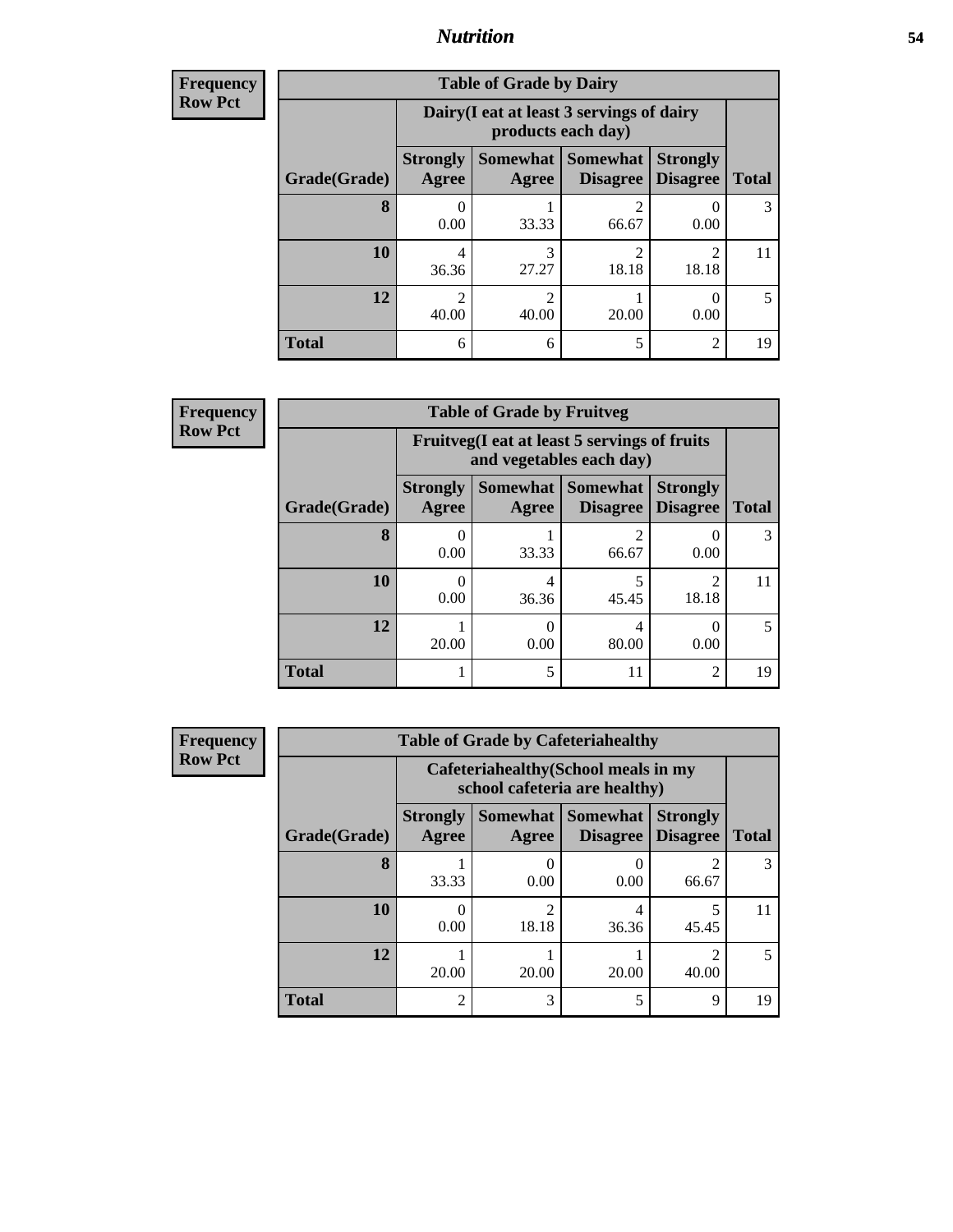## Nutrition

**Frequency**
**Row Pct**

| Table of Grade by Dairy | | | | | |
|---|---|---|---|---|---|
| | Dairy(I eat at least 3 servings of dairy products each day) | | | | |
| Grade(Grade) | Strongly Agree | Somewhat Agree | Somewhat Disagree | Strongly Disagree | Total |
| 8 | 0<br>0.00 | 1<br>33.33 | 2<br>66.67 | 0<br>0.00 | 3 |
| 10 | 4<br>36.36 | 3<br>27.27 | 2<br>18.18 | 2<br>18.18 | 11 |
| 12 | 2<br>40.00 | 2<br>40.00 | 1<br>20.00 | 0<br>0.00 | 5 |
| Total | 6 | 6 | 5 | 2 | 19 |

**Frequency**
**Row Pct**

| Table of Grade by Fruitveg | | | | | |
|---|---|---|---|---|---|
| | Fruitveg(I eat at least 5 servings of fruits and vegetables each day) | | | | |
| Grade(Grade) | Strongly Agree | Somewhat Agree | Somewhat Disagree | Strongly Disagree | Total |
| 8 | 0<br>0.00 | 1<br>33.33 | 2<br>66.67 | 0<br>0.00 | 3 |
| 10 | 0<br>0.00 | 4<br>36.36 | 5<br>45.45 | 2<br>18.18 | 11 |
| 12 | 1<br>20.00 | 0<br>0.00 | 4<br>80.00 | 0<br>0.00 | 5 |
| Total | 1 | 5 | 11 | 2 | 19 |

**Frequency**
**Row Pct**

| Table of Grade by Cafeteriahealthy | | | | | |
|---|---|---|---|---|---|
| | Cafeteriahealthy(School meals in my school cafeteria are healthy) | | | | |
| Grade(Grade) | Strongly Agree | Somewhat Agree | Somewhat Disagree | Strongly Disagree | Total |
| 8 | 1<br>33.33 | 0<br>0.00 | 0<br>0.00 | 2<br>66.67 | 3 |
| 10 | 0<br>0.00 | 2<br>18.18 | 4<br>36.36 | 5<br>45.45 | 11 |
| 12 | 1<br>20.00 | 1<br>20.00 | 1<br>20.00 | 2<br>40.00 | 5 |
| Total | 2 | 3 | 5 | 9 | 19 |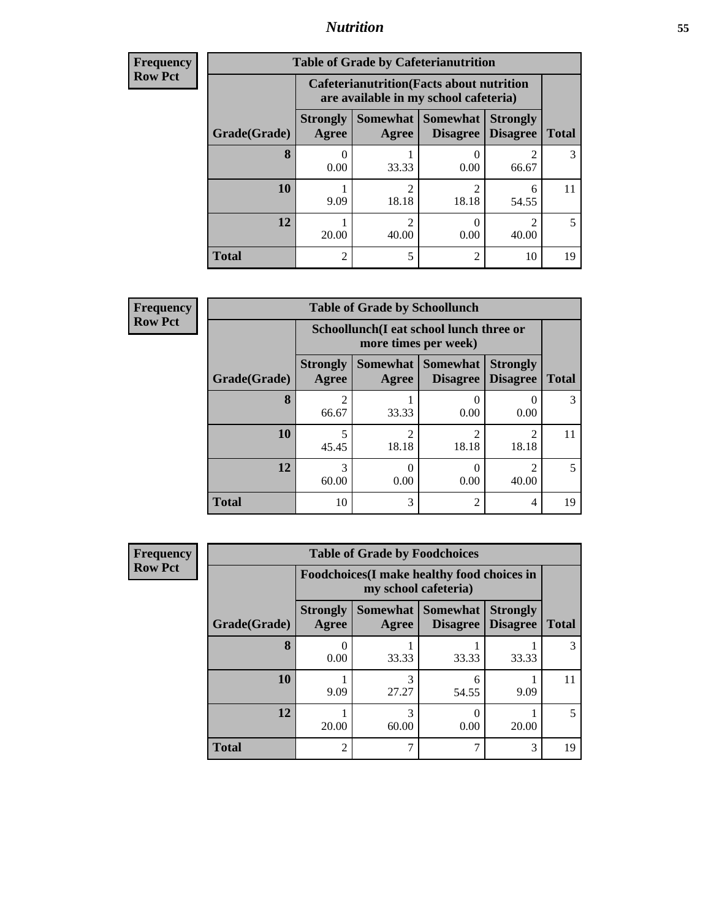| Frequency |
|---|
| Row Pct |

**Table of Grade by Cafeterianutrition**

| Grade(Grade) | Cafeterianutrition(Facts about nutrition are available in my school cafeteria) | | | | Total |
|---|---|---|---|---|---|
| | Strongly Agree | Somewhat Agree | Somewhat Disagree | Strongly Disagree | |
| 8 | 0<br>0.00 | 1<br>33.33 | 0<br>0.00 | 2<br>66.67 | 3 |
| 10 | 1<br>9.09 | 2<br>18.18 | 2<br>18.18 | 6<br>54.55 | 11 |
| 12 | 1<br>20.00 | 2<br>40.00 | 0<br>0.00 | 2<br>40.00 | 5 |
| Total | 2 | 5 | 2 | 10 | 19 |

| Frequency |
|---|
| Row Pct |

**Table of Grade by Schoollunch**

| Grade(Grade) | Schoollunch(I eat school lunch three or more times per week) | | | | Total |
|---|---|---|---|---|---|
| | Strongly Agree | Somewhat Agree | Somewhat Disagree | Strongly Disagree | |
| 8 | 2<br>66.67 | 1<br>33.33 | 0<br>0.00 | 0<br>0.00 | 3 |
| 10 | 5<br>45.45 | 2<br>18.18 | 2<br>18.18 | 2<br>18.18 | 11 |
| 12 | 3<br>60.00 | 0<br>0.00 | 0<br>0.00 | 2<br>40.00 | 5 |
| Total | 10 | 3 | 2 | 4 | 19 |

| Frequency |
|---|
| Row Pct |

**Table of Grade by Foodchoices**

| Grade(Grade) | Foodchoices(I make healthy food choices in my school cafeteria) | | | | Total |
|---|---|---|---|---|---|
| | Strongly Agree | Somewhat Agree | Somewhat Disagree | Strongly Disagree | |
| 8 | 0<br>0.00 | 1<br>33.33 | 1<br>33.33 | 1<br>33.33 | 3 |
| 10 | 1<br>9.09 | 3<br>27.27 | 6<br>54.55 | 1<br>9.09 | 11 |
| 12 | 1<br>20.00 | 3<br>60.00 | 0<br>0.00 | 1<br>20.00 | 5 |
| Total | 2 | 7 | 7 | 3 | 19 |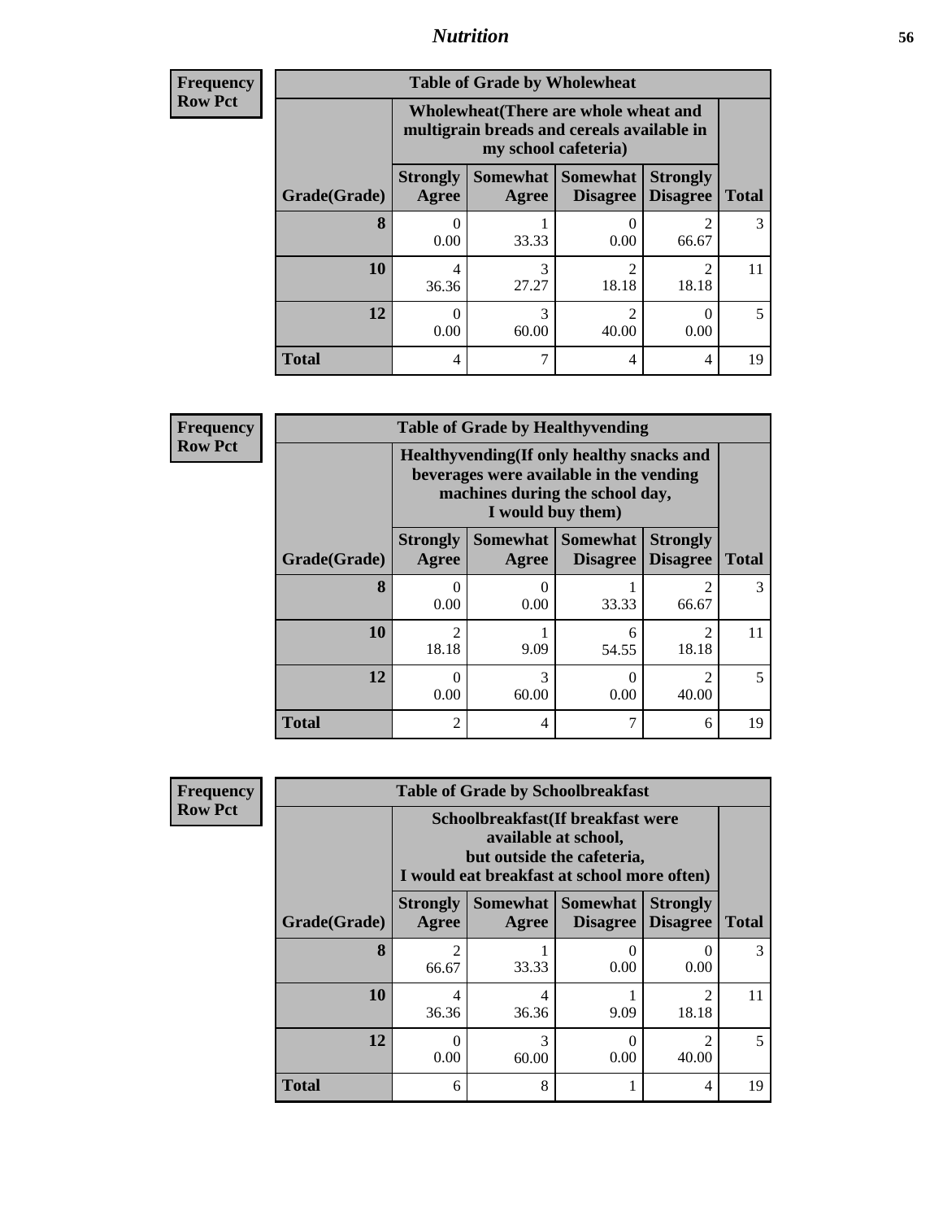# Nutrition

**Frequency Row Pct**

| Table of Grade by Wholewheat | | | | | |
|---|---|---|---|---|---|
| | Wholewheat(There are whole wheat and multigrain breads and cereals available in my school cafeteria) | | | | |
| Grade(Grade) | Strongly Agree | Somewhat Agree | Somewhat Disagree | Strongly Disagree | Total |
| **8** | 0<br>0.00 | 1<br>33.33 | 0<br>0.00 | 2<br>66.67 | 3 |
| **10** | 4<br>36.36 | 3<br>27.27 | 2<br>18.18 | 2<br>18.18 | 11 |
| **12** | 0<br>0.00 | 3<br>60.00 | 2<br>40.00 | 0<br>0.00 | 5 |
| **Total** | 4 | 7 | 4 | 4 | 19 |

**Frequency Row Pct**

| Table of Grade by Healthyvending | | | | | |
|---|---|---|---|---|---|
| | Healthyvending(If only healthy snacks and beverages were available in the vending machines during the school day, I would buy them) | | | | |
| Grade(Grade) | Strongly Agree | Somewhat Agree | Somewhat Disagree | Strongly Disagree | Total |
| **8** | 0<br>0.00 | 0<br>0.00 | 1<br>33.33 | 2<br>66.67 | 3 |
| **10** | 2<br>18.18 | 1<br>9.09 | 6<br>54.55 | 2<br>18.18 | 11 |
| **12** | 0<br>0.00 | 3<br>60.00 | 0<br>0.00 | 2<br>40.00 | 5 |
| **Total** | 2 | 4 | 7 | 6 | 19 |

**Frequency Row Pct**

| Table of Grade by Schoolbreakfast | | | | | |
|---|---|---|---|---|---|
| | Schoolbreakfast(If breakfast were available at school, but outside the cafeteria, I would eat breakfast at school more often) | | | | |
| Grade(Grade) | Strongly Agree | Somewhat Agree | Somewhat Disagree | Strongly Disagree | Total |
| **8** | 2<br>66.67 | 1<br>33.33 | 0<br>0.00 | 0<br>0.00 | 3 |
| **10** | 4<br>36.36 | 4<br>36.36 | 1<br>9.09 | 2<br>18.18 | 11 |
| **12** | 0<br>0.00 | 3<br>60.00 | 0<br>0.00 | 2<br>40.00 | 5 |
| **Total** | 6 | 8 | 1 | 4 | 19 |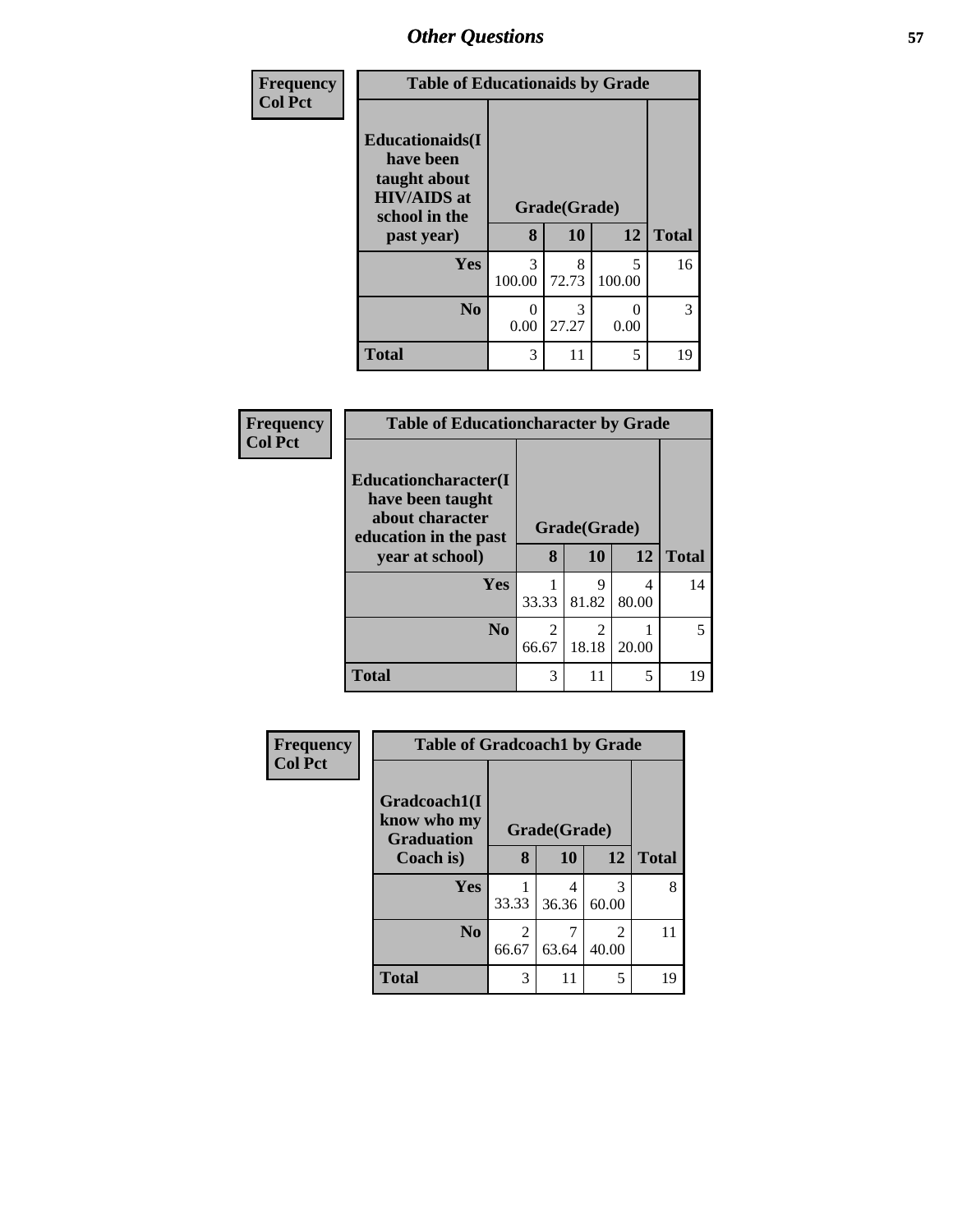## Other Questions

| Frequency Col Pct |
|---|

**Table of Educationaids by Grade**

| Educationaids(I have been taught about HIV/AIDS at school in the past year) | Grade(Grade) | | | Total |
|---|---|---|---|---|
| | 8 | 10 | 12 | |
| Yes | 3<br>100.00 | 8<br>72.73 | 5<br>100.00 | 16 |
| No | 0<br>0.00 | 3<br>27.27 | 0<br>0.00 | 3 |
| Total | 3 | 11 | 5 | 19 |

| Frequency Col Pct |
|---|

**Table of Educationcharacter by Grade**

| Educationcharacter(I have been taught about character education in the past year at school) | Grade(Grade) | | | Total |
|---|---|---|---|---|
| | 8 | 10 | 12 | |
| Yes | 1<br>33.33 | 9<br>81.82 | 4<br>80.00 | 14 |
| No | 2<br>66.67 | 2<br>18.18 | 1<br>20.00 | 5 |
| Total | 3 | 11 | 5 | 19 |

| Frequency Col Pct |
|---|

**Table of Gradcoach1 by Grade**

| Gradcoach1(I know who my Graduation Coach is) | Grade(Grade) | | | Total |
|---|---|---|---|---|
| | 8 | 10 | 12 | |
| Yes | 1<br>33.33 | 4<br>36.36 | 3<br>60.00 | 8 |
| No | 2<br>66.67 | 7<br>63.64 | 2<br>40.00 | 11 |
| Total | 3 | 11 | 5 | 19 |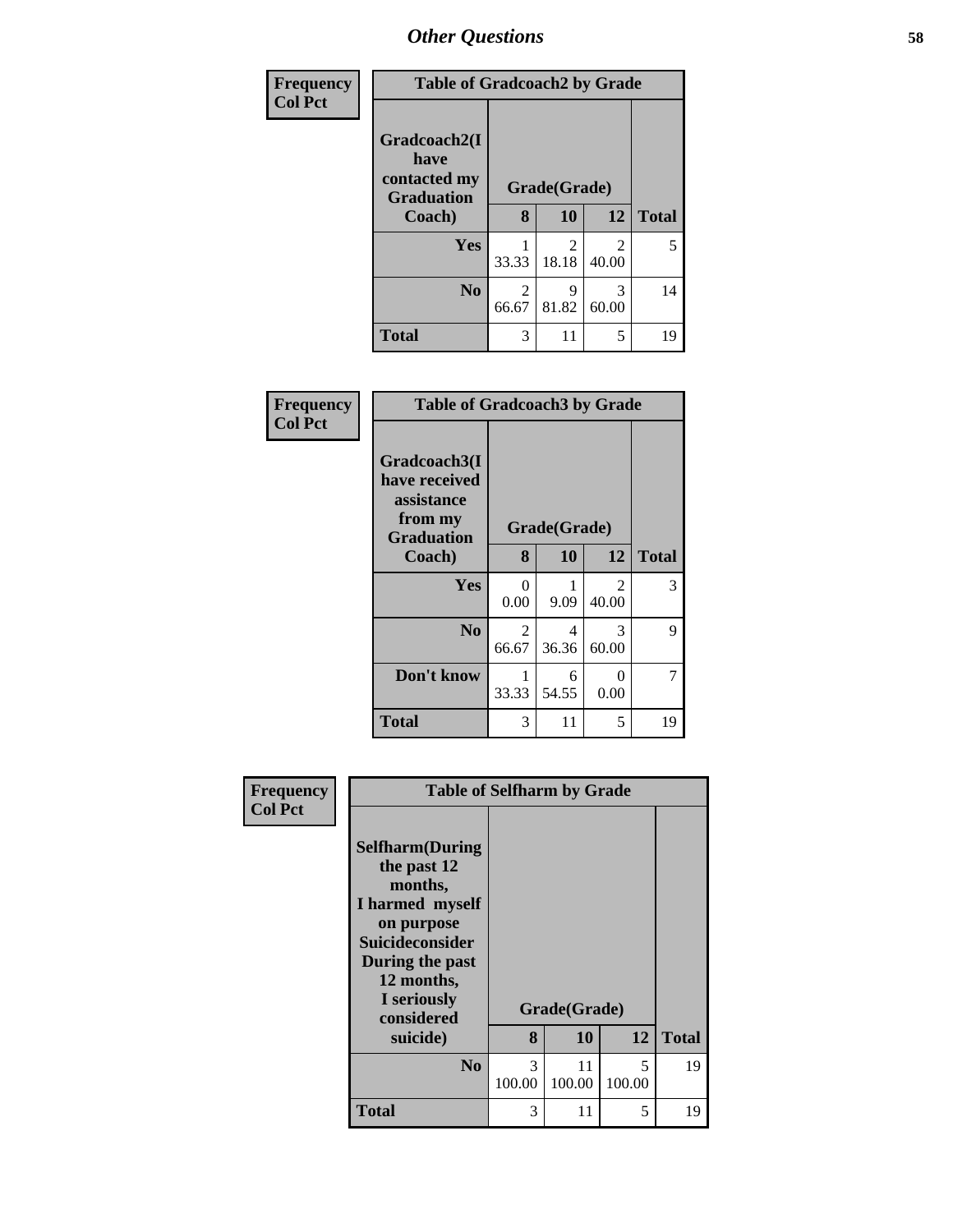| Frequency<br>Col Pct | Table of Gradcoach2 by Grade | | | |
|---|---|---|---|---|
| Gradcoach2(I have contacted my Graduation Coach) | Grade(Grade) | | | |
| | 8 | 10 | 12 | Total |
| Yes | 1<br>33.33 | 2<br>18.18 | 2<br>40.00 | 5 |
| No | 2<br>66.67 | 9<br>81.82 | 3<br>60.00 | 14 |
| Total | 3 | 11 | 5 | 19 |

| Frequency<br>Col Pct | Table of Gradcoach3 by Grade | | | |
|---|---|---|---|---|
| Gradcoach3(I have received assistance from my Graduation Coach) | Grade(Grade) | | | |
| | 8 | 10 | 12 | Total |
| Yes | 0<br>0.00 | 1<br>9.09 | 2<br>40.00 | 3 |
| No | 2<br>66.67 | 4<br>36.36 | 3<br>60.00 | 9 |
| Don't know | 1<br>33.33 | 6<br>54.55 | 0<br>0.00 | 7 |
| Total | 3 | 11 | 5 | 19 |

| Frequency<br>Col Pct | Table of Selfharm by Grade | | | |
|---|---|---|---|---|
| Selfharm(During the past 12 months, I harmed myself on purpose Suicideconsider During the past 12 months, I seriously considered suicide) | Grade(Grade) | | | |
| | 8 | 10 | 12 | Total |
| No | 3<br>100.00 | 11<br>100.00 | 5<br>100.00 | 19 |
| Total | 3 | 11 | 5 | 19 |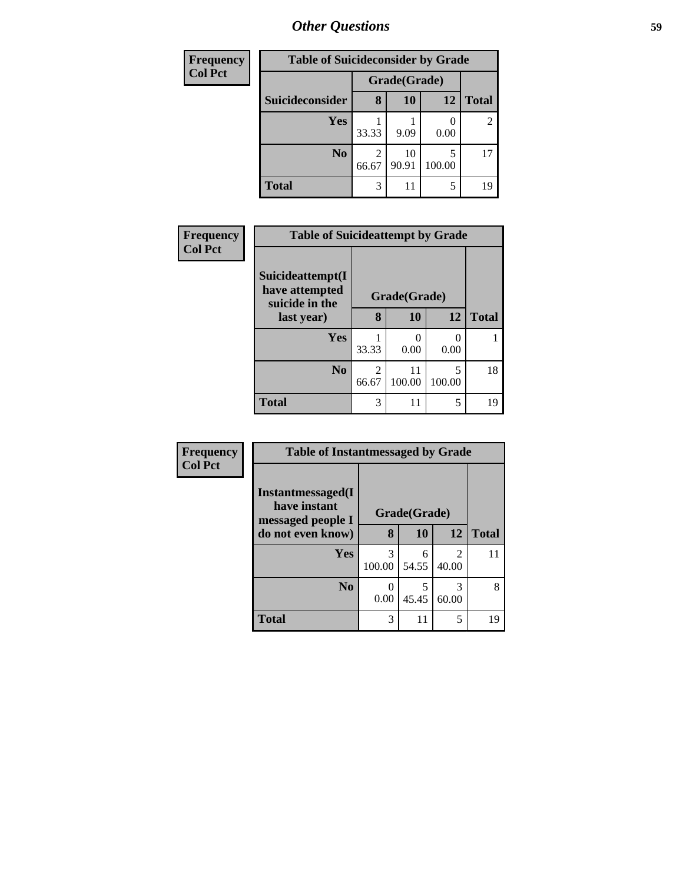| Frequency<br>Col Pct |
|---|

| Table of Suicideconsider by Grade | | | | |
|---|---|---|---|---|
| | Grade(Grade) | | | |
| Suicideconsider | 8 | 10 | 12 | Total |
| Yes | 1<br>33.33 | 1<br>9.09 | 0<br>0.00 | 2 |
| No | 2<br>66.67 | 10<br>90.91 | 5<br>100.00 | 17 |
| Total | 3 | 11 | 5 | 19 |

| Frequency<br>Col Pct |
|---|

| Table of Suicideattempt by Grade | | | | |
|---|---|---|---|---|
| Suicideattempt(I have attempted suicide in the last year) | Grade(Grade) | | | |
| | 8 | 10 | 12 | Total |
| Yes | 1<br>33.33 | 0<br>0.00 | 0<br>0.00 | 1 |
| No | 2<br>66.67 | 11<br>100.00 | 5<br>100.00 | 18 |
| Total | 3 | 11 | 5 | 19 |

| Frequency<br>Col Pct |
|---|

| Table of Instantmessaged by Grade | | | | |
|---|---|---|---|---|
| Instantmessaged(I have instant messaged people I do not even know) | Grade(Grade) | | | |
| | 8 | 10 | 12 | Total |
| Yes | 3<br>100.00 | 6<br>54.55 | 2<br>40.00 | 11 |
| No | 0<br>0.00 | 5<br>45.45 | 3<br>60.00 | 8 |
| Total | 3 | 11 | 5 | 19 |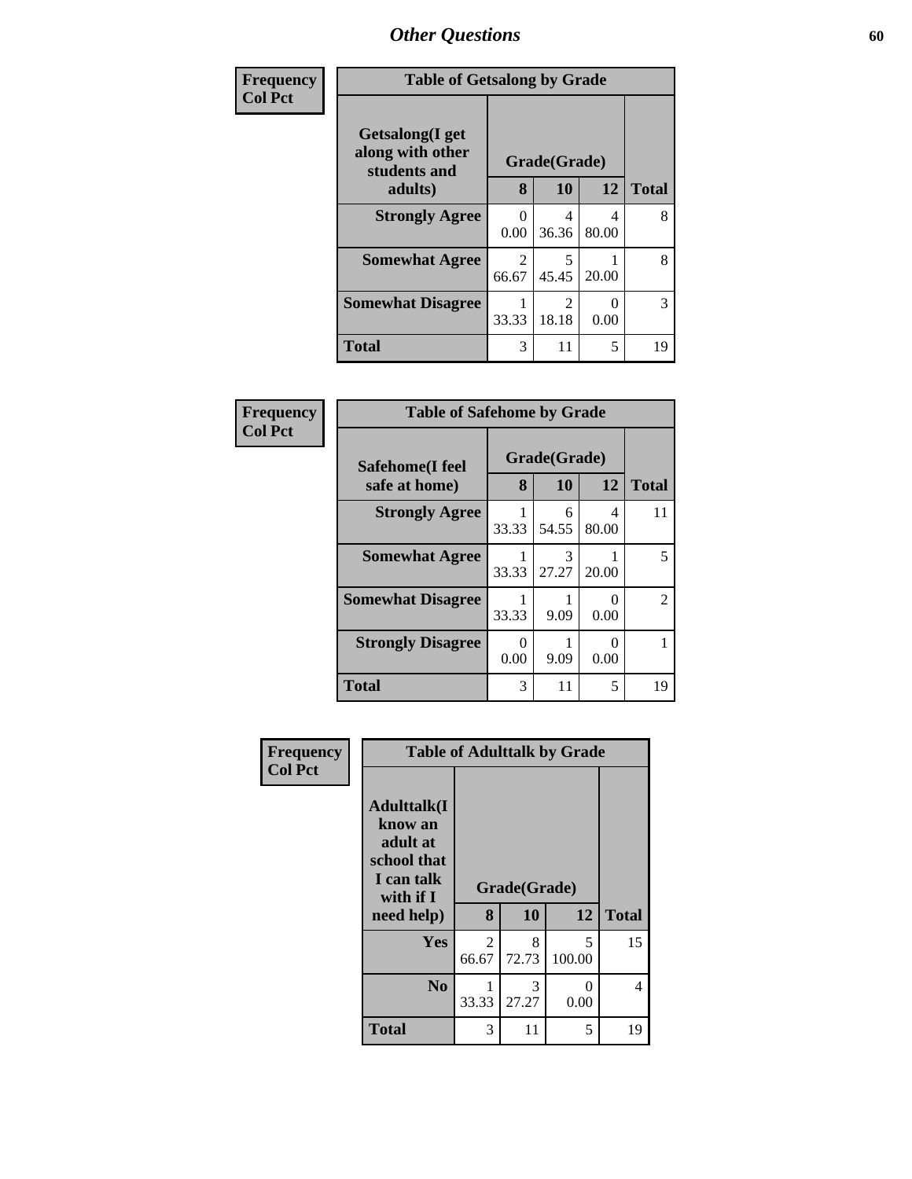## Other Questions

Frequency
Col Pct

| Table of Getsalong by Grade | | | | |
|---|---|---|---|---|
| Getsalong(I get along with other students and adults) | Grade(Grade) | | | |
| | 8 | 10 | 12 | Total |
| Strongly Agree | 0<br>0.00 | 4<br>36.36 | 4<br>80.00 | 8 |
| Somewhat Agree | 2<br>66.67 | 5<br>45.45 | 1<br>20.00 | 8 |
| Somewhat Disagree | 1<br>33.33 | 2<br>18.18 | 0<br>0.00 | 3 |
| Total | 3 | 11 | 5 | 19 |

Frequency
Col Pct

| Table of Safehome by Grade | | | | |
|---|---|---|---|---|
| Safehome(I feel safe at home) | Grade(Grade) | | | |
| | 8 | 10 | 12 | Total |
| Strongly Agree | 1<br>33.33 | 6<br>54.55 | 4<br>80.00 | 11 |
| Somewhat Agree | 1<br>33.33 | 3<br>27.27 | 1<br>20.00 | 5 |
| Somewhat Disagree | 1<br>33.33 | 1<br>9.09 | 0<br>0.00 | 2 |
| Strongly Disagree | 0<br>0.00 | 1<br>9.09 | 0<br>0.00 | 1 |
| Total | 3 | 11 | 5 | 19 |

Frequency
Col Pct

| Table of Adulttalk by Grade | | | | |
|---|---|---|---|---|
| Adulttalk(I know an adult at school that I can talk with if I need help) | Grade(Grade) | | | |
| | 8 | 10 | 12 | Total |
| Yes | 2<br>66.67 | 8<br>72.73 | 5<br>100.00 | 15 |
| No | 1<br>33.33 | 3<br>27.27 | 0<br>0.00 | 4 |
| Total | 3 | 11 | 5 | 19 |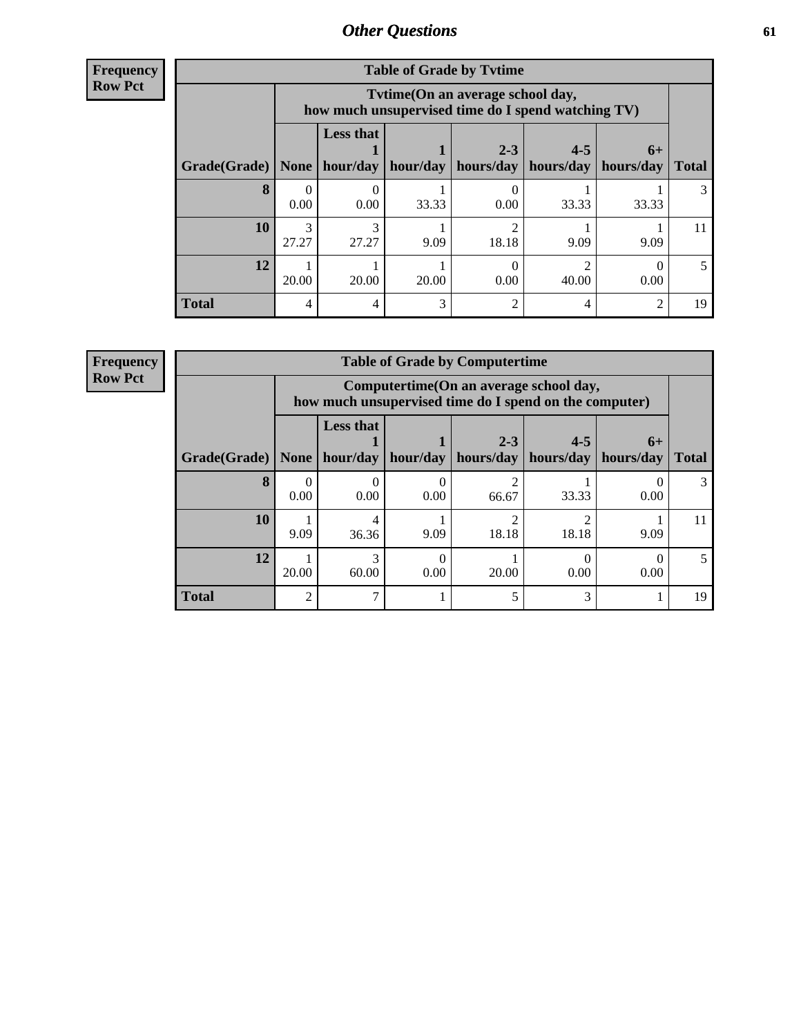## Other Questions

**Frequency**
**Row Pct**

**Table of Grade by Tvtime**

| Grade(Grade) | Tvtime(On an average school day, how much unsupervised time do I spend watching TV) None | Less that 1 hour/day | 1 hour/day | 2-3 hours/day | 4-5 hours/day | 6+ hours/day | Total |
|---|---|---|---|---|---|---|---|
| **8** | 0<br>0.00 | 0<br>0.00 | 1<br>33.33 | 0<br>0.00 | 1<br>33.33 | 1<br>33.33 | 3 |
| **10** | 3<br>27.27 | 3<br>27.27 | 1<br>9.09 | 2<br>18.18 | 1<br>9.09 | 1<br>9.09 | 11 |
| **12** | 1<br>20.00 | 1<br>20.00 | 1<br>20.00 | 0<br>0.00 | 2<br>40.00 | 0<br>0.00 | 5 |
| **Total** | 4 | 4 | 3 | 2 | 4 | 2 | 19 |

**Frequency**
**Row Pct**

**Table of Grade by Computertime**

| Grade(Grade) | Computertime(On an average school day, how much unsupervised time do I spend on the computer) None | Less that 1 hour/day | 1 hour/day | 2-3 hours/day | 4-5 hours/day | 6+ hours/day | Total |
|---|---|---|---|---|---|---|---|
| **8** | 0<br>0.00 | 0<br>0.00 | 0<br>0.00 | 2<br>66.67 | 1<br>33.33 | 0<br>0.00 | 3 |
| **10** | 1<br>9.09 | 4<br>36.36 | 1<br>9.09 | 2<br>18.18 | 2<br>18.18 | 1<br>9.09 | 11 |
| **12** | 1<br>20.00 | 3<br>60.00 | 0<br>0.00 | 1<br>20.00 | 0<br>0.00 | 0<br>0.00 | 5 |
| **Total** | 2 | 7 | 1 | 5 | 3 | 1 | 19 |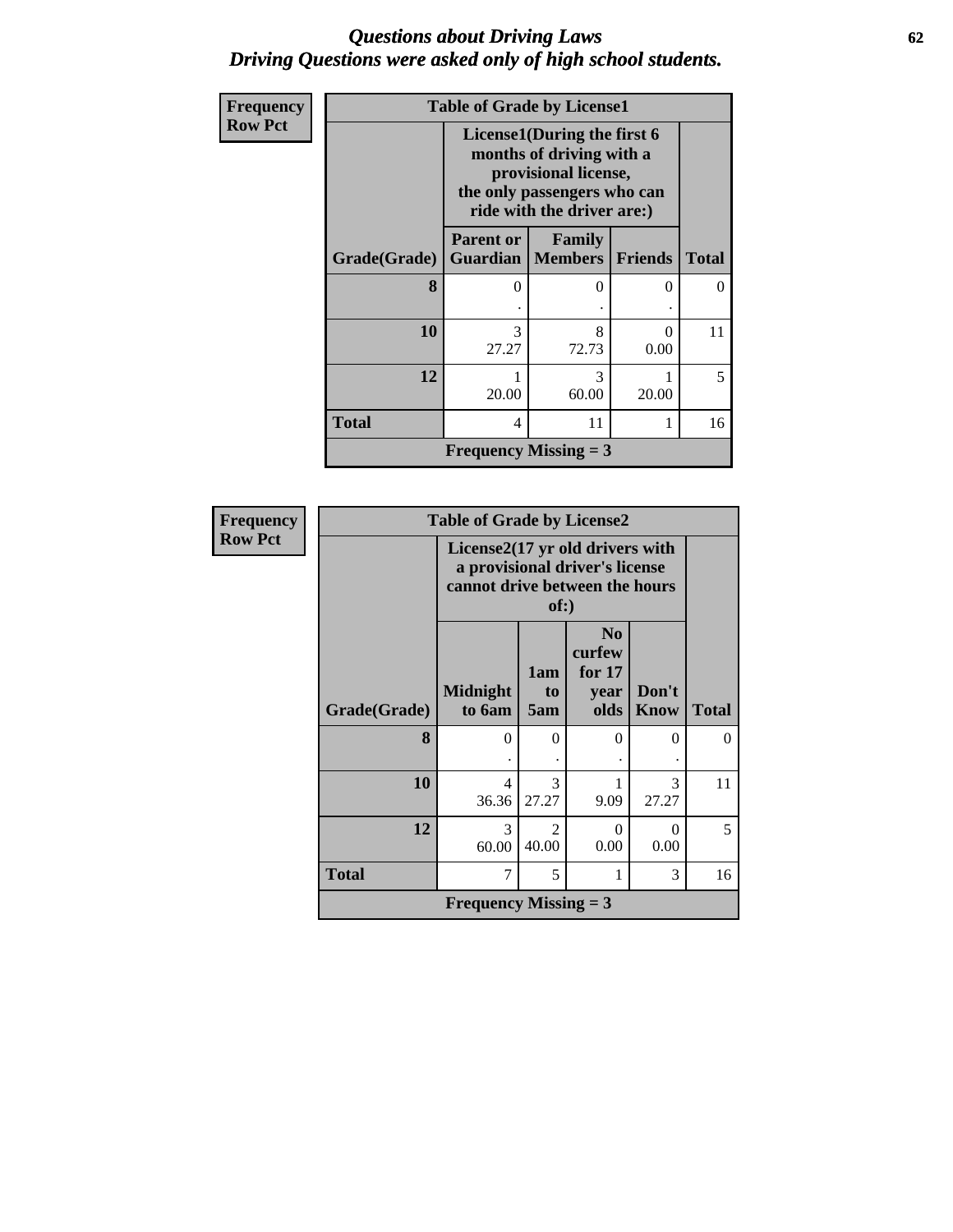# *Questions about Driving Laws*
# *Driving Questions were asked only of high school students.*

| Frequency Row Pct | Table of Grade by License1 | | | |
|---|---|---|---|---|
| | License1(During the first 6 months of driving with a provisional license, the only passengers who can ride with the driver are:) | | | |
| Grade(Grade) | Parent or Guardian | Family Members | Friends | Total |
| **8** | 0 . | 0 . | 0 . | 0 |
| **10** | 3 27.27 | 8 72.73 | 0 0.00 | 11 |
| **12** | 1 20.00 | 3 60.00 | 1 20.00 | 5 |
| **Total** | 4 | 11 | 1 | 16 |
| | **Frequency Missing = 3** | | | |

| Frequency Row Pct | Table of Grade by License2 | | | | |
|---|---|---|---|---|---|
| | License2(17 yr old drivers with a provisional driver's license cannot drive between the hours of:) | | | | |
| Grade(Grade) | Midnight to 6am | 1am to 5am | No curfew for 17 year olds | Don't Know | Total |
| **8** | 0 . | 0 . | 0 . | 0 . | 0 |
| **10** | 4 36.36 | 3 27.27 | 1 9.09 | 3 27.27 | 11 |
| **12** | 3 60.00 | 2 40.00 | 0 0.00 | 0 0.00 | 5 |
| **Total** | 7 | 5 | 1 | 3 | 16 |
| | **Frequency Missing = 3** | | | | |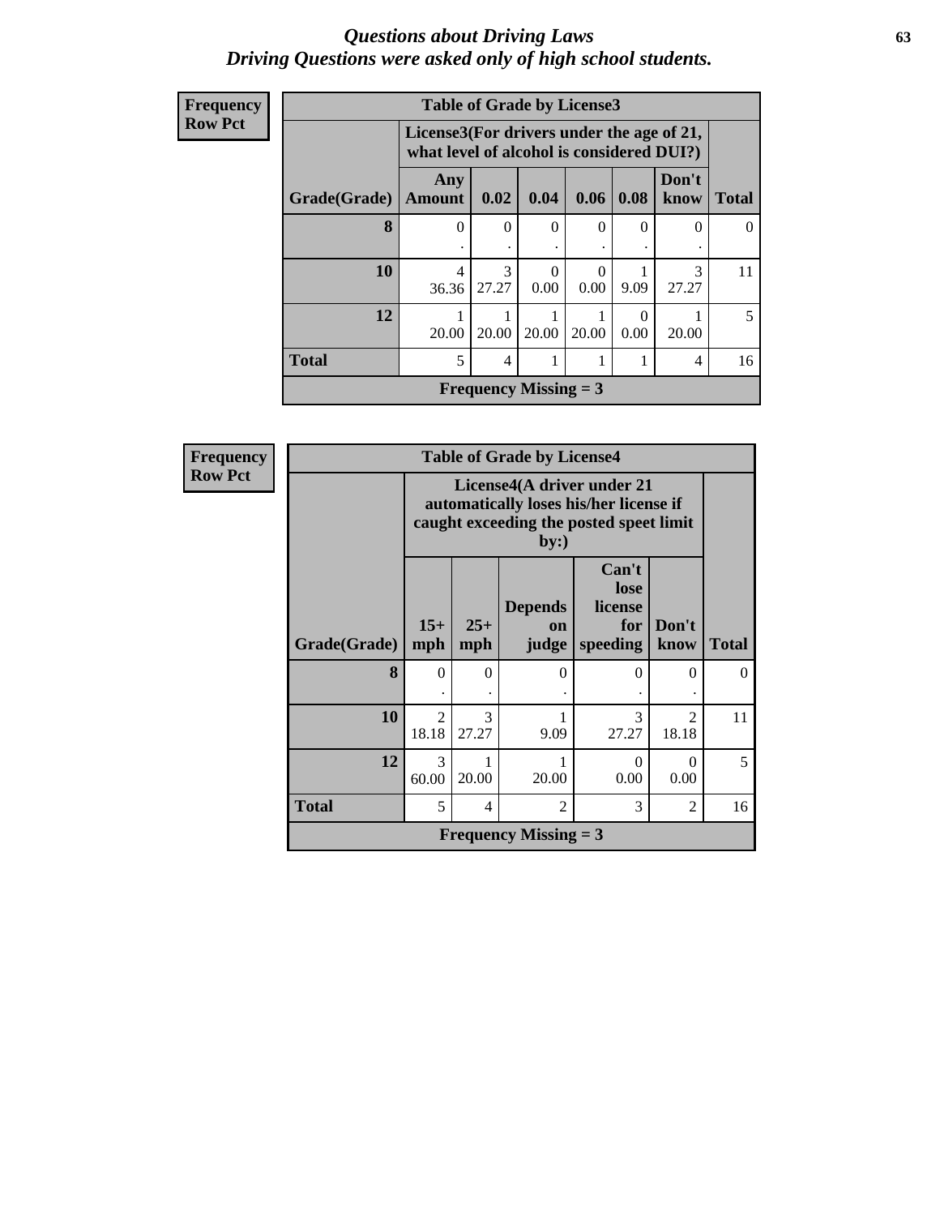# *Questions about Driving Laws*
# *Driving Questions were asked only of high school students.*

**Frequency**
**Row Pct**

| Table of Grade by License3 | | | | | | | |
|---|---|---|---|---|---|---|---|
| | License3(For drivers under the age of 21, what level of alcohol is considered DUI?) | | | | | | |
| Grade(Grade) | Any Amount | 0.02 | 0.04 | 0.06 | 0.08 | Don't know | Total |
| **8** | 0<br>. | 0<br>. | 0<br>. | 0<br>. | 0<br>. | 0<br>. | 0 |
| **10** | 4<br>36.36 | 3<br>27.27 | 0<br>0.00 | 0<br>0.00 | 1<br>9.09 | 3<br>27.27 | 11 |
| **12** | 1<br>20.00 | 1<br>20.00 | 1<br>20.00 | 1<br>20.00 | 0<br>0.00 | 1<br>20.00 | 5 |
| **Total** | 5 | 4 | 1 | 1 | 1 | 4 | 16 |
| **Frequency Missing = 3** | | | | | | | |

**Frequency**
**Row Pct**

| Table of Grade by License4 | | | | | | |
|---|---|---|---|---|---|---|
| | License4(A driver under 21 automatically loses his/her license if caught exceeding the posted speet limit by:) | | | | | |
| Grade(Grade) | 15+ mph | 25+ mph | Depends on judge | Can't lose license for speeding | Don't know | Total |
| **8** | 0<br>. | 0<br>. | 0<br>. | 0<br>. | 0<br>. | 0 |
| **10** | 2<br>18.18 | 3<br>27.27 | 1<br>9.09 | 3<br>27.27 | 2<br>18.18 | 11 |
| **12** | 3<br>60.00 | 1<br>20.00 | 1<br>20.00 | 0<br>0.00 | 0<br>0.00 | 5 |
| **Total** | 5 | 4 | 2 | 3 | 2 | 16 |
| **Frequency Missing = 3** | | | | | | |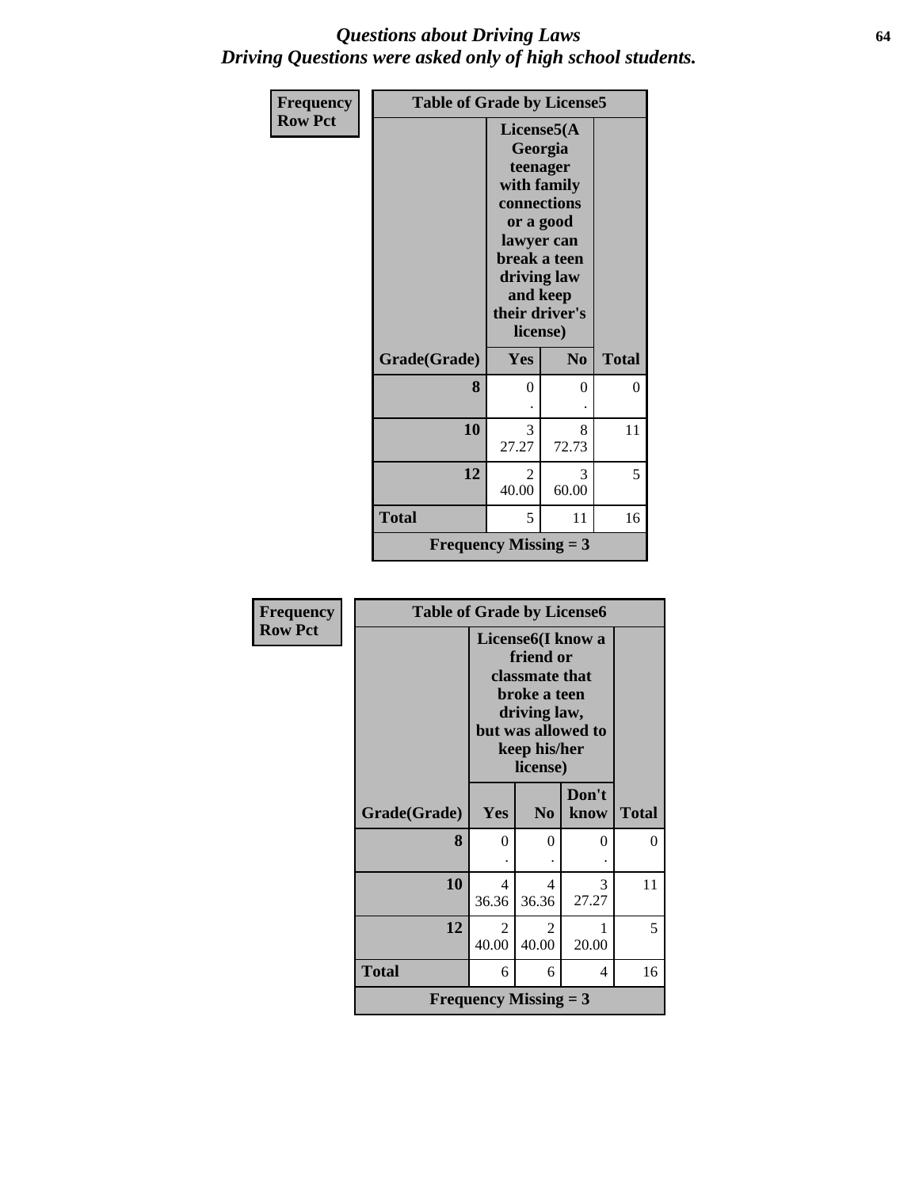# *Questions about Driving Laws*
## *Driving Questions were asked only of high school students.*

| Frequency Row Pct | Table of Grade by License5 | | |
|---|---|---|---|
| | License5(A Georgia teenager with family connections or a good lawyer can break a teen driving law and keep their driver's license) | | |
| Grade(Grade) | Yes | No | Total |
| 8 | 0<br>. | 0<br>. | 0 |
| 10 | 3<br>27.27 | 8<br>72.73 | 11 |
| 12 | 2<br>40.00 | 3<br>60.00 | 5 |
| Total | 5 | 11 | 16 |
| Frequency Missing = 3 | | | |

| Frequency Row Pct | Table of Grade by License6 | | | |
|---|---|---|---|---|
| | License6(I know a friend or classmate that broke a teen driving law, but was allowed to keep his/her license) | | | |
| Grade(Grade) | Yes | No | Don't know | Total |
| 8 | 0<br>. | 0<br>. | 0<br>. | 0 |
| 10 | 4<br>36.36 | 4<br>36.36 | 3<br>27.27 | 11 |
| 12 | 2<br>40.00 | 2<br>40.00 | 1<br>20.00 | 5 |
| Total | 6 | 6 | 4 | 16 |
| Frequency Missing = 3 | | | | |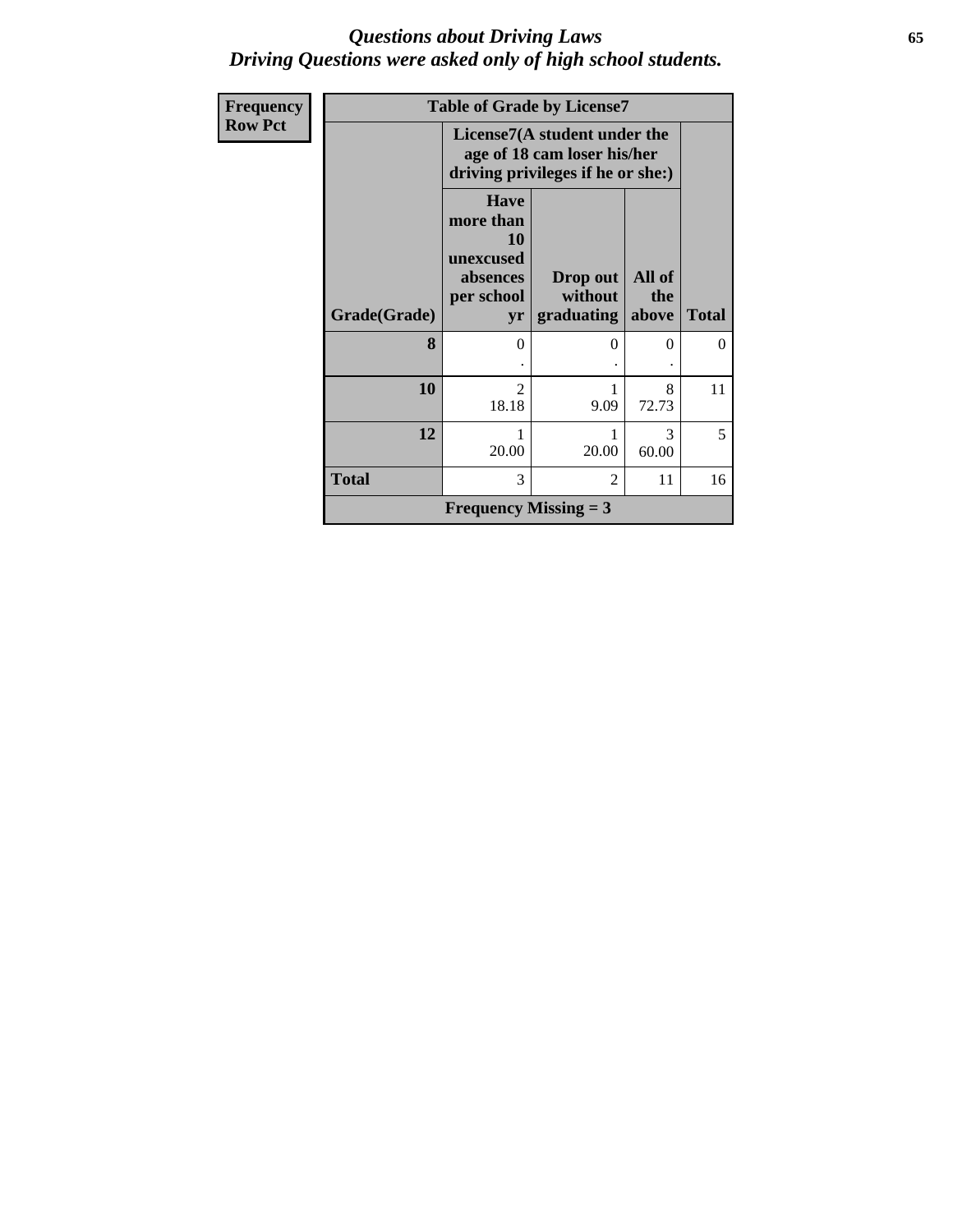# Questions about Driving Laws
## Driving Questions were asked only of high school students.

| Frequency<br>Row Pct | Table of Grade by License7 | | | |
|---|---|---|---|---|
| | License7(A student under the age of 18 cam loser his/her driving privileges if he or she:) | | | |
| Grade(Grade) | Have more than 10 unexcused absences per school yr | Drop out without graduating | All of the above | Total |
| 8 | 0<br>. | 0<br>. | 0<br>. | 0 |
| 10 | 2<br>18.18 | 1<br>9.09 | 8<br>72.73 | 11 |
| 12 | 1<br>20.00 | 1<br>20.00 | 3<br>60.00 | 5 |
| Total | 3 | 2 | 11 | 16 |
| Frequency Missing = 3 | | | | |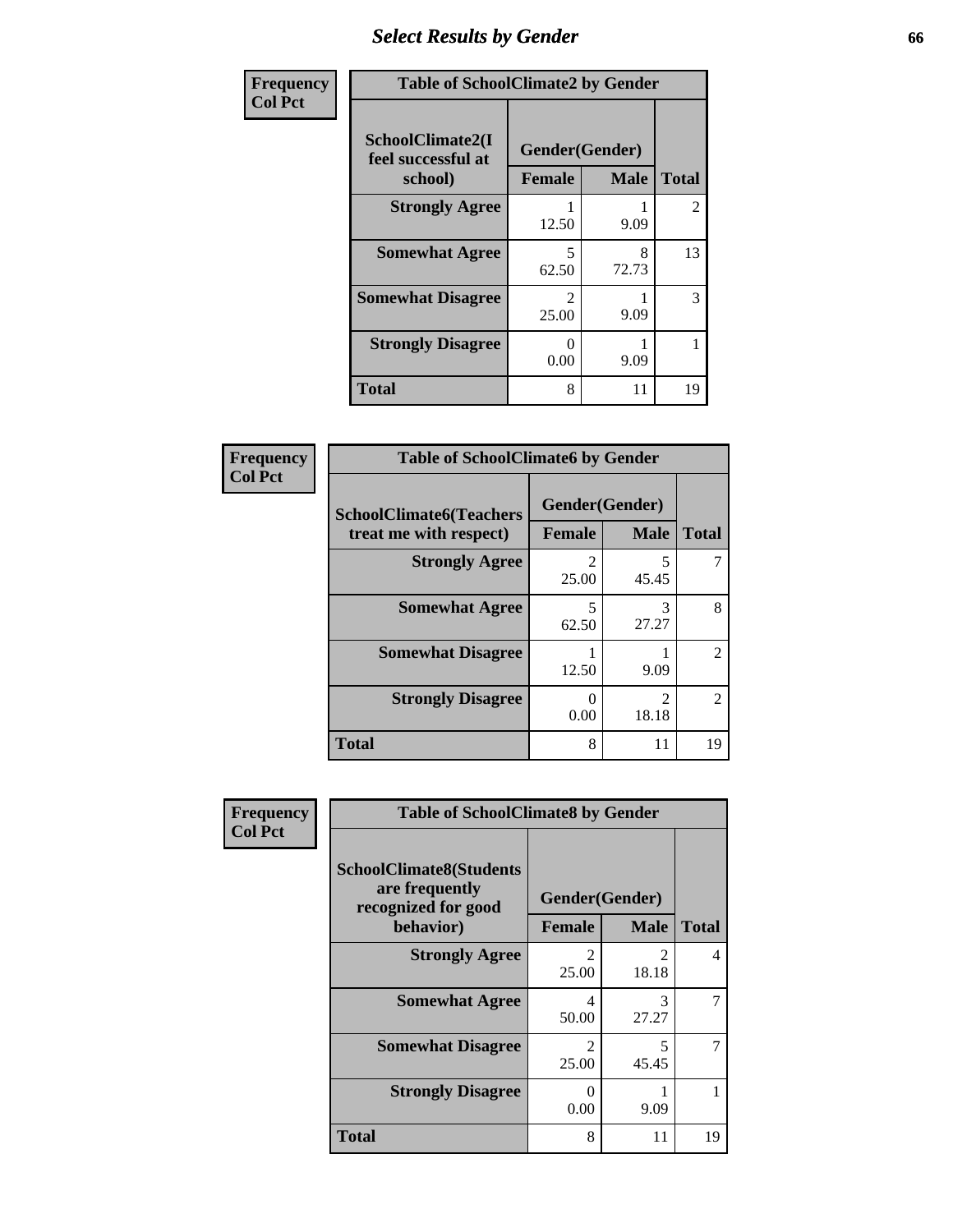# Select Results by Gender

**Frequency**
**Col Pct**

| Table of SchoolClimate2 by Gender | | | |
|---|---|---|---|
| SchoolClimate2(I feel successful at school) | Gender(Gender) | | |
| | Female | Male | Total |
| **Strongly Agree** | 1<br>12.50 | 1<br>9.09 | 2 |
| **Somewhat Agree** | 5<br>62.50 | 8<br>72.73 | 13 |
| **Somewhat Disagree** | 2<br>25.00 | 1<br>9.09 | 3 |
| **Strongly Disagree** | 0<br>0.00 | 1<br>9.09 | 1 |
| **Total** | 8 | 11 | 19 |

**Frequency**
**Col Pct**

| Table of SchoolClimate6 by Gender | | | |
|---|---|---|---|
| SchoolClimate6(Teachers treat me with respect) | Gender(Gender) | | |
| | Female | Male | Total |
| **Strongly Agree** | 2<br>25.00 | 5<br>45.45 | 7 |
| **Somewhat Agree** | 5<br>62.50 | 3<br>27.27 | 8 |
| **Somewhat Disagree** | 1<br>12.50 | 1<br>9.09 | 2 |
| **Strongly Disagree** | 0<br>0.00 | 2<br>18.18 | 2 |
| **Total** | 8 | 11 | 19 |

**Frequency**
**Col Pct**

| Table of SchoolClimate8 by Gender | | | |
|---|---|---|---|
| SchoolClimate8(Students are frequently recognized for good behavior) | Gender(Gender) | | |
| | Female | Male | Total |
| **Strongly Agree** | 2<br>25.00 | 2<br>18.18 | 4 |
| **Somewhat Agree** | 4<br>50.00 | 3<br>27.27 | 7 |
| **Somewhat Disagree** | 2<br>25.00 | 5<br>45.45 | 7 |
| **Strongly Disagree** | 0<br>0.00 | 1<br>9.09 | 1 |
| **Total** | 8 | 11 | 19 |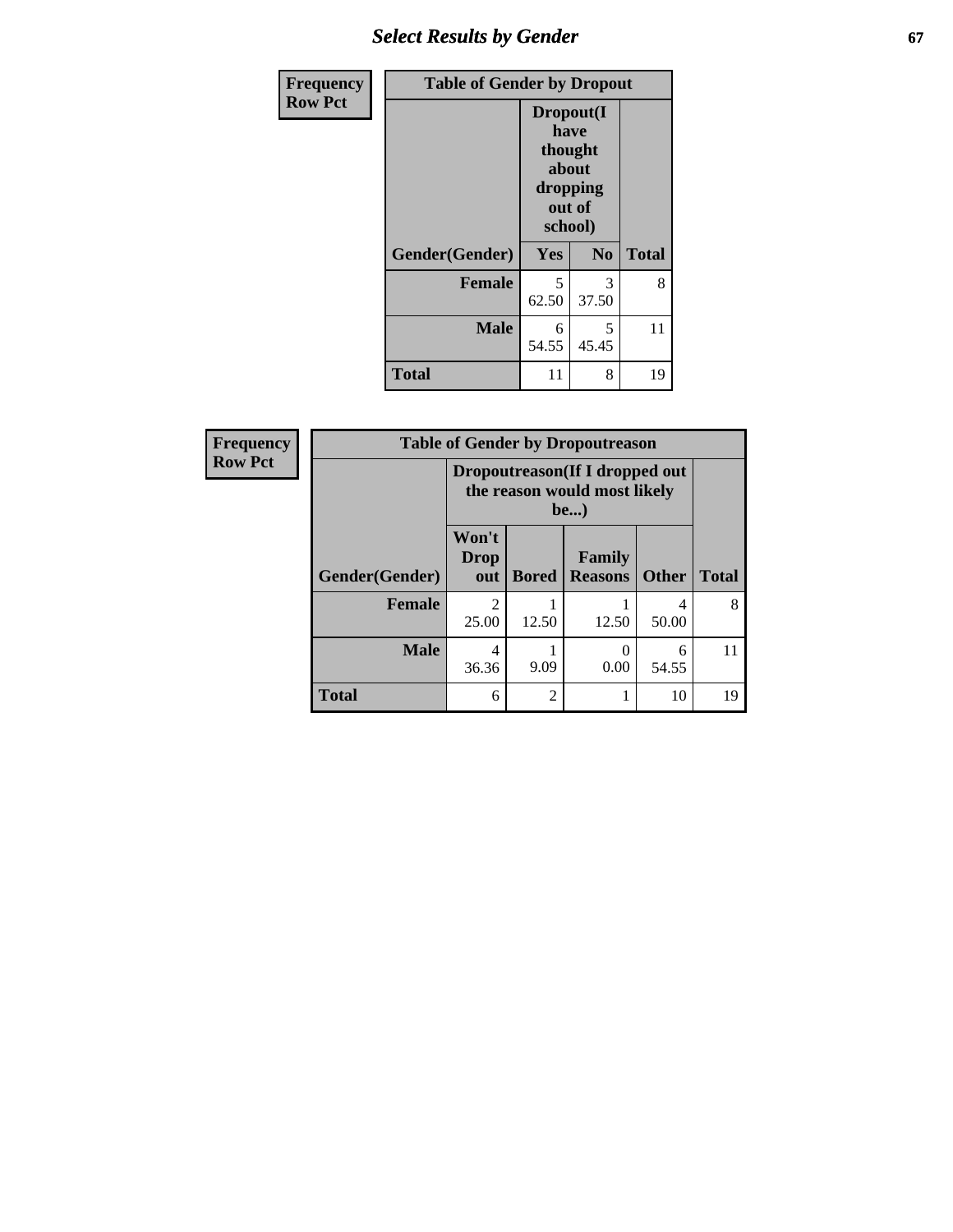| Frequency<br>Row Pct | Table of Gender by Dropout | | |
|---|---|---|---|
| | Dropout(I have thought about dropping out of school) | | |
| Gender(Gender) | Yes | No | Total |
| Female | 5<br>62.50 | 3<br>37.50 | 8 |
| Male | 6<br>54.55 | 5<br>45.45 | 11 |
| Total | 11 | 8 | 19 |

| Frequency<br>Row Pct | Table of Gender by Dropoutreason | | | | |
|---|---|---|---|---|---|
| | Dropoutreason(If I dropped out the reason would most likely be...) | | | | |
| Gender(Gender) | Won't Drop out | Bored | Family Reasons | Other | Total |
| Female | 2<br>25.00 | 1<br>12.50 | 1<br>12.50 | 4<br>50.00 | 8 |
| Male | 4<br>36.36 | 1<br>9.09 | 0<br>0.00 | 6<br>54.55 | 11 |
| Total | 6 | 2 | 1 | 10 | 19 |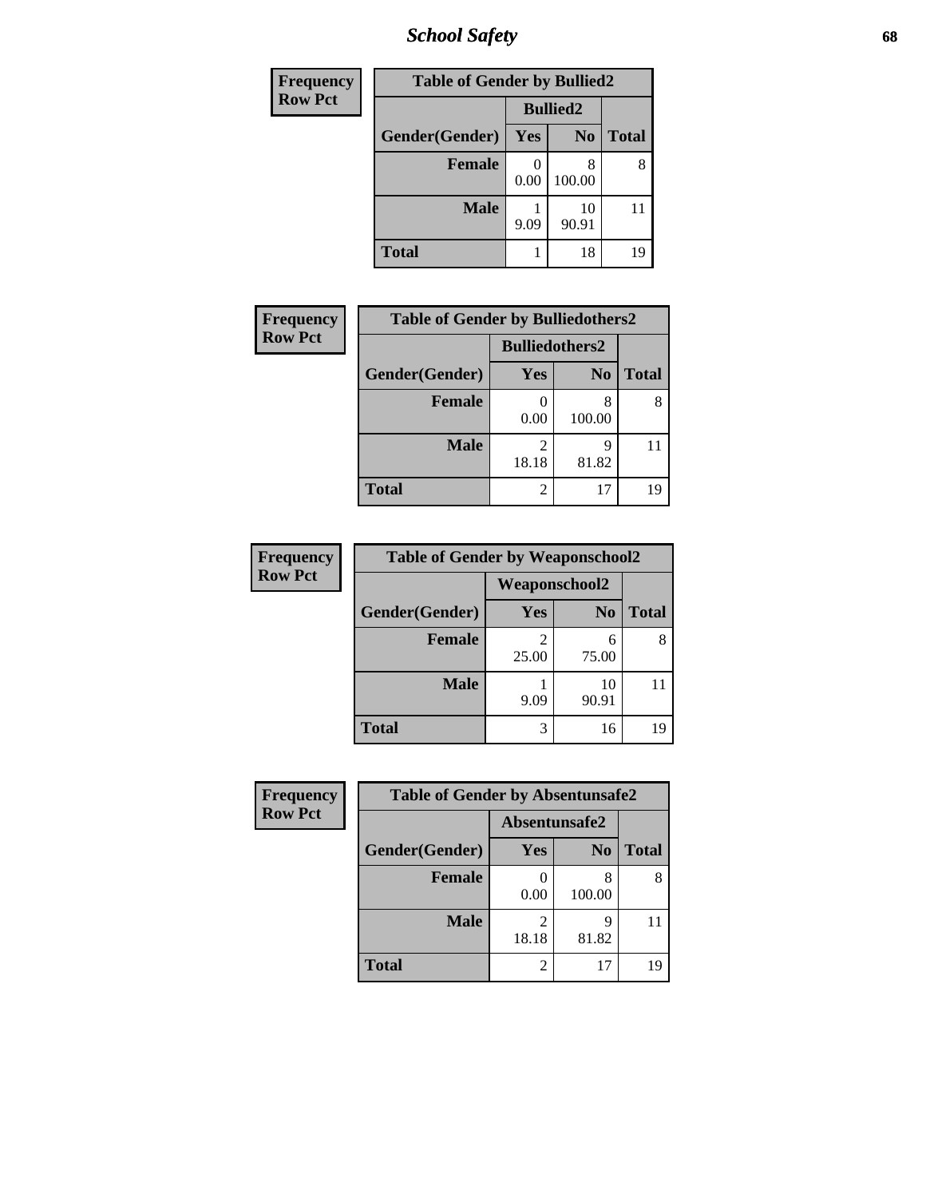## School Safety

| Frequency<br>Row Pct | | | |
|---|---|---|---|
| **Table of Gender by Bullied2** | | | |
| | **Bullied2** | | |
| **Gender(Gender)** | **Yes** | **No** | **Total** |
| **Female** | 0<br>0.00 | 8<br>100.00 | 8 |
| **Male** | 1<br>9.09 | 10<br>90.91 | 11 |
| **Total** | 1 | 18 | 19 |

| Frequency<br>Row Pct | | | |
|---|---|---|---|
| **Table of Gender by Bulliedothers2** | | | |
| | **Bulliedothers2** | | |
| **Gender(Gender)** | **Yes** | **No** | **Total** |
| **Female** | 0<br>0.00 | 8<br>100.00 | 8 |
| **Male** | 2<br>18.18 | 9<br>81.82 | 11 |
| **Total** | 2 | 17 | 19 |

| Frequency<br>Row Pct | | | |
|---|---|---|---|
| **Table of Gender by Weaponschool2** | | | |
| | **Weaponschool2** | | |
| **Gender(Gender)** | **Yes** | **No** | **Total** |
| **Female** | 2<br>25.00 | 6<br>75.00 | 8 |
| **Male** | 1<br>9.09 | 10<br>90.91 | 11 |
| **Total** | 3 | 16 | 19 |

| Frequency<br>Row Pct | | | |
|---|---|---|---|
| **Table of Gender by Absentunsafe2** | | | |
| | **Absentunsafe2** | | |
| **Gender(Gender)** | **Yes** | **No** | **Total** |
| **Female** | 0<br>0.00 | 8<br>100.00 | 8 |
| **Male** | 2<br>18.18 | 9<br>81.82 | 11 |
| **Total** | 2 | 17 | 19 |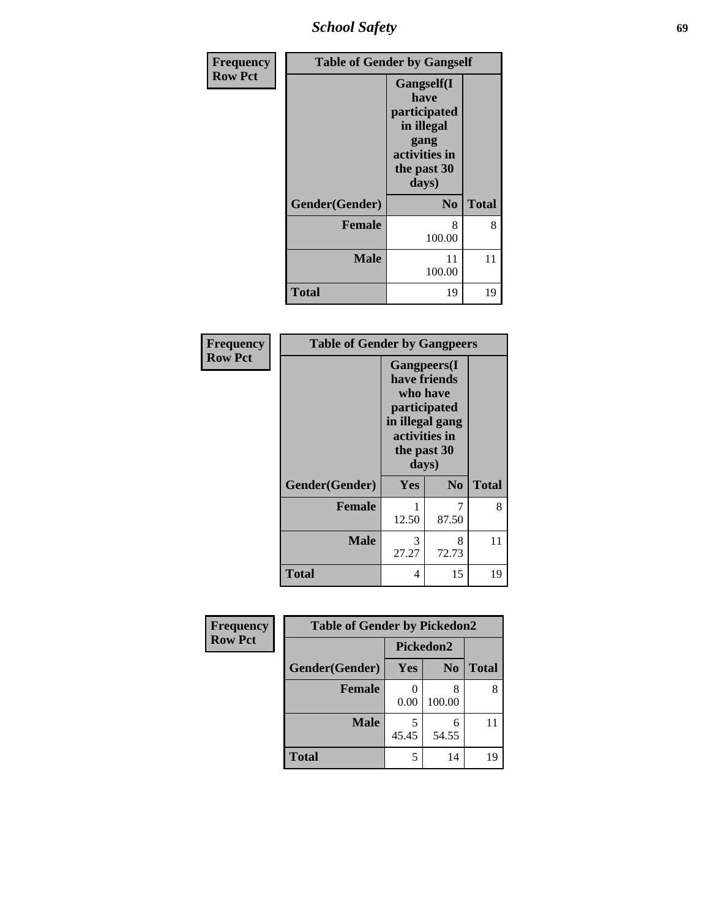| Frequency Row Pct | Table of Gender by Gangself | |
|---|---|---|
| | Gangself(I have participated in illegal gang activities in the past 30 days) | |
| Gender(Gender) | No | Total |
| Female | 8<br>100.00 | 8 |
| Male | 11<br>100.00 | 11 |
| Total | 19 | 19 |

| Frequency Row Pct | Table of Gender by Gangpeers | | |
|---|---|---|---|
| | Gangpeers(I have friends who have participated in illegal gang activities in the past 30 days) | | |
| Gender(Gender) | Yes | No | Total |
| Female | 1<br>12.50 | 7<br>87.50 | 8 |
| Male | 3<br>27.27 | 8<br>72.73 | 11 |
| Total | 4 | 15 | 19 |

| Frequency Row Pct | Table of Gender by Pickedon2 | | |
|---|---|---|---|
| | Pickedon2 | | |
| Gender(Gender) | Yes | No | Total |
| Female | 0<br>0.00 | 8<br>100.00 | 8 |
| Male | 5<br>45.45 | 6<br>54.55 | 11 |
| Total | 5 | 14 | 19 |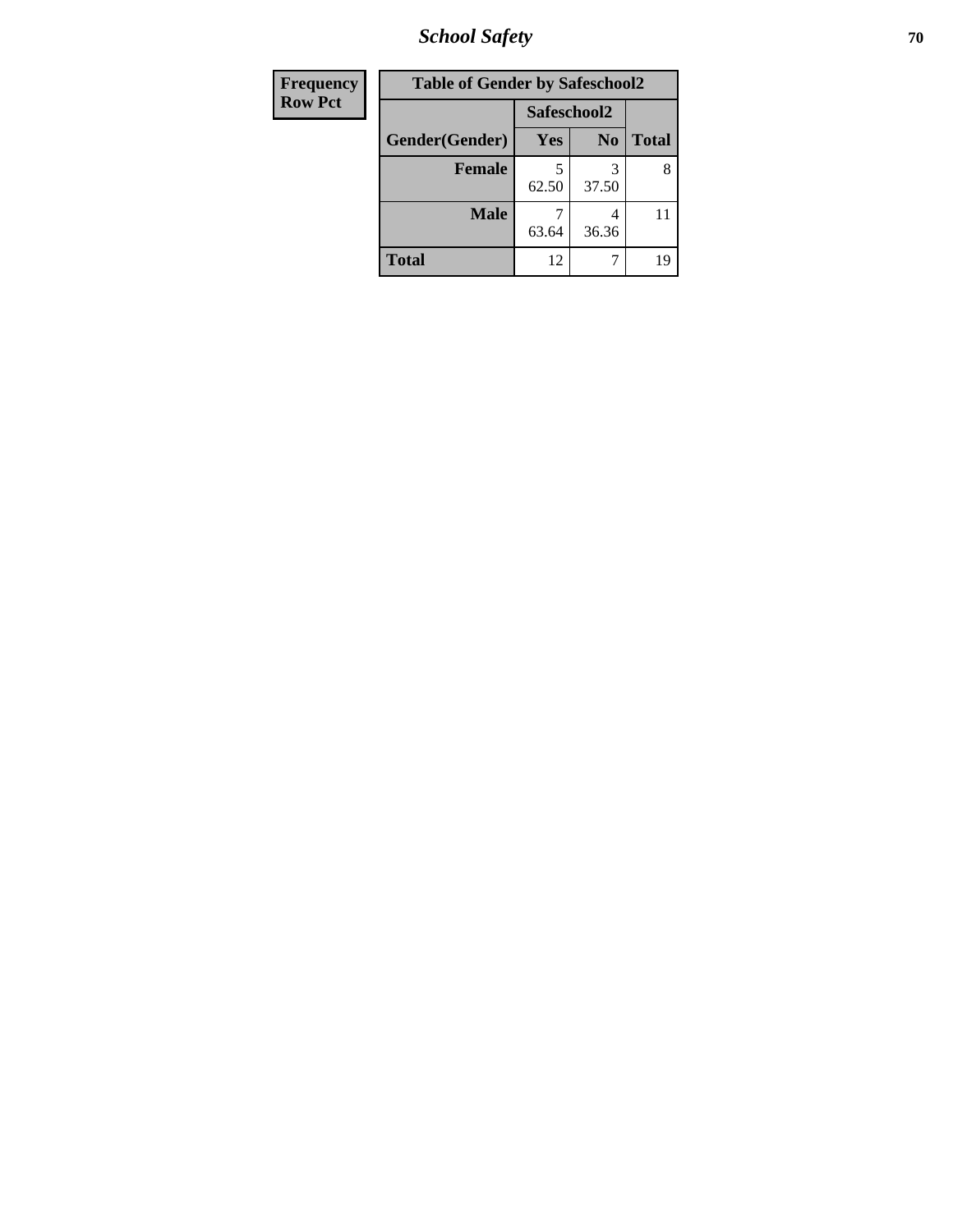| Frequency |
|---|
| Row Pct |

| Table of Gender by Safeschool2 | | | |
|---|---|---|---|
| | Safeschool2 | | |
| Gender(Gender) | Yes | No | Total |
| Female | 5<br>62.50 | 3<br>37.50 | 8 |
| Male | 7<br>63.64 | 4<br>36.36 | 11 |
| Total | 12 | 7 | 19 |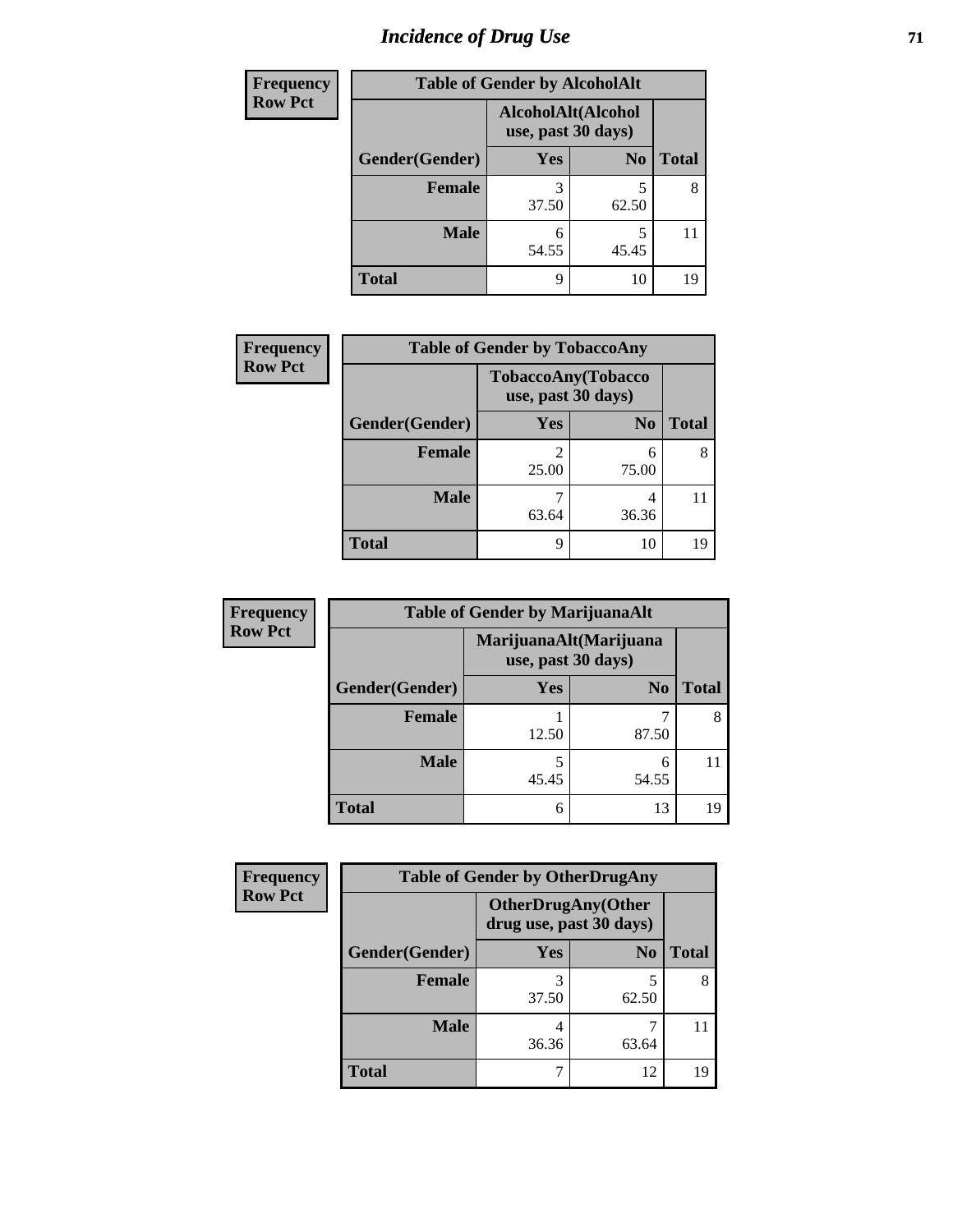# Incidence of Drug Use

| Frequency<br>Row Pct | | | |
|---|---|---|---|
| **Table of Gender by AlcoholAlt** | | | |
| | **AlcoholAlt(Alcohol use, past 30 days)** | | |
| **Gender(Gender)** | **Yes** | **No** | **Total** |
| **Female** | 3<br>37.50 | 5<br>62.50 | 8 |
| **Male** | 6<br>54.55 | 5<br>45.45 | 11 |
| **Total** | 9 | 10 | 19 |

| Frequency<br>Row Pct | | | |
|---|---|---|---|
| **Table of Gender by TobaccoAny** | | | |
| | **TobaccoAny(Tobacco use, past 30 days)** | | |
| **Gender(Gender)** | **Yes** | **No** | **Total** |
| **Female** | 2<br>25.00 | 6<br>75.00 | 8 |
| **Male** | 7<br>63.64 | 4<br>36.36 | 11 |
| **Total** | 9 | 10 | 19 |

| Frequency<br>Row Pct | | | |
|---|---|---|---|
| **Table of Gender by MarijuanaAlt** | | | |
| | **MarijuanaAlt(Marijuana use, past 30 days)** | | |
| **Gender(Gender)** | **Yes** | **No** | **Total** |
| **Female** | 1<br>12.50 | 7<br>87.50 | 8 |
| **Male** | 5<br>45.45 | 6<br>54.55 | 11 |
| **Total** | 6 | 13 | 19 |

| Frequency<br>Row Pct | | | |
|---|---|---|---|
| **Table of Gender by OtherDrugAny** | | | |
| | **OtherDrugAny(Other drug use, past 30 days)** | | |
| **Gender(Gender)** | **Yes** | **No** | **Total** |
| **Female** | 3<br>37.50 | 5<br>62.50 | 8 |
| **Male** | 4<br>36.36 | 7<br>63.64 | 11 |
| **Total** | 7 | 12 | 19 |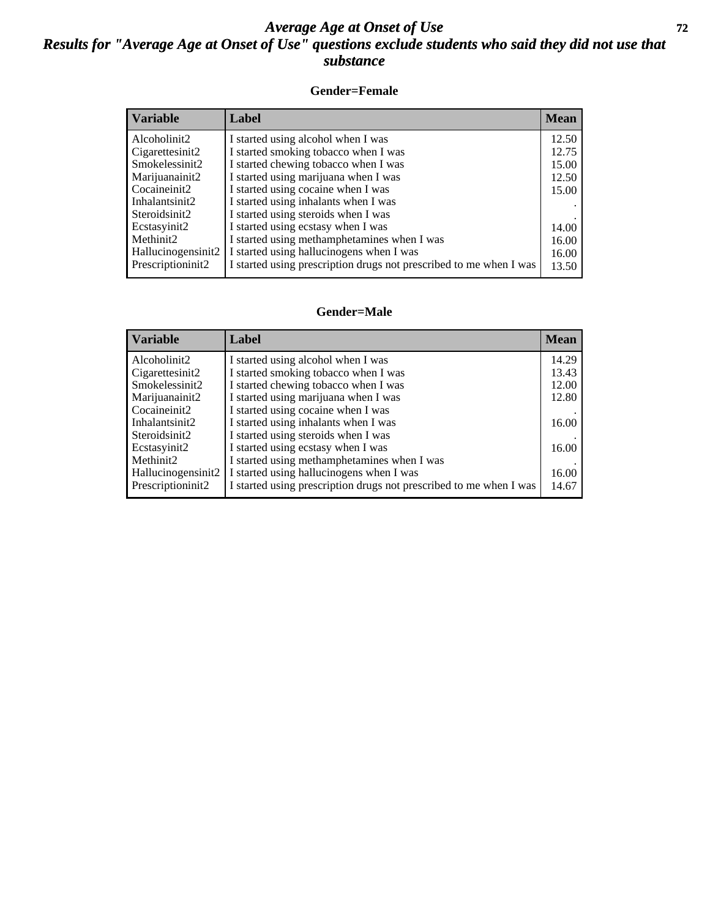# *Average Age at Onset of Use*

## *Results for "Average Age at Onset of Use" questions exclude students who said they did not use that substance*

### Gender=Female

| Variable | Label | Mean |
|---|---|---|
| Alcoholinit2 | I started using alcohol when I was | 12.50 |
| Cigarettesinit2 | I started smoking tobacco when I was | 12.75 |
| Smokelessinit2 | I started chewing tobacco when I was | 15.00 |
| Marijuanainit2 | I started using marijuana when I was | 12.50 |
| Cocaineinit2 | I started using cocaine when I was | 15.00 |
| Inhalantsinit2 | I started using inhalants when I was | . |
| Steroidsinit2 | I started using steroids when I was | . |
| Ecstasyinit2 | I started using ecstasy when I was | 14.00 |
| Methinit2 | I started using methamphetamines when I was | 16.00 |
| Hallucinogensinit2 | I started using hallucinogens when I was | 16.00 |
| Prescriptioninit2 | I started using prescription drugs not prescribed to me when I was | 13.50 |

### Gender=Male

| Variable | Label | Mean |
|---|---|---|
| Alcoholinit2 | I started using alcohol when I was | 14.29 |
| Cigarettesinit2 | I started smoking tobacco when I was | 13.43 |
| Smokelessinit2 | I started chewing tobacco when I was | 12.00 |
| Marijuanainit2 | I started using marijuana when I was | 12.80 |
| Cocaineinit2 | I started using cocaine when I was | . |
| Inhalantsinit2 | I started using inhalants when I was | 16.00 |
| Steroidsinit2 | I started using steroids when I was | . |
| Ecstasyinit2 | I started using ecstasy when I was | 16.00 |
| Methinit2 | I started using methamphetamines when I was | . |
| Hallucinogensinit2 | I started using hallucinogens when I was | 16.00 |
| Prescriptioninit2 | I started using prescription drugs not prescribed to me when I was | 14.67 |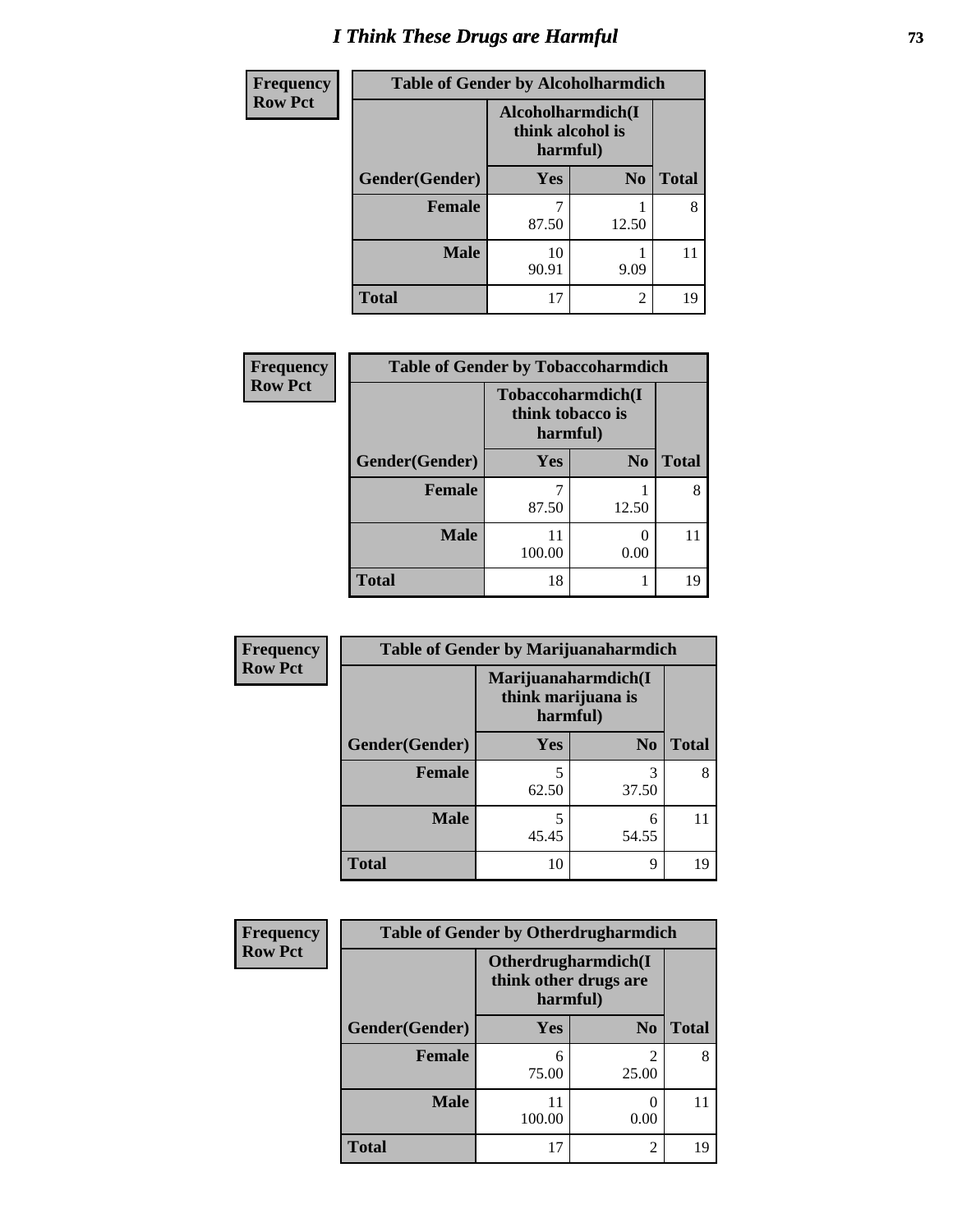# I Think These Drugs are Harmful

| Frequency Row Pct | | | |
|---|---|---|---|
| **Table of Gender by Alcoholharmdich** | | | |
| | **Alcoholharmdich(I think alcohol is harmful)** | | |
| **Gender(Gender)** | **Yes** | **No** | **Total** |
| **Female** | 7<br>87.50 | 1<br>12.50 | 8 |
| **Male** | 10<br>90.91 | 1<br>9.09 | 11 |
| **Total** | 17 | 2 | 19 |

| Frequency Row Pct | | | |
|---|---|---|---|
| **Table of Gender by Tobaccoharmdich** | | | |
| | **Tobaccoharmdich(I think tobacco is harmful)** | | |
| **Gender(Gender)** | **Yes** | **No** | **Total** |
| **Female** | 7<br>87.50 | 1<br>12.50 | 8 |
| **Male** | 11<br>100.00 | 0<br>0.00 | 11 |
| **Total** | 18 | 1 | 19 |

| Frequency Row Pct | | | |
|---|---|---|---|
| **Table of Gender by Marijuanaharmdich** | | | |
| | **Marijuanaharmdich(I think marijuana is harmful)** | | |
| **Gender(Gender)** | **Yes** | **No** | **Total** |
| **Female** | 5<br>62.50 | 3<br>37.50 | 8 |
| **Male** | 5<br>45.45 | 6<br>54.55 | 11 |
| **Total** | 10 | 9 | 19 |

| Frequency Row Pct | | | |
|---|---|---|---|
| **Table of Gender by Otherdrugharmdich** | | | |
| | **Otherdrugharmdich(I think other drugs are harmful)** | | |
| **Gender(Gender)** | **Yes** | **No** | **Total** |
| **Female** | 6<br>75.00 | 2<br>25.00 | 8 |
| **Male** | 11<br>100.00 | 0<br>0.00 | 11 |
| **Total** | 17 | 2 | 19 |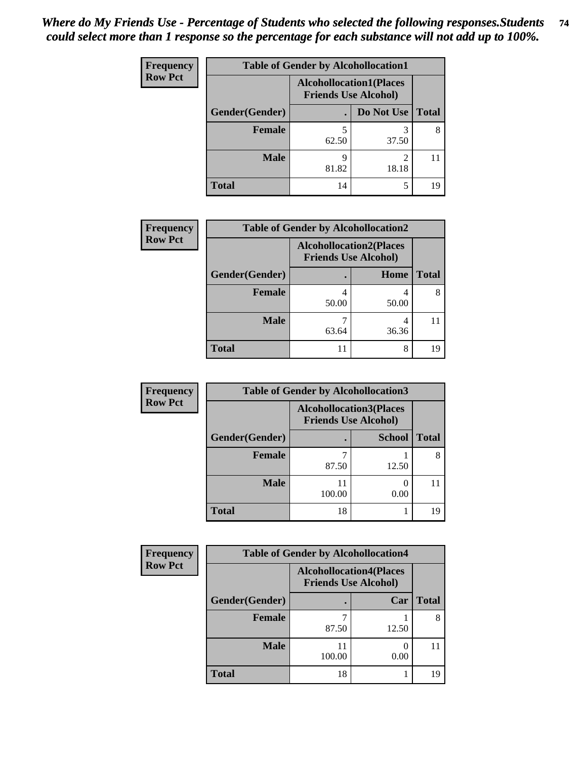*Where do My Friends Use - Percentage of Students who selected the following responses.Students could select more than 1 response so the percentage for each substance will not add up to 100%.*

**Frequency**
**Row Pct**

| Table of Gender by Alcohollocation1 | | | |
|---|---|---|---|
| | Alcohollocation1(Places Friends Use Alcohol) | | |
| Gender(Gender) | . | Do Not Use | Total |
| **Female** | 5<br>62.50 | 3<br>37.50 | 8 |
| **Male** | 9<br>81.82 | 2<br>18.18 | 11 |
| **Total** | 14 | 5 | 19 |

**Frequency**
**Row Pct**

| Table of Gender by Alcohollocation2 | | | |
|---|---|---|---|
| | Alcohollocation2(Places Friends Use Alcohol) | | |
| Gender(Gender) | . | Home | Total |
| **Female** | 4<br>50.00 | 4<br>50.00 | 8 |
| **Male** | 7<br>63.64 | 4<br>36.36 | 11 |
| **Total** | 11 | 8 | 19 |

**Frequency**
**Row Pct**

| Table of Gender by Alcohollocation3 | | | |
|---|---|---|---|
| | Alcohollocation3(Places Friends Use Alcohol) | | |
| Gender(Gender) | . | School | Total |
| **Female** | 7<br>87.50 | 1<br>12.50 | 8 |
| **Male** | 11<br>100.00 | 0<br>0.00 | 11 |
| **Total** | 18 | 1 | 19 |

**Frequency**
**Row Pct**

| Table of Gender by Alcohollocation4 | | | |
|---|---|---|---|
| | Alcohollocation4(Places Friends Use Alcohol) | | |
| Gender(Gender) | . | Car | Total |
| **Female** | 7<br>87.50 | 1<br>12.50 | 8 |
| **Male** | 11<br>100.00 | 0<br>0.00 | 11 |
| **Total** | 18 | 1 | 19 |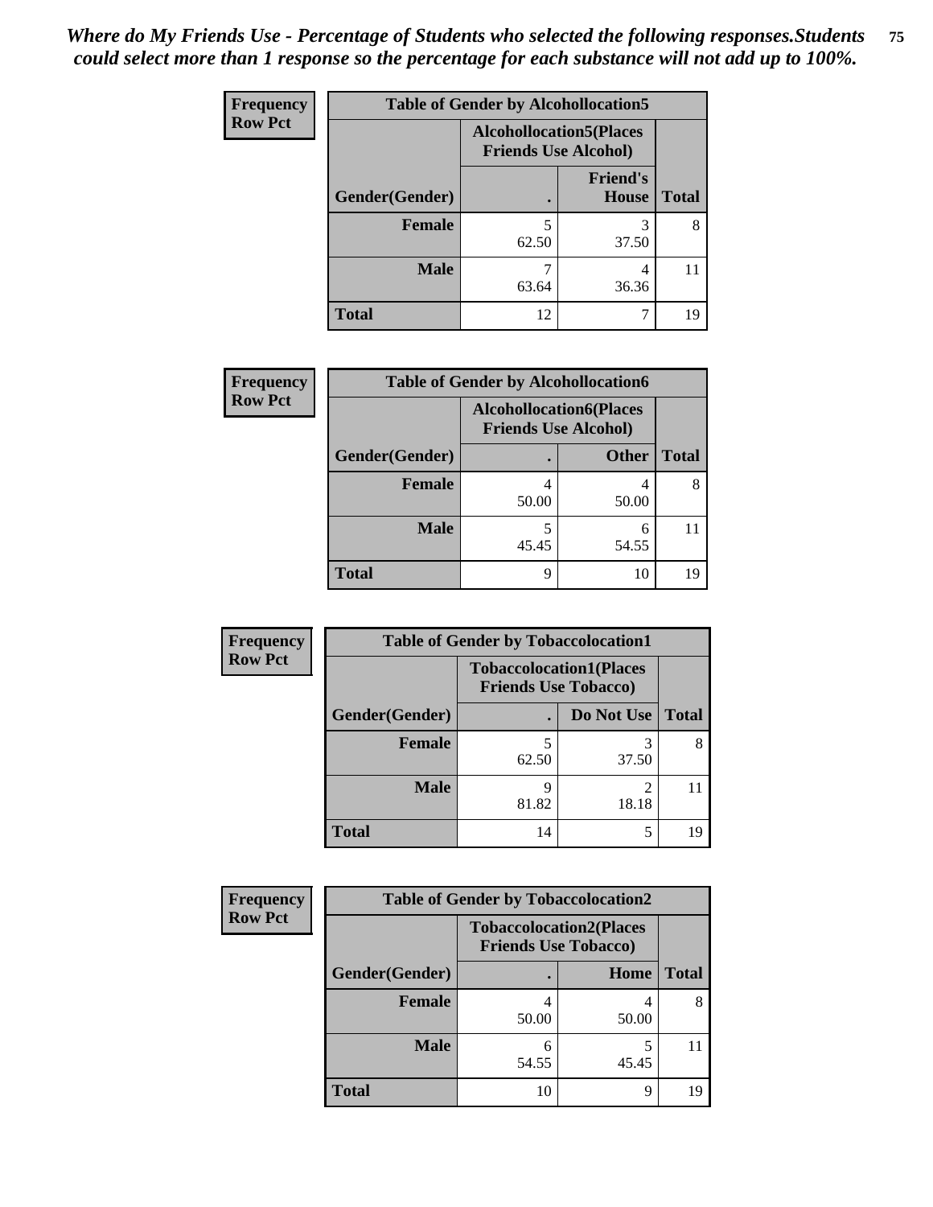*Where do My Friends Use - Percentage of Students who selected the following responses.Students could select more than 1 response so the percentage for each substance will not add up to 100%.*

**Frequency / Row Pct**

| Table of Gender by Alcohollocation5 | | | |
|---|---|---|---|
| | Alcohollocation5(Places Friends Use Alcohol) | | |
| Gender(Gender) | . | Friend's House | Total |
| Female | 5<br>62.50 | 3<br>37.50 | 8 |
| Male | 7<br>63.64 | 4<br>36.36 | 11 |
| Total | 12 | 7 | 19 |

**Frequency / Row Pct**

| Table of Gender by Alcohollocation6 | | | |
|---|---|---|---|
| | Alcohollocation6(Places Friends Use Alcohol) | | |
| Gender(Gender) | . | Other | Total |
| Female | 4<br>50.00 | 4<br>50.00 | 8 |
| Male | 5<br>45.45 | 6<br>54.55 | 11 |
| Total | 9 | 10 | 19 |

**Frequency / Row Pct**

| Table of Gender by Tobaccolocation1 | | | |
|---|---|---|---|
| | Tobaccolocation1(Places Friends Use Tobacco) | | |
| Gender(Gender) | . | Do Not Use | Total |
| Female | 5<br>62.50 | 3<br>37.50 | 8 |
| Male | 9<br>81.82 | 2<br>18.18 | 11 |
| Total | 14 | 5 | 19 |

**Frequency / Row Pct**

| Table of Gender by Tobaccolocation2 | | | |
|---|---|---|---|
| | Tobaccolocation2(Places Friends Use Tobacco) | | |
| Gender(Gender) | . | Home | Total |
| Female | 4<br>50.00 | 4<br>50.00 | 8 |
| Male | 6<br>54.55 | 5<br>45.45 | 11 |
| Total | 10 | 9 | 19 |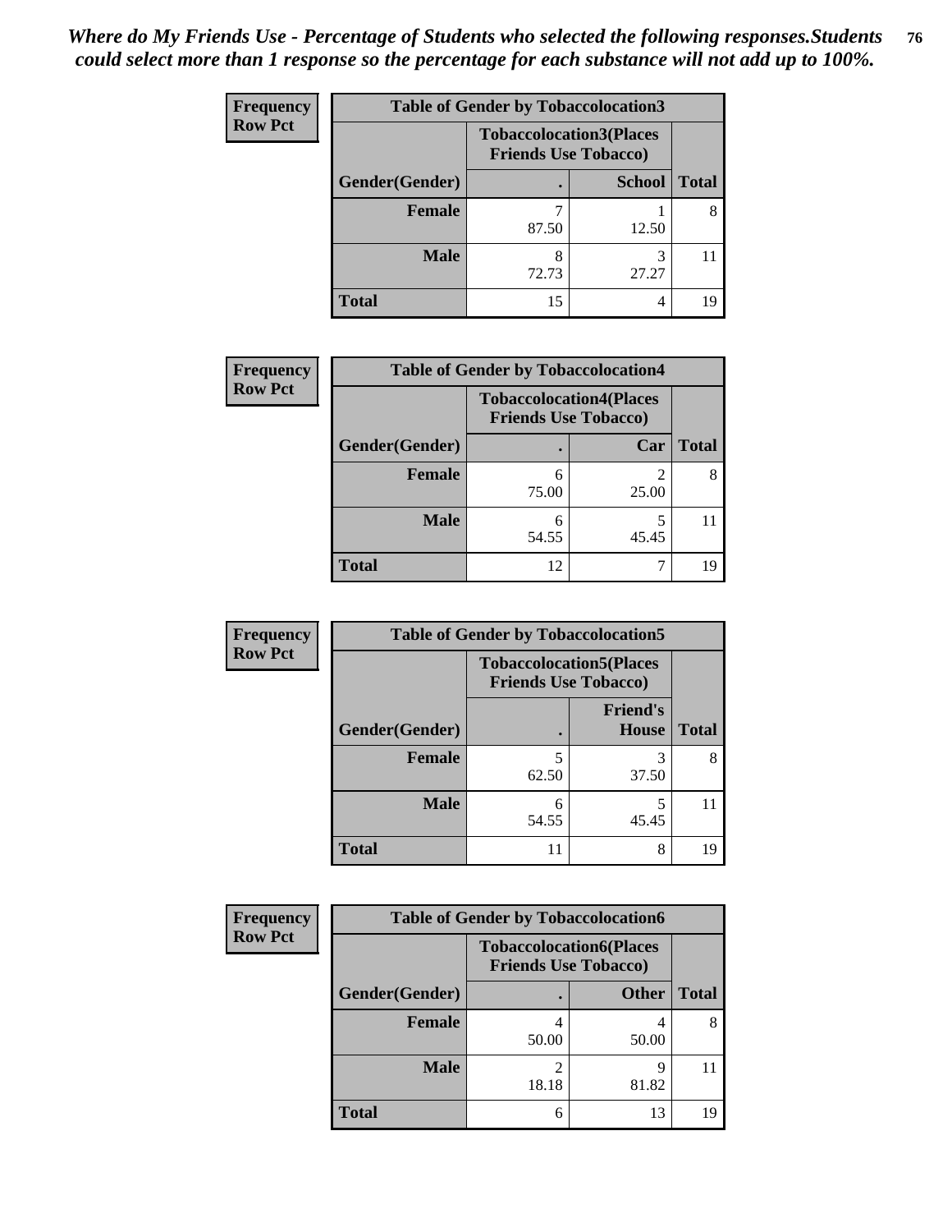*Where do My Friends Use - Percentage of Students who selected the following responses.Students could select more than 1 response so the percentage for each substance will not add up to 100%.*

**Frequency**
**Row Pct**

| Table of Gender by Tobaccolocation3 | | | |
|---|---|---|---|
| | Tobaccolocation3(Places Friends Use Tobacco) | | |
| Gender(Gender) | . | School | Total |
| Female | 7<br>87.50 | 1<br>12.50 | 8 |
| Male | 8<br>72.73 | 3<br>27.27 | 11 |
| Total | 15 | 4 | 19 |

**Frequency**
**Row Pct**

| Table of Gender by Tobaccolocation4 | | | |
|---|---|---|---|
| | Tobaccolocation4(Places Friends Use Tobacco) | | |
| Gender(Gender) | . | Car | Total |
| Female | 6<br>75.00 | 2<br>25.00 | 8 |
| Male | 6<br>54.55 | 5<br>45.45 | 11 |
| Total | 12 | 7 | 19 |

**Frequency**
**Row Pct**

| Table of Gender by Tobaccolocation5 | | | |
|---|---|---|---|
| | Tobaccolocation5(Places Friends Use Tobacco) | | |
| Gender(Gender) | . | Friend's House | Total |
| Female | 5<br>62.50 | 3<br>37.50 | 8 |
| Male | 6<br>54.55 | 5<br>45.45 | 11 |
| Total | 11 | 8 | 19 |

**Frequency**
**Row Pct**

| Table of Gender by Tobaccolocation6 | | | |
|---|---|---|---|
| | Tobaccolocation6(Places Friends Use Tobacco) | | |
| Gender(Gender) | . | Other | Total |
| Female | 4<br>50.00 | 4<br>50.00 | 8 |
| Male | 2<br>18.18 | 9<br>81.82 | 11 |
| Total | 6 | 13 | 19 |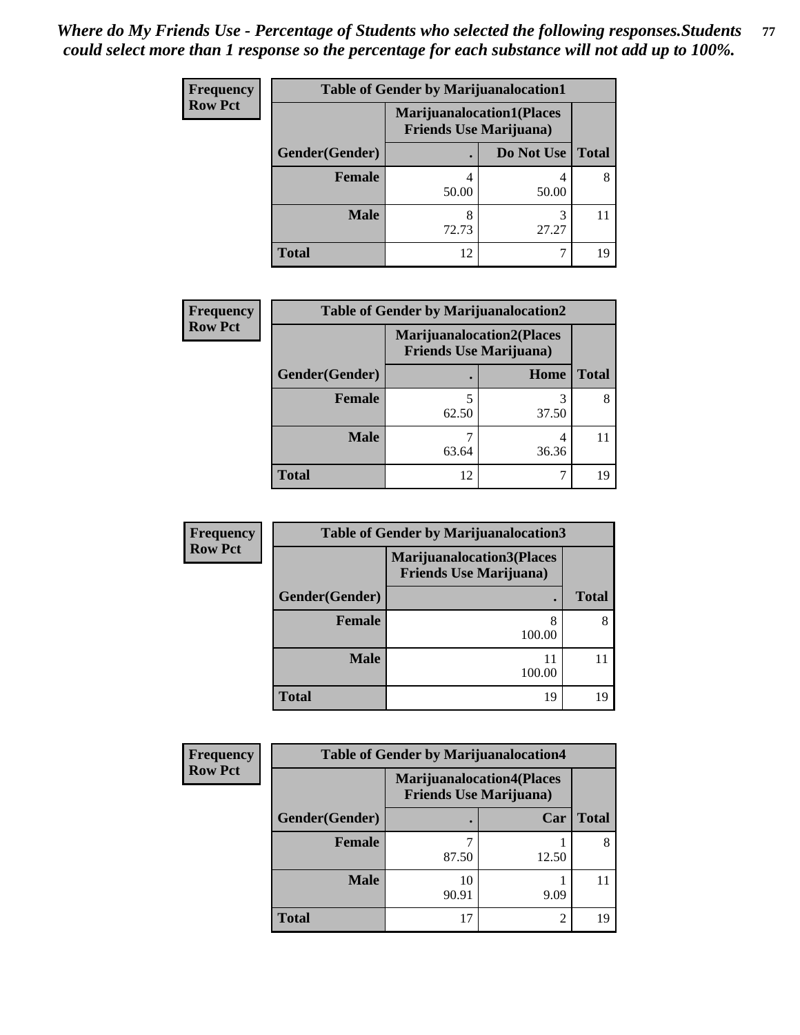*Where do My Friends Use - Percentage of Students who selected the following responses.Students could select more than 1 response so the percentage for each substance will not add up to 100%.*

**Frequency**
**Row Pct**

| Table of Gender by Marijuanalocation1 | | | |
|---|---|---|---|
| | Marijuanalocation1(Places Friends Use Marijuana) | | |
| Gender(Gender) | . | Do Not Use | Total |
| **Female** | 4<br>50.00 | 4<br>50.00 | 8 |
| **Male** | 8<br>72.73 | 3<br>27.27 | 11 |
| **Total** | 12 | 7 | 19 |

**Frequency**
**Row Pct**

| Table of Gender by Marijuanalocation2 | | | |
|---|---|---|---|
| | Marijuanalocation2(Places Friends Use Marijuana) | | |
| Gender(Gender) | . | Home | Total |
| **Female** | 5<br>62.50 | 3<br>37.50 | 8 |
| **Male** | 7<br>63.64 | 4<br>36.36 | 11 |
| **Total** | 12 | 7 | 19 |

**Frequency**
**Row Pct**

| Table of Gender by Marijuanalocation3 | | |
|---|---|---|
| | Marijuanalocation3(Places Friends Use Marijuana) | |
| Gender(Gender) | . | Total |
| **Female** | 8<br>100.00 | 8 |
| **Male** | 11<br>100.00 | 11 |
| **Total** | 19 | 19 |

**Frequency**
**Row Pct**

| Table of Gender by Marijuanalocation4 | | | |
|---|---|---|---|
| | Marijuanalocation4(Places Friends Use Marijuana) | | |
| Gender(Gender) | . | Car | Total |
| **Female** | 7<br>87.50 | 1<br>12.50 | 8 |
| **Male** | 10<br>90.91 | 1<br>9.09 | 11 |
| **Total** | 17 | 2 | 19 |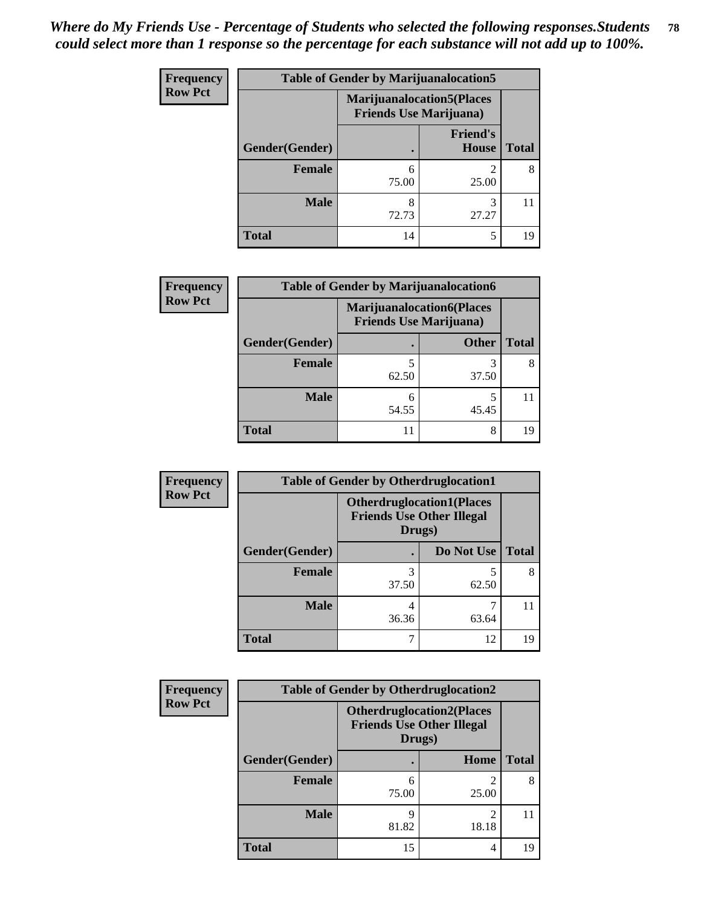*Where do My Friends Use - Percentage of Students who selected the following responses.Students could select more than 1 response so the percentage for each substance will not add up to 100%.*

**Frequency / Row Pct**

| Table of Gender by Marijuanalocation5 | | | |
|---|---|---|---|
| | Marijuanalocation5(Places Friends Use Marijuana) | | |
| Gender(Gender) | . | Friend's House | Total |
| Female | 6<br>75.00 | 2<br>25.00 | 8 |
| Male | 8<br>72.73 | 3<br>27.27 | 11 |
| Total | 14 | 5 | 19 |

**Frequency / Row Pct**

| Table of Gender by Marijuanalocation6 | | | |
|---|---|---|---|
| | Marijuanalocation6(Places Friends Use Marijuana) | | |
| Gender(Gender) | . | Other | Total |
| Female | 5<br>62.50 | 3<br>37.50 | 8 |
| Male | 6<br>54.55 | 5<br>45.45 | 11 |
| Total | 11 | 8 | 19 |

**Frequency / Row Pct**

| Table of Gender by Otherdruglocation1 | | | |
|---|---|---|---|
| | Otherdruglocation1(Places Friends Use Other Illegal Drugs) | | |
| Gender(Gender) | . | Do Not Use | Total |
| Female | 3<br>37.50 | 5<br>62.50 | 8 |
| Male | 4<br>36.36 | 7<br>63.64 | 11 |
| Total | 7 | 12 | 19 |

**Frequency / Row Pct**

| Table of Gender by Otherdruglocation2 | | | |
|---|---|---|---|
| | Otherdruglocation2(Places Friends Use Other Illegal Drugs) | | |
| Gender(Gender) | . | Home | Total |
| Female | 6<br>75.00 | 2<br>25.00 | 8 |
| Male | 9<br>81.82 | 2<br>18.18 | 11 |
| Total | 15 | 4 | 19 |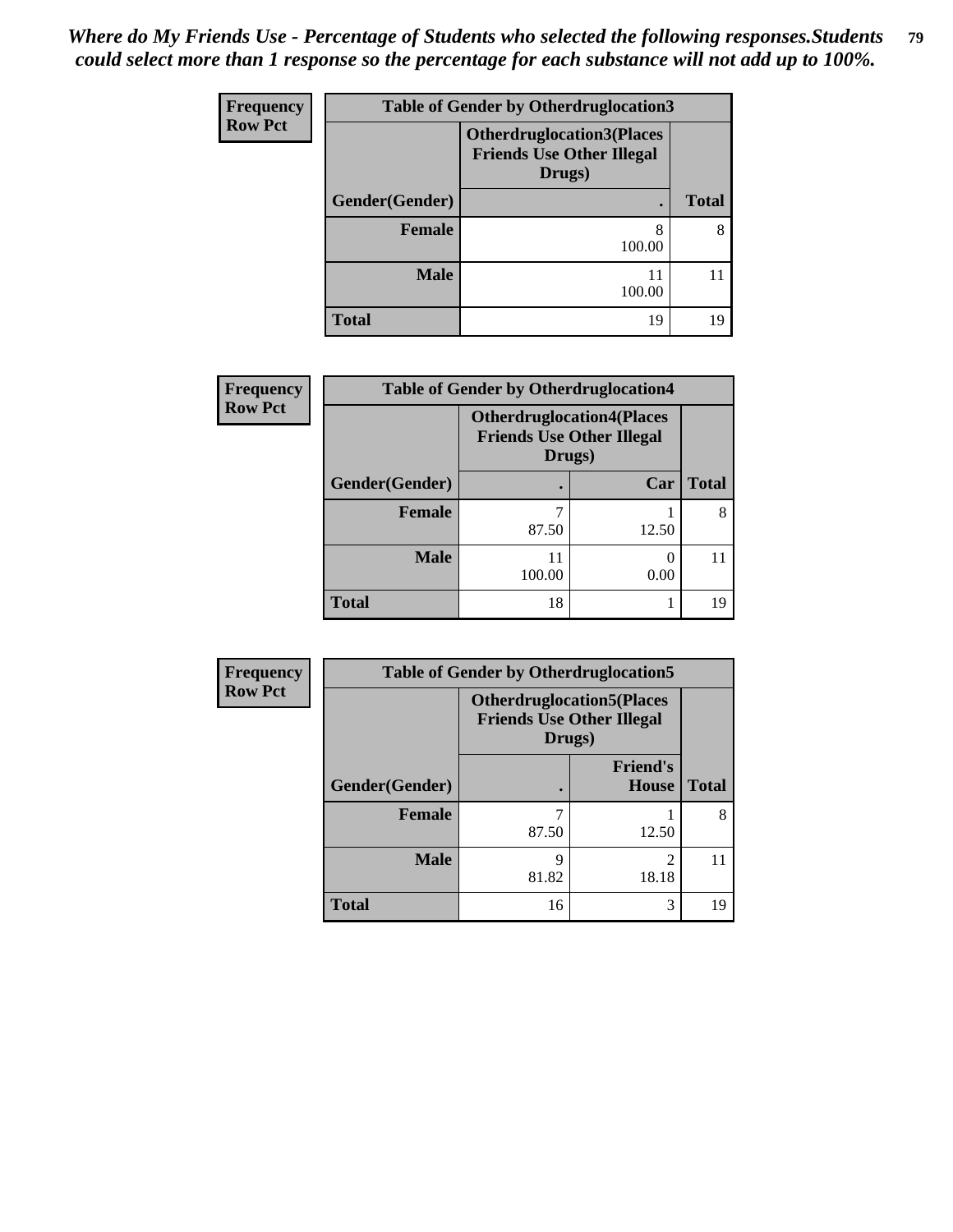*Where do My Friends Use - Percentage of Students who selected the following responses.Students could select more than 1 response so the percentage for each substance will not add up to 100%.*

**Frequency**
**Row Pct**

| Table of Gender by Otherdruglocation3 | | |
|---|---|---|
| | Otherdruglocation3(Places Friends Use Other Illegal Drugs) | |
| Gender(Gender) | . | Total |
| Female | 8<br>100.00 | 8 |
| Male | 11<br>100.00 | 11 |
| Total | 19 | 19 |

**Frequency**
**Row Pct**

| Table of Gender by Otherdruglocation4 | | | |
|---|---|---|---|
| | Otherdruglocation4(Places Friends Use Other Illegal Drugs) | | |
| Gender(Gender) | . | Car | Total |
| Female | 7<br>87.50 | 1<br>12.50 | 8 |
| Male | 11<br>100.00 | 0<br>0.00 | 11 |
| Total | 18 | 1 | 19 |

**Frequency**
**Row Pct**

| Table of Gender by Otherdruglocation5 | | | |
|---|---|---|---|
| | Otherdruglocation5(Places Friends Use Other Illegal Drugs) | | |
| Gender(Gender) | . | Friend's House | Total |
| Female | 7<br>87.50 | 1<br>12.50 | 8 |
| Male | 9<br>81.82 | 2<br>18.18 | 11 |
| Total | 16 | 3 | 19 |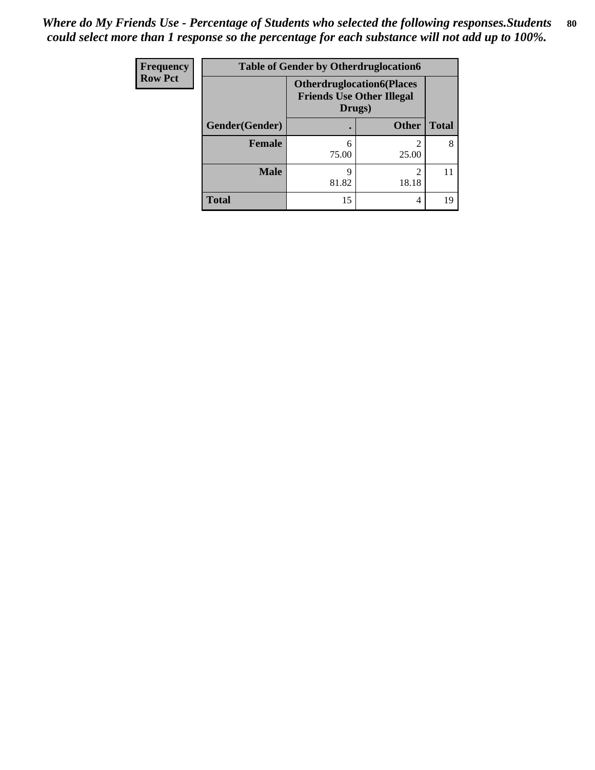*Where do My Friends Use - Percentage of Students who selected the following responses.Students could select more than 1 response so the percentage for each substance will not add up to 100%.*

| Frequency<br>Row Pct | Table of Gender by Otherdruglocation6 | | |
|---|---|---|---|
| | Otherdruglocation6(Places Friends Use Other Illegal Drugs) | | |
| Gender(Gender) | . | Other | Total |
| Female | 6<br>75.00 | 2<br>25.00 | 8 |
| Male | 9<br>81.82 | 2<br>18.18 | 11 |
| Total | 15 | 4 | 19 |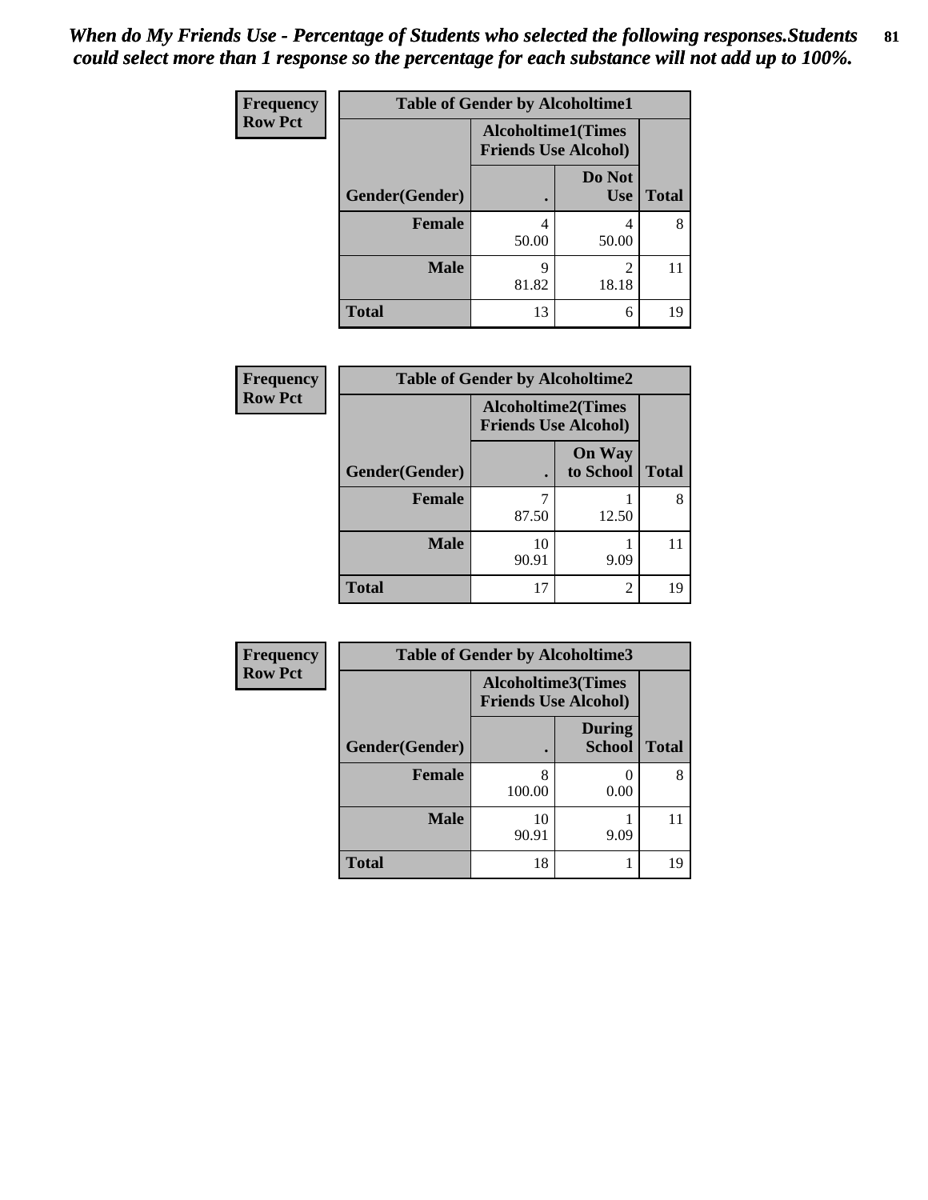*When do My Friends Use - Percentage of Students who selected the following responses.Students could select more than 1 response so the percentage for each substance will not add up to 100%.*

**Frequency**
**Row Pct**

| Table of Gender by Alcoholtime1 | | | |
|---|---|---|---|
| | Alcoholtime1(Times Friends Use Alcohol) | | |
| Gender(Gender) | . | Do Not Use | Total |
| Female | 4<br>50.00 | 4<br>50.00 | 8 |
| Male | 9<br>81.82 | 2<br>18.18 | 11 |
| Total | 13 | 6 | 19 |

**Frequency**
**Row Pct**

| Table of Gender by Alcoholtime2 | | | |
|---|---|---|---|
| | Alcoholtime2(Times Friends Use Alcohol) | | |
| Gender(Gender) | . | On Way to School | Total |
| Female | 7<br>87.50 | 1<br>12.50 | 8 |
| Male | 10<br>90.91 | 1<br>9.09 | 11 |
| Total | 17 | 2 | 19 |

**Frequency**
**Row Pct**

| Table of Gender by Alcoholtime3 | | | |
|---|---|---|---|
| | Alcoholtime3(Times Friends Use Alcohol) | | |
| Gender(Gender) | . | During School | Total |
| Female | 8<br>100.00 | 0<br>0.00 | 8 |
| Male | 10<br>90.91 | 1<br>9.09 | 11 |
| Total | 18 | 1 | 19 |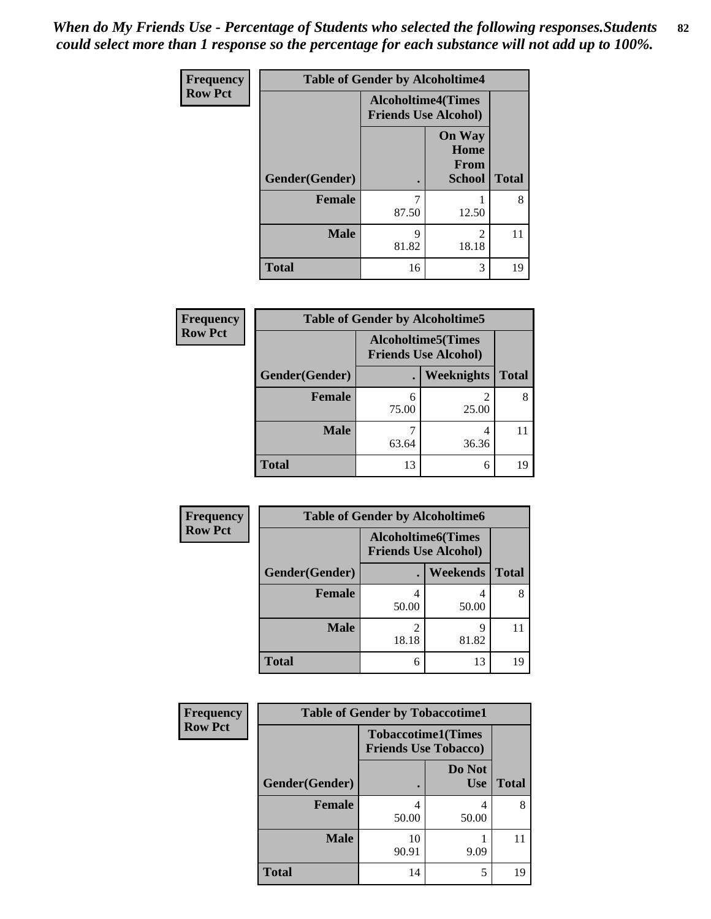*When do My Friends Use - Percentage of Students who selected the following responses.Students could select more than 1 response so the percentage for each substance will not add up to 100%.*

**Frequency**
**Row Pct**

| Table of Gender by Alcoholtime4 | | | |
|---|---|---|---|
| | Alcoholtime4(Times Friends Use Alcohol) | | |
| Gender(Gender) | . | On Way Home From School | Total |
| **Female** | 7<br>87.50 | 1<br>12.50 | 8 |
| **Male** | 9<br>81.82 | 2<br>18.18 | 11 |
| **Total** | 16 | 3 | 19 |

**Frequency**
**Row Pct**

| Table of Gender by Alcoholtime5 | | | |
|---|---|---|---|
| | Alcoholtime5(Times Friends Use Alcohol) | | |
| Gender(Gender) | . | Weeknights | Total |
| **Female** | 6<br>75.00 | 2<br>25.00 | 8 |
| **Male** | 7<br>63.64 | 4<br>36.36 | 11 |
| **Total** | 13 | 6 | 19 |

**Frequency**
**Row Pct**

| Table of Gender by Alcoholtime6 | | | |
|---|---|---|---|
| | Alcoholtime6(Times Friends Use Alcohol) | | |
| Gender(Gender) | . | Weekends | Total |
| **Female** | 4<br>50.00 | 4<br>50.00 | 8 |
| **Male** | 2<br>18.18 | 9<br>81.82 | 11 |
| **Total** | 6 | 13 | 19 |

**Frequency**
**Row Pct**

| Table of Gender by Tobaccotime1 | | | |
|---|---|---|---|
| | Tobaccotime1(Times Friends Use Tobacco) | | |
| Gender(Gender) | . | Do Not Use | Total |
| **Female** | 4<br>50.00 | 4<br>50.00 | 8 |
| **Male** | 10<br>90.91 | 1<br>9.09 | 11 |
| **Total** | 14 | 5 | 19 |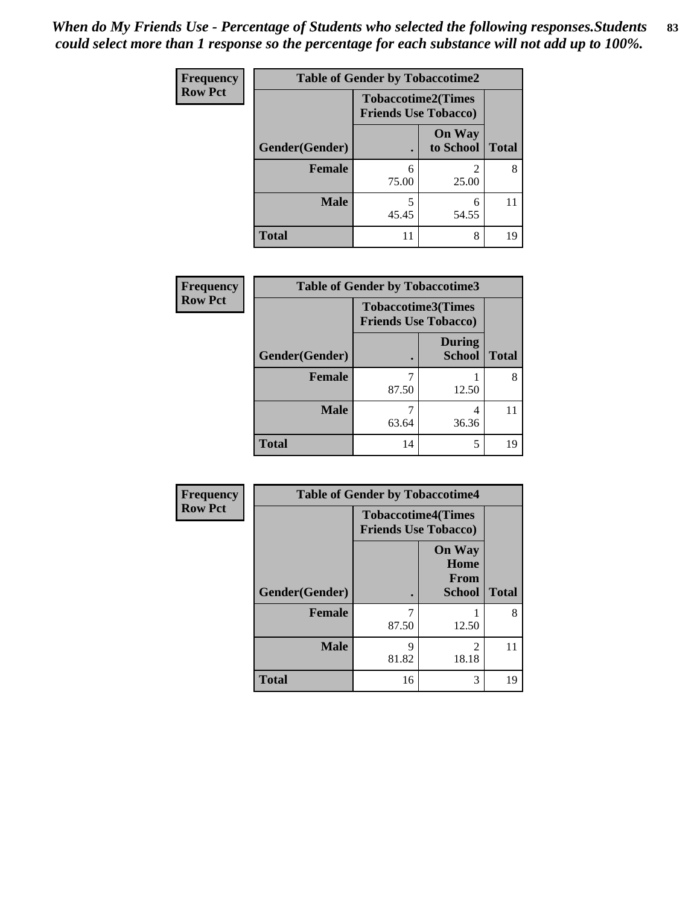*When do My Friends Use - Percentage of Students who selected the following responses.Students could select more than 1 response so the percentage for each substance will not add up to 100%.*

**Frequency**
**Row Pct**

| Table of Gender by Tobaccotime2 | | | |
|---|---|---|---|
| | Tobaccotime2(Times Friends Use Tobacco) | | |
| Gender(Gender) | . | On Way to School | Total |
| **Female** | 6<br>75.00 | 2<br>25.00 | 8 |
| **Male** | 5<br>45.45 | 6<br>54.55 | 11 |
| **Total** | 11 | 8 | 19 |

**Frequency**
**Row Pct**

| Table of Gender by Tobaccotime3 | | | |
|---|---|---|---|
| | Tobaccotime3(Times Friends Use Tobacco) | | |
| Gender(Gender) | . | During School | Total |
| **Female** | 7<br>87.50 | 1<br>12.50 | 8 |
| **Male** | 7<br>63.64 | 4<br>36.36 | 11 |
| **Total** | 14 | 5 | 19 |

**Frequency**
**Row Pct**

| Table of Gender by Tobaccotime4 | | | |
|---|---|---|---|
| | Tobaccotime4(Times Friends Use Tobacco) | | |
| Gender(Gender) | . | On Way Home From School | Total |
| **Female** | 7<br>87.50 | 1<br>12.50 | 8 |
| **Male** | 9<br>81.82 | 2<br>18.18 | 11 |
| **Total** | 16 | 3 | 19 |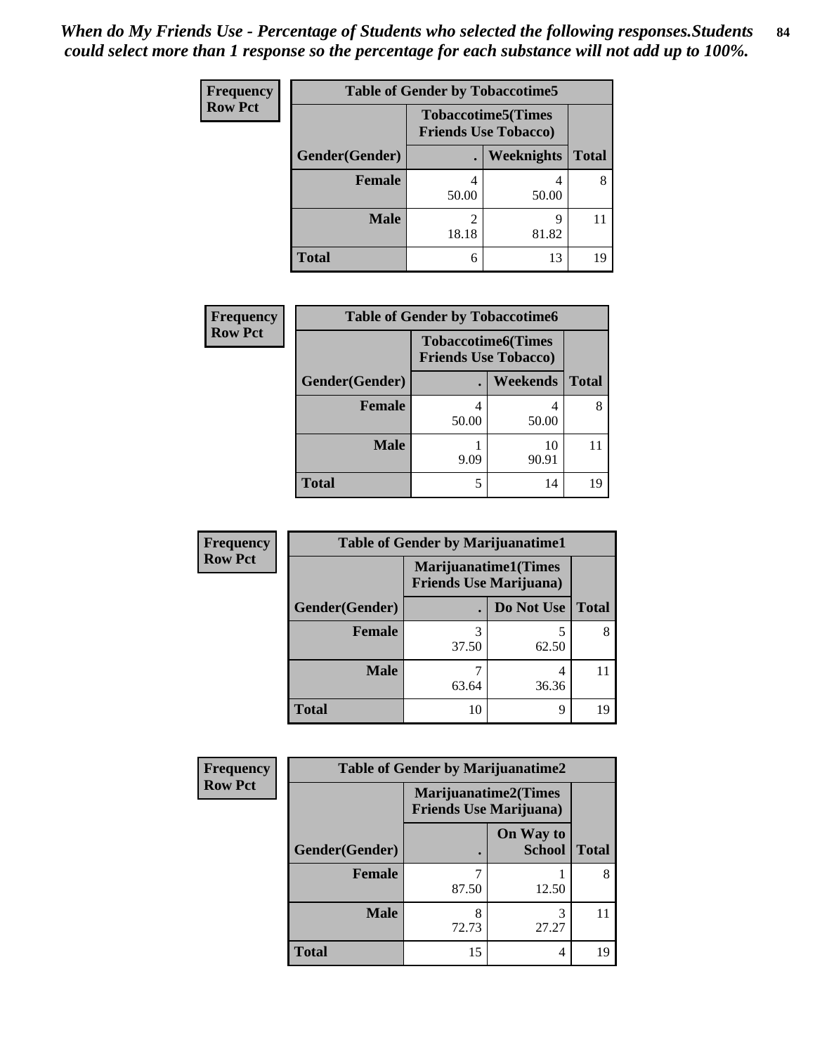*When do My Friends Use - Percentage of Students who selected the following responses.Students could select more than 1 response so the percentage for each substance will not add up to 100%.*

**Frequency**
**Row Pct**

| Table of Gender by Tobaccotime5 | | | |
|---|---|---|---|
| | Tobaccotime5(Times Friends Use Tobacco) | | |
| Gender(Gender) | . | Weeknights | Total |
| **Female** | 4<br>50.00 | 4<br>50.00 | 8 |
| **Male** | 2<br>18.18 | 9<br>81.82 | 11 |
| **Total** | 6 | 13 | 19 |

**Frequency**
**Row Pct**

| Table of Gender by Tobaccotime6 | | | |
|---|---|---|---|
| | Tobaccotime6(Times Friends Use Tobacco) | | |
| Gender(Gender) | . | Weekends | Total |
| **Female** | 4<br>50.00 | 4<br>50.00 | 8 |
| **Male** | 1<br>9.09 | 10<br>90.91 | 11 |
| **Total** | 5 | 14 | 19 |

**Frequency**
**Row Pct**

| Table of Gender by Marijuanatime1 | | | |
|---|---|---|---|
| | Marijuanatime1(Times Friends Use Marijuana) | | |
| Gender(Gender) | . | Do Not Use | Total |
| **Female** | 3<br>37.50 | 5<br>62.50 | 8 |
| **Male** | 7<br>63.64 | 4<br>36.36 | 11 |
| **Total** | 10 | 9 | 19 |

**Frequency**
**Row Pct**

| Table of Gender by Marijuanatime2 | | | |
|---|---|---|---|
| | Marijuanatime2(Times Friends Use Marijuana) | | |
| Gender(Gender) | . | On Way to School | Total |
| **Female** | 7<br>87.50 | 1<br>12.50 | 8 |
| **Male** | 8<br>72.73 | 3<br>27.27 | 11 |
| **Total** | 15 | 4 | 19 |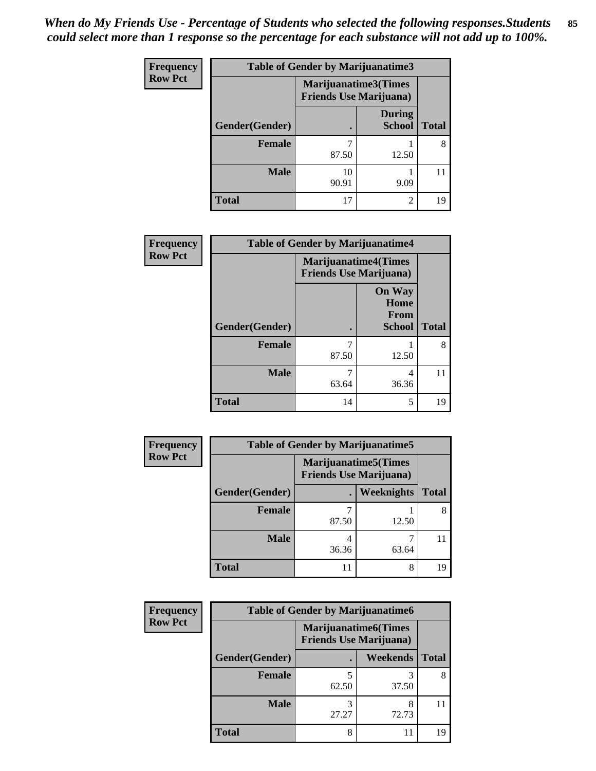*When do My Friends Use - Percentage of Students who selected the following responses.Students could select more than 1 response so the percentage for each substance will not add up to 100%.*

**Frequency**
**Row Pct**

| Table of Gender by Marijuanatime3 | | | |
|---|---|---|---|
| | Marijuanatime3(Times Friends Use Marijuana) | | |
| Gender(Gender) | . | During School | Total |
| **Female** | 7<br>87.50 | 1<br>12.50 | 8 |
| **Male** | 10<br>90.91 | 1<br>9.09 | 11 |
| **Total** | 17 | 2 | 19 |

**Frequency**
**Row Pct**

| Table of Gender by Marijuanatime4 | | | |
|---|---|---|---|
| | Marijuanatime4(Times Friends Use Marijuana) | | |
| Gender(Gender) | . | On Way Home From School | Total |
| **Female** | 7<br>87.50 | 1<br>12.50 | 8 |
| **Male** | 7<br>63.64 | 4<br>36.36 | 11 |
| **Total** | 14 | 5 | 19 |

**Frequency**
**Row Pct**

| Table of Gender by Marijuanatime5 | | | |
|---|---|---|---|
| | Marijuanatime5(Times Friends Use Marijuana) | | |
| Gender(Gender) | . | Weeknights | Total |
| **Female** | 7<br>87.50 | 1<br>12.50 | 8 |
| **Male** | 4<br>36.36 | 7<br>63.64 | 11 |
| **Total** | 11 | 8 | 19 |

**Frequency**
**Row Pct**

| Table of Gender by Marijuanatime6 | | | |
|---|---|---|---|
| | Marijuanatime6(Times Friends Use Marijuana) | | |
| Gender(Gender) | . | Weekends | Total |
| **Female** | 5<br>62.50 | 3<br>37.50 | 8 |
| **Male** | 3<br>27.27 | 8<br>72.73 | 11 |
| **Total** | 8 | 11 | 19 |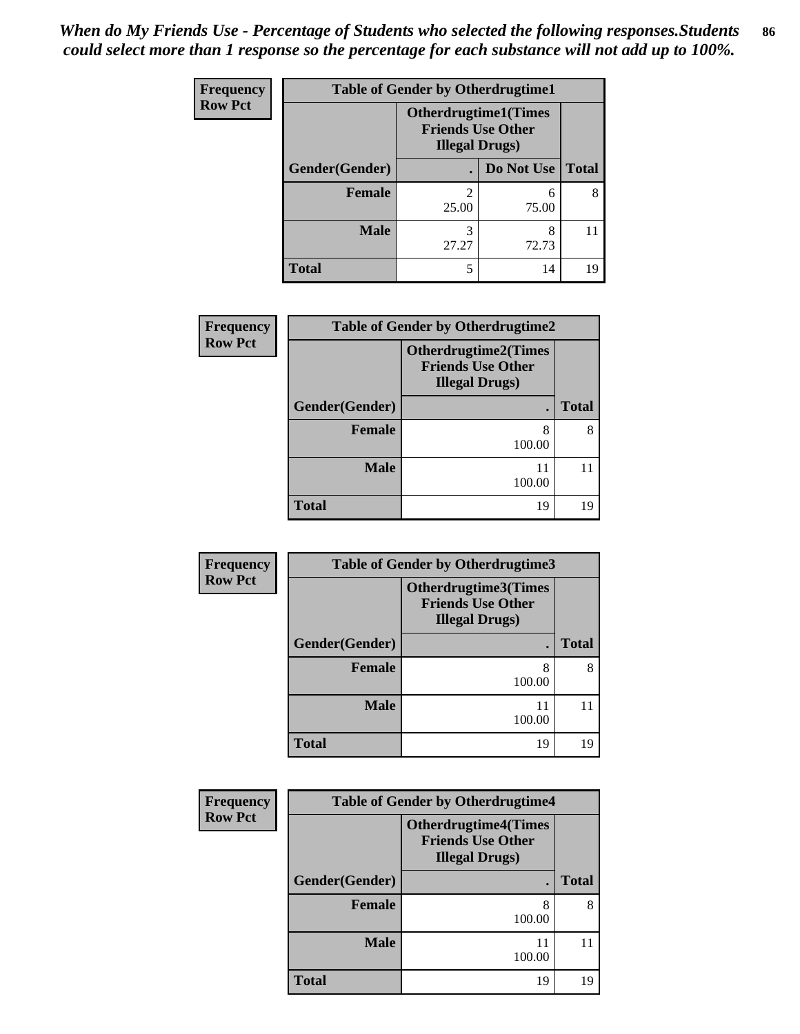*When do My Friends Use - Percentage of Students who selected the following responses.Students could select more than 1 response so the percentage for each substance will not add up to 100%.*

**Frequency Row Pct**

| Table of Gender by Otherdrugtime1 | | | |
|---|---|---|---|
| | Otherdrugtime1(Times Friends Use Other Illegal Drugs) | | |
| Gender(Gender) | . | Do Not Use | Total |
| Female | 2<br>25.00 | 6<br>75.00 | 8 |
| Male | 3<br>27.27 | 8<br>72.73 | 11 |
| Total | 5 | 14 | 19 |

**Frequency Row Pct**

| Table of Gender by Otherdrugtime2 | | |
|---|---|---|
| | Otherdrugtime2(Times Friends Use Other Illegal Drugs) | |
| Gender(Gender) | . | Total |
| Female | 8<br>100.00 | 8 |
| Male | 11<br>100.00 | 11 |
| Total | 19 | 19 |

**Frequency Row Pct**

| Table of Gender by Otherdrugtime3 | | |
|---|---|---|
| | Otherdrugtime3(Times Friends Use Other Illegal Drugs) | |
| Gender(Gender) | . | Total |
| Female | 8<br>100.00 | 8 |
| Male | 11<br>100.00 | 11 |
| Total | 19 | 19 |

**Frequency Row Pct**

| Table of Gender by Otherdrugtime4 | | |
|---|---|---|
| | Otherdrugtime4(Times Friends Use Other Illegal Drugs) | |
| Gender(Gender) | . | Total |
| Female | 8<br>100.00 | 8 |
| Male | 11<br>100.00 | 11 |
| Total | 19 | 19 |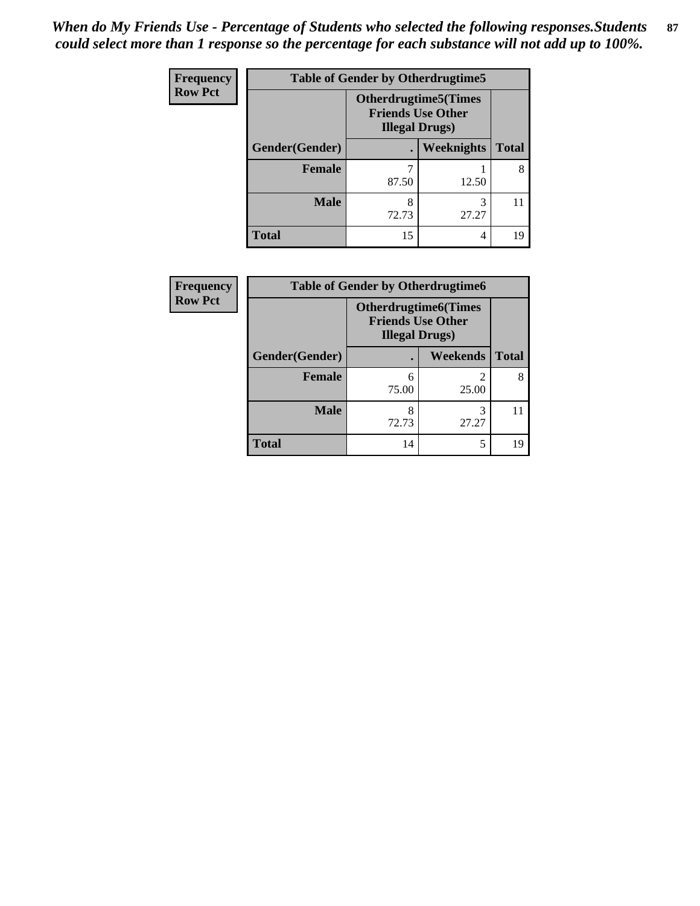*When do My Friends Use - Percentage of Students who selected the following responses.Students could select more than 1 response so the percentage for each substance will not add up to 100%.*

**Frequency**
**Row Pct**

| Table of Gender by Otherdrugtime5 | | | |
|---|---|---|---|
| | Otherdrugtime5(Times Friends Use Other Illegal Drugs) | | |
| Gender(Gender) | . | Weeknights | Total |
| **Female** | 7<br>87.50 | 1<br>12.50 | 8 |
| **Male** | 8<br>72.73 | 3<br>27.27 | 11 |
| **Total** | 15 | 4 | 19 |

**Frequency**
**Row Pct**

| Table of Gender by Otherdrugtime6 | | | |
|---|---|---|---|
| | Otherdrugtime6(Times Friends Use Other Illegal Drugs) | | |
| Gender(Gender) | . | Weekends | Total |
| **Female** | 6<br>75.00 | 2<br>25.00 | 8 |
| **Male** | 8<br>72.73 | 3<br>27.27 | 11 |
| **Total** | 14 | 5 | 19 |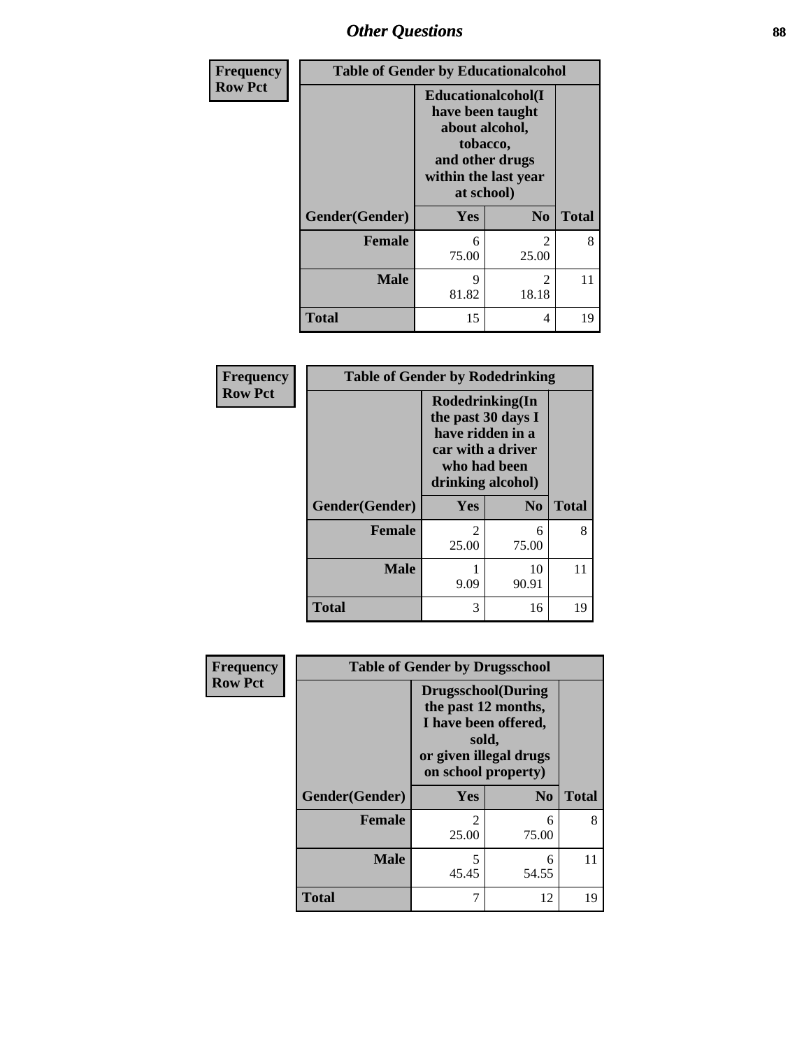## Other Questions

**Frequency**
**Row Pct**

| Table of Gender by Educationalcohol | | | |
|---|---|---|---|
| | Educationalcohol(I have been taught about alcohol, tobacco, and other drugs within the last year at school) | | |
| Gender(Gender) | Yes | No | Total |
| **Female** | 6<br>75.00 | 2<br>25.00 | 8 |
| **Male** | 9<br>81.82 | 2<br>18.18 | 11 |
| **Total** | 15 | 4 | 19 |

**Frequency**
**Row Pct**

| Table of Gender by Rodedrinking | | | |
|---|---|---|---|
| | Rodedrinking(In the past 30 days I have ridden in a car with a driver who had been drinking alcohol) | | |
| Gender(Gender) | Yes | No | Total |
| **Female** | 2<br>25.00 | 6<br>75.00 | 8 |
| **Male** | 1<br>9.09 | 10<br>90.91 | 11 |
| **Total** | 3 | 16 | 19 |

**Frequency**
**Row Pct**

| Table of Gender by Drugsschool | | | |
|---|---|---|---|
| | Drugsschool(During the past 12 months, I have been offered, sold, or given illegal drugs on school property) | | |
| Gender(Gender) | Yes | No | Total |
| **Female** | 2<br>25.00 | 6<br>75.00 | 8 |
| **Male** | 5<br>45.45 | 6<br>54.55 | 11 |
| **Total** | 7 | 12 | 19 |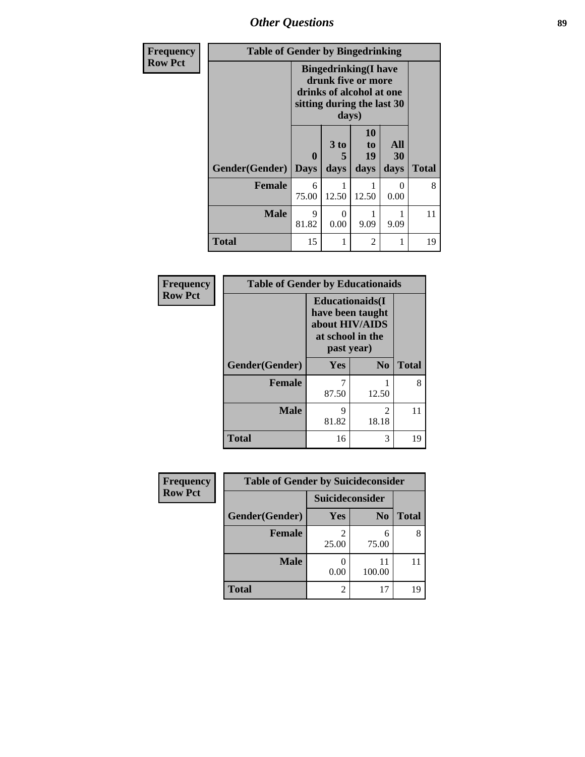| Frequency<br>Row Pct | Table of Gender by Bingedrinking | | | | |
|---|---|---|---|---|---|
| | Bingedrinking(I have drunk five or more drinks of alcohol at one sitting during the last 30 days) | | | | |
| Gender(Gender) | 0 Days | 3 to 5 days | 10 to 19 days | All 30 days | Total |
| Female | 6<br>75.00 | 1<br>12.50 | 1<br>12.50 | 0<br>0.00 | 8 |
| Male | 9<br>81.82 | 0<br>0.00 | 1<br>9.09 | 1<br>9.09 | 11 |
| Total | 15 | 1 | 2 | 1 | 19 |

| Frequency<br>Row Pct | Table of Gender by Educationaids | | |
|---|---|---|---|
| | Educationaids(I have been taught about HIV/AIDS at school in the past year) | | |
| Gender(Gender) | Yes | No | Total |
| Female | 7<br>87.50 | 1<br>12.50 | 8 |
| Male | 9<br>81.82 | 2<br>18.18 | 11 |
| Total | 16 | 3 | 19 |

| Frequency<br>Row Pct | Table of Gender by Suicideconsider | | |
|---|---|---|---|
| | Suicideconsider | | |
| Gender(Gender) | Yes | No | Total |
| Female | 2<br>25.00 | 6<br>75.00 | 8 |
| Male | 0<br>0.00 | 11<br>100.00 | 11 |
| Total | 2 | 17 | 19 |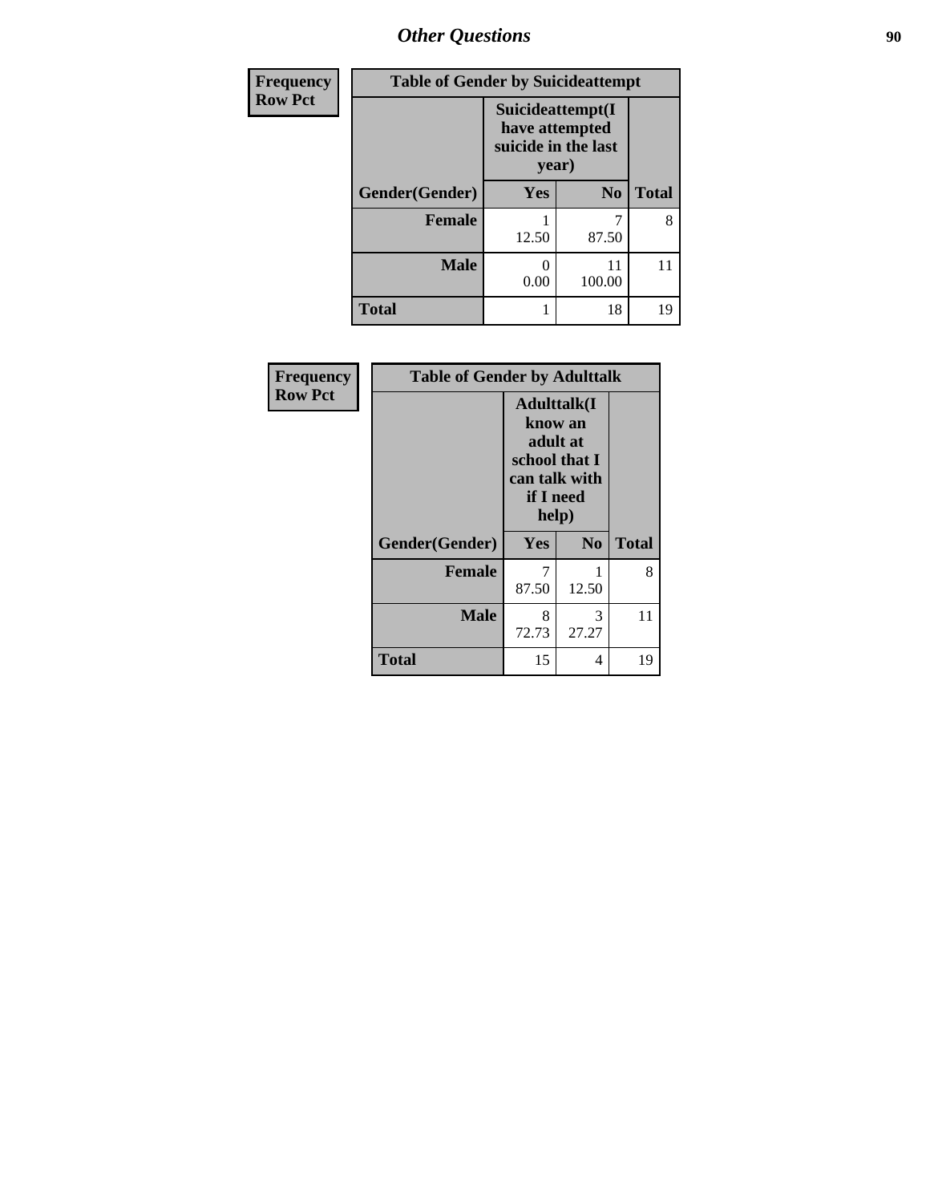# *Other Questions*

| Frequency<br>Row Pct | Table of Gender by Suicideattempt | | |
|---|---|---|---|
| | Suicideattempt(I have attempted suicide in the last year) | | |
| Gender(Gender) | Yes | No | Total |
| Female | 1<br>12.50 | 7<br>87.50 | 8 |
| Male | 0<br>0.00 | 11<br>100.00 | 11 |
| Total | 1 | 18 | 19 |

| Frequency<br>Row Pct | Table of Gender by Adulttalk | | |
|---|---|---|---|
| | Adulttalk(I know an adult at school that I can talk with if I need help) | | |
| Gender(Gender) | Yes | No | Total |
| Female | 7<br>87.50 | 1<br>12.50 | 8 |
| Male | 8<br>72.73 | 3<br>27.27 | 11 |
| Total | 15 | 4 | 19 |